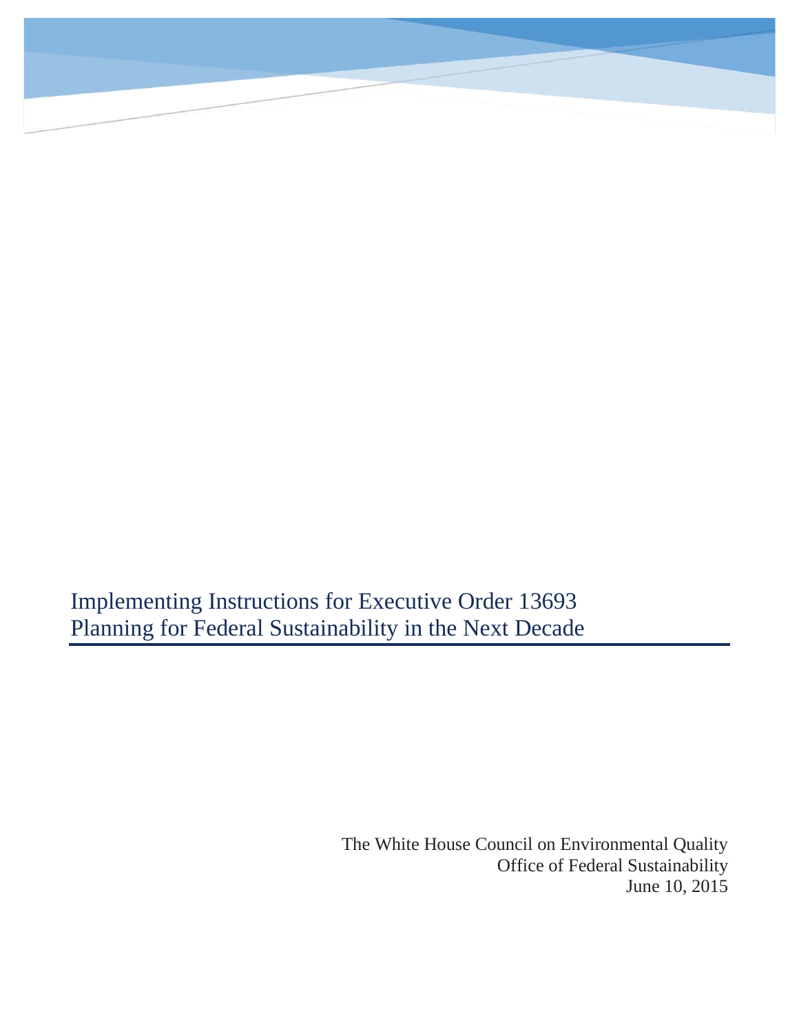# Implementing Instructions for Executive Order 13693
# Planning for Federal Sustainability in the Next Decade

The White House Council on Environmental Quality
Office of Federal Sustainability
June 10, 2015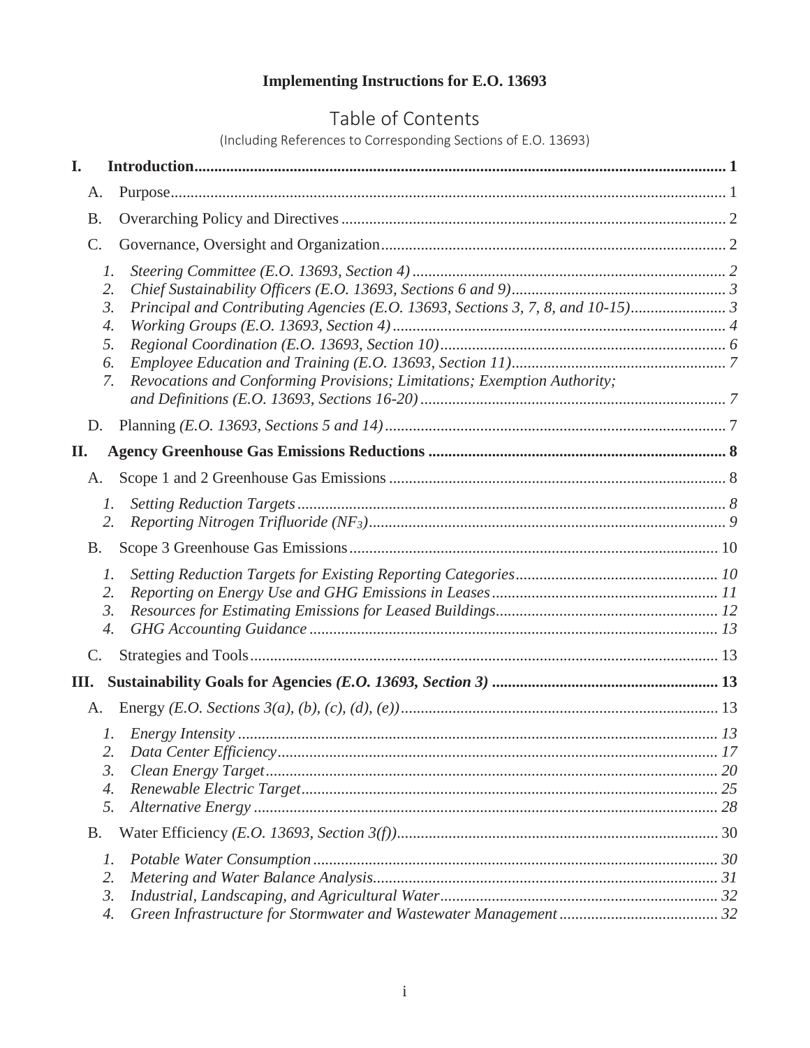**Implementing Instructions for E.O. 13693**

# Table of Contents

(Including References to Corresponding Sections of E.O. 13693)

**I. Introduction ..... 1**

- A. Purpose ..... 1
- B. Overarching Policy and Directives ..... 2
- C. Governance, Oversight and Organization ..... 2
  1. *Steering Committee (E.O. 13693, Section 4) ..... 2*
  2. *Chief Sustainability Officers (E.O. 13693, Sections 6 and 9) ..... 3*
  3. *Principal and Contributing Agencies (E.O. 13693, Sections 3, 7, 8, and 10-15) ..... 3*
  4. *Working Groups (E.O. 13693, Section 4) ..... 4*
  5. *Regional Coordination (E.O. 13693, Section 10) ..... 6*
  6. *Employee Education and Training (E.O. 13693, Section 11) ..... 7*
  7. *Revocations and Conforming Provisions; Limitations; Exemption Authority; and Definitions (E.O. 13693, Sections 16-20) ..... 7*
- D. Planning *(E.O. 13693, Sections 5 and 14)* ..... 7

**II. Agency Greenhouse Gas Emissions Reductions ..... 8**

- A. Scope 1 and 2 Greenhouse Gas Emissions ..... 8
  1. *Setting Reduction Targets ..... 8*
  2. *Reporting Nitrogen Trifluoride ($NF_3$) ..... 9*
- B. Scope 3 Greenhouse Gas Emissions ..... 10
  1. *Setting Reduction Targets for Existing Reporting Categories ..... 10*
  2. *Reporting on Energy Use and GHG Emissions in Leases ..... 11*
  3. *Resources for Estimating Emissions for Leased Buildings ..... 12*
  4. *GHG Accounting Guidance ..... 13*
- C. Strategies and Tools ..... 13

**III. Sustainability Goals for Agencies *(E.O. 13693, Section 3)* ..... 13**

- A. Energy *(E.O. Sections 3(a), (b), (c), (d), (e))* ..... 13
  1. *Energy Intensity ..... 13*
  2. *Data Center Efficiency ..... 17*
  3. *Clean Energy Target ..... 20*
  4. *Renewable Electric Target ..... 25*
  5. *Alternative Energy ..... 28*
- B. Water Efficiency *(E.O. 13693, Section 3(f))* ..... 30
  1. *Potable Water Consumption ..... 30*
  2. *Metering and Water Balance Analysis ..... 31*
  3. *Industrial, Landscaping, and Agricultural Water ..... 32*
  4. *Green Infrastructure for Stormwater and Wastewater Management ..... 32*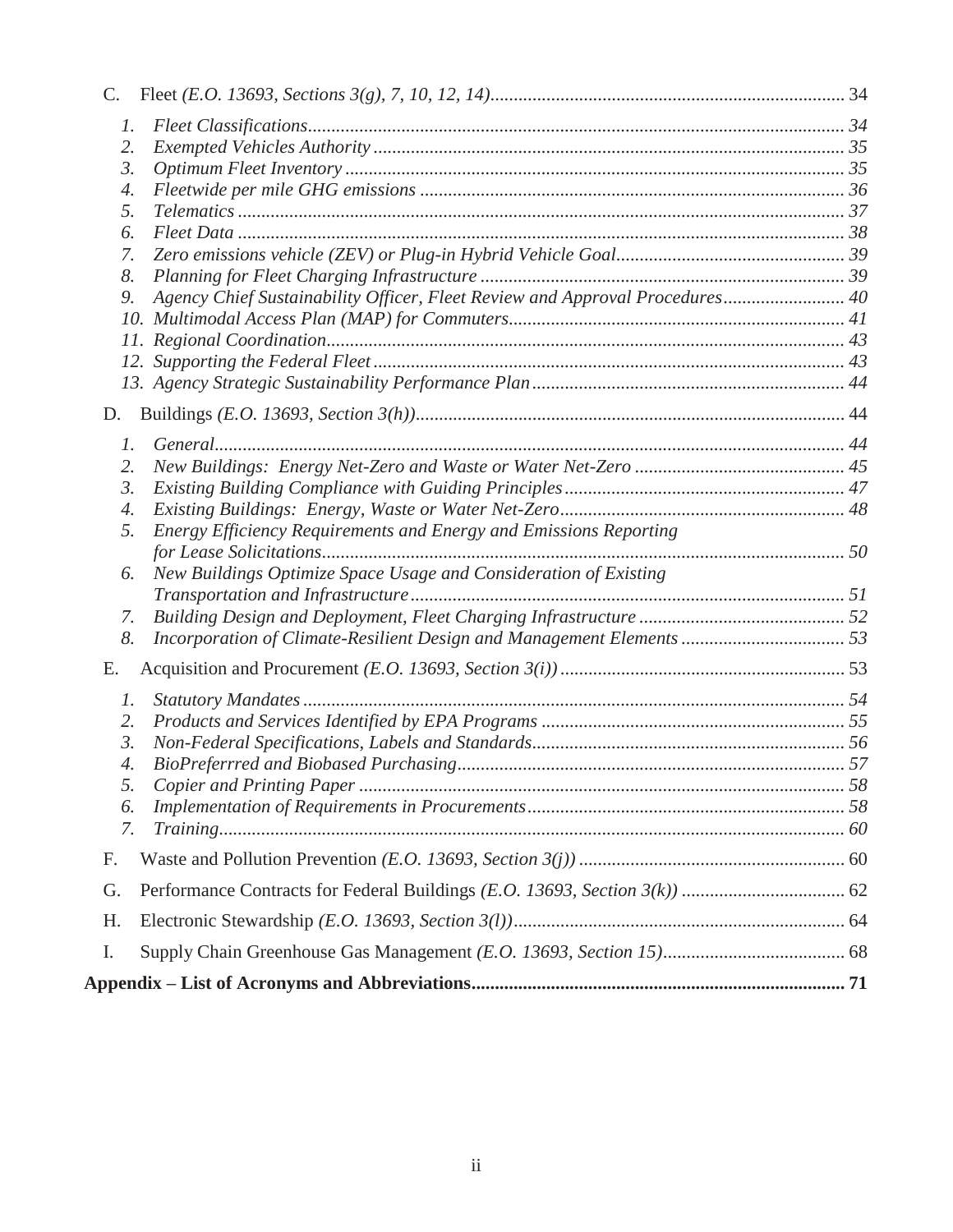C. Fleet *(E.O. 13693, Sections 3(g), 7, 10, 12, 14)* ........ 34

1. *Fleet Classifications* ........ *34*
2. *Exempted Vehicles Authority* ........ *35*
3. *Optimum Fleet Inventory* ........ *35*
4. *Fleetwide per mile GHG emissions* ........ *36*
5. *Telematics* ........ *37*
6. *Fleet Data* ........ *38*
7. *Zero emissions vehicle (ZEV) or Plug-in Hybrid Vehicle Goal* ........ *39*
8. *Planning for Fleet Charging Infrastructure* ........ *39*
9. *Agency Chief Sustainability Officer, Fleet Review and Approval Procedures* ........ *40*
10. *Multimodal Access Plan (MAP) for Commuters* ........ *41*
11. *Regional Coordination* ........ *43*
12. *Supporting the Federal Fleet* ........ *43*
13. *Agency Strategic Sustainability Performance Plan* ........ *44*

D. Buildings *(E.O. 13693, Section 3(h))* ........ 44

1. *General* ........ *44*
2. *New Buildings: Energy Net-Zero and Waste or Water Net-Zero* ........ *45*
3. *Existing Building Compliance with Guiding Principles* ........ *47*
4. *Existing Buildings: Energy, Waste or Water Net-Zero* ........ *48*
5. *Energy Efficiency Requirements and Energy and Emissions Reporting for Lease Solicitations* ........ *50*
6. *New Buildings Optimize Space Usage and Consideration of Existing Transportation and Infrastructure* ........ *51*
7. *Building Design and Deployment, Fleet Charging Infrastructure* ........ *52*
8. *Incorporation of Climate-Resilient Design and Management Elements* ........ *53*

E. Acquisition and Procurement *(E.O. 13693, Section 3(i))* ........ 53

1. *Statutory Mandates* ........ *54*
2. *Products and Services Identified by EPA Programs* ........ *55*
3. *Non-Federal Specifications, Labels and Standards* ........ *56*
4. *BioPreferrred and Biobased Purchasing* ........ *57*
5. *Copier and Printing Paper* ........ *58*
6. *Implementation of Requirements in Procurements* ........ *58*
7. *Training* ........ *60*

F. Waste and Pollution Prevention *(E.O. 13693, Section 3(j))* ........ 60

G. Performance Contracts for Federal Buildings *(E.O. 13693, Section 3(k))* ........ 62

H. Electronic Stewardship *(E.O. 13693, Section 3(l))* ........ 64

I. Supply Chain Greenhouse Gas Management *(E.O. 13693, Section 15)* ........ 68

**Appendix – List of Acronyms and Abbreviations ........ 71**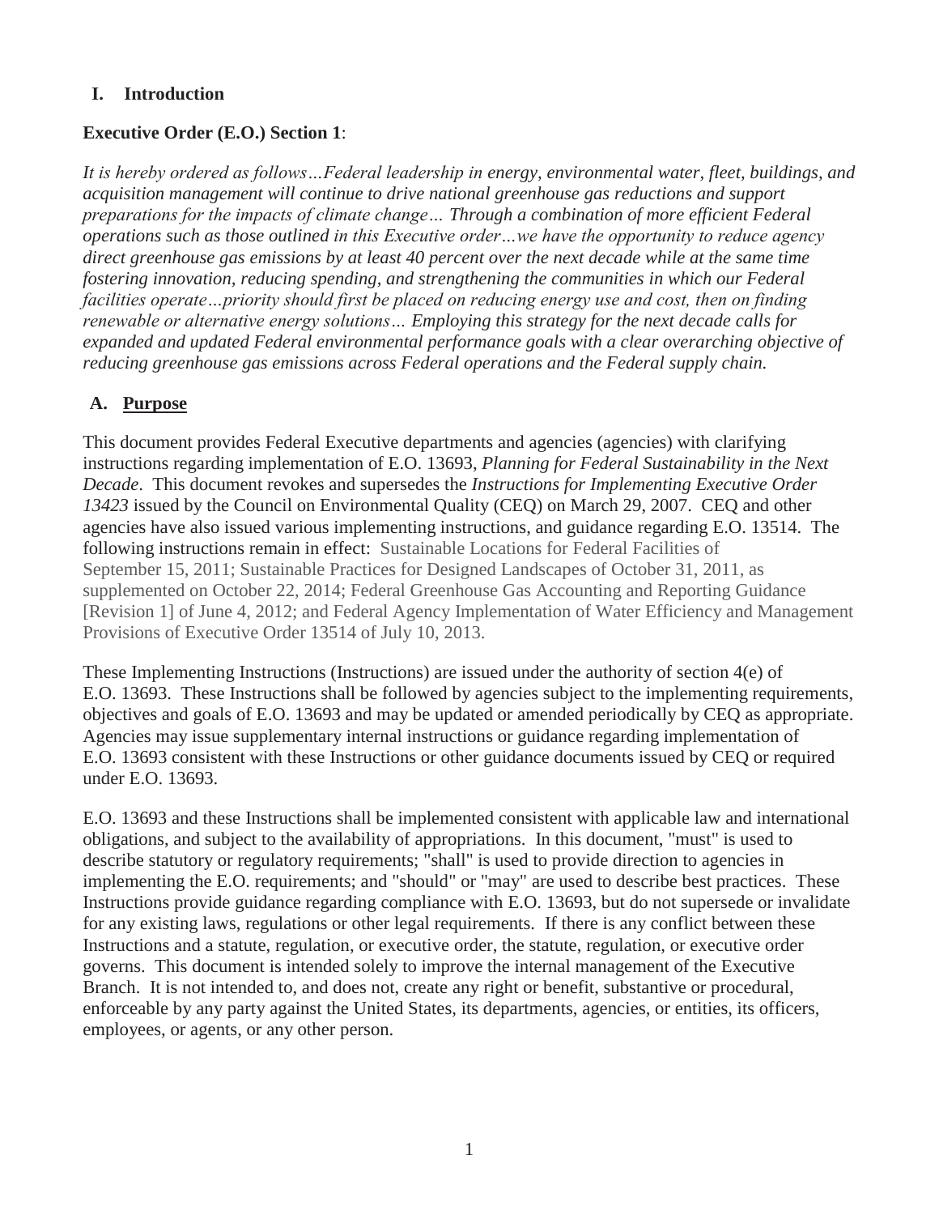# I. Introduction

**Executive Order (E.O.) Section 1**:

*It is hereby ordered as follows…Federal leadership in energy, environmental water, fleet, buildings, and acquisition management will continue to drive national greenhouse gas reductions and support preparations for the impacts of climate change… Through a combination of more efficient Federal operations such as those outlined in this Executive order…we have the opportunity to reduce agency direct greenhouse gas emissions by at least 40 percent over the next decade while at the same time fostering innovation, reducing spending, and strengthening the communities in which our Federal facilities operate…priority should first be placed on reducing energy use and cost, then on finding renewable or alternative energy solutions… Employing this strategy for the next decade calls for expanded and updated Federal environmental performance goals with a clear overarching objective of reducing greenhouse gas emissions across Federal operations and the Federal supply chain.*

## A. Purpose

This document provides Federal Executive departments and agencies (agencies) with clarifying instructions regarding implementation of E.O. 13693, *Planning for Federal Sustainability in the Next Decade*. This document revokes and supersedes the *Instructions for Implementing Executive Order 13423* issued by the Council on Environmental Quality (CEQ) on March 29, 2007. CEQ and other agencies have also issued various implementing instructions, and guidance regarding E.O. 13514. The following instructions remain in effect: Sustainable Locations for Federal Facilities of September 15, 2011; Sustainable Practices for Designed Landscapes of October 31, 2011, as supplemented on October 22, 2014; Federal Greenhouse Gas Accounting and Reporting Guidance [Revision 1] of June 4, 2012; and Federal Agency Implementation of Water Efficiency and Management Provisions of Executive Order 13514 of July 10, 2013.

These Implementing Instructions (Instructions) are issued under the authority of section 4(e) of E.O. 13693. These Instructions shall be followed by agencies subject to the implementing requirements, objectives and goals of E.O. 13693 and may be updated or amended periodically by CEQ as appropriate. Agencies may issue supplementary internal instructions or guidance regarding implementation of E.O. 13693 consistent with these Instructions or other guidance documents issued by CEQ or required under E.O. 13693.

E.O. 13693 and these Instructions shall be implemented consistent with applicable law and international obligations, and subject to the availability of appropriations. In this document, "must" is used to describe statutory or regulatory requirements; "shall" is used to provide direction to agencies in implementing the E.O. requirements; and "should" or "may" are used to describe best practices. These Instructions provide guidance regarding compliance with E.O. 13693, but do not supersede or invalidate for any existing laws, regulations or other legal requirements. If there is any conflict between these Instructions and a statute, regulation, or executive order, the statute, regulation, or executive order governs. This document is intended solely to improve the internal management of the Executive Branch. It is not intended to, and does not, create any right or benefit, substantive or procedural, enforceable by any party against the United States, its departments, agencies, or entities, its officers, employees, or agents, or any other person.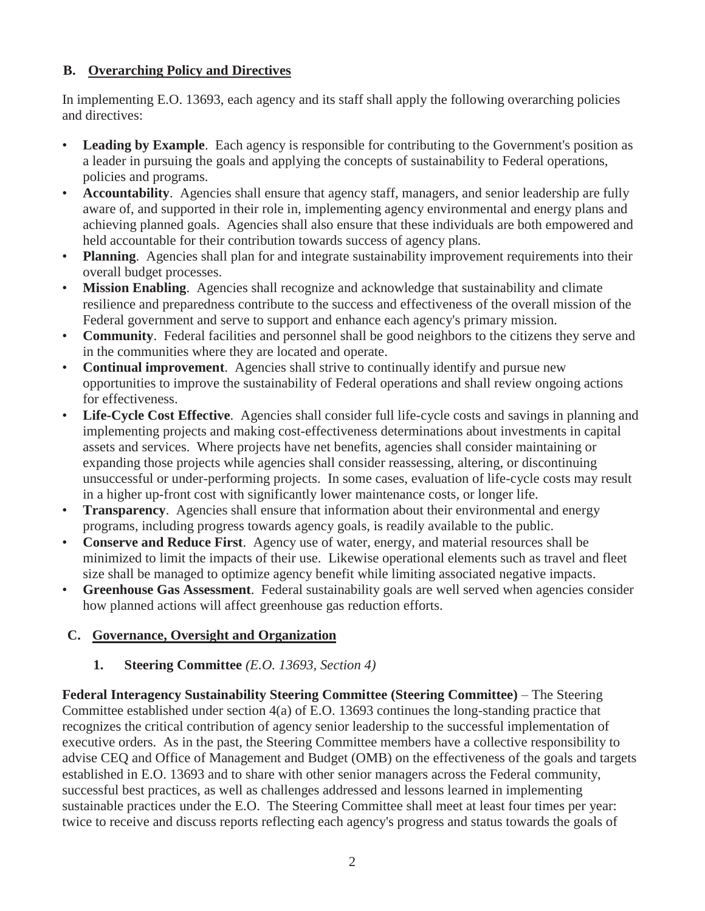## B. Overarching Policy and Directives

In implementing E.O. 13693, each agency and its staff shall apply the following overarching policies and directives:

- **Leading by Example**. Each agency is responsible for contributing to the Government's position as a leader in pursuing the goals and applying the concepts of sustainability to Federal operations, policies and programs.
- **Accountability**. Agencies shall ensure that agency staff, managers, and senior leadership are fully aware of, and supported in their role in, implementing agency environmental and energy plans and achieving planned goals. Agencies shall also ensure that these individuals are both empowered and held accountable for their contribution towards success of agency plans.
- **Planning**. Agencies shall plan for and integrate sustainability improvement requirements into their overall budget processes.
- **Mission Enabling**. Agencies shall recognize and acknowledge that sustainability and climate resilience and preparedness contribute to the success and effectiveness of the overall mission of the Federal government and serve to support and enhance each agency's primary mission.
- **Community**. Federal facilities and personnel shall be good neighbors to the citizens they serve and in the communities where they are located and operate.
- **Continual improvement**. Agencies shall strive to continually identify and pursue new opportunities to improve the sustainability of Federal operations and shall review ongoing actions for effectiveness.
- **Life-Cycle Cost Effective**. Agencies shall consider full life-cycle costs and savings in planning and implementing projects and making cost-effectiveness determinations about investments in capital assets and services. Where projects have net benefits, agencies shall consider maintaining or expanding those projects while agencies shall consider reassessing, altering, or discontinuing unsuccessful or under-performing projects. In some cases, evaluation of life-cycle costs may result in a higher up-front cost with significantly lower maintenance costs, or longer life.
- **Transparency**. Agencies shall ensure that information about their environmental and energy programs, including progress towards agency goals, is readily available to the public.
- **Conserve and Reduce First**. Agency use of water, energy, and material resources shall be minimized to limit the impacts of their use. Likewise operational elements such as travel and fleet size shall be managed to optimize agency benefit while limiting associated negative impacts.
- **Greenhouse Gas Assessment**. Federal sustainability goals are well served when agencies consider how planned actions will affect greenhouse gas reduction efforts.

## C. Governance, Oversight and Organization

### 1. Steering Committee *(E.O. 13693, Section 4)*

**Federal Interagency Sustainability Steering Committee (Steering Committee)** – The Steering Committee established under section 4(a) of E.O. 13693 continues the long-standing practice that recognizes the critical contribution of agency senior leadership to the successful implementation of executive orders. As in the past, the Steering Committee members have a collective responsibility to advise CEQ and Office of Management and Budget (OMB) on the effectiveness of the goals and targets established in E.O. 13693 and to share with other senior managers across the Federal community, successful best practices, as well as challenges addressed and lessons learned in implementing sustainable practices under the E.O. The Steering Committee shall meet at least four times per year: twice to receive and discuss reports reflecting each agency's progress and status towards the goals of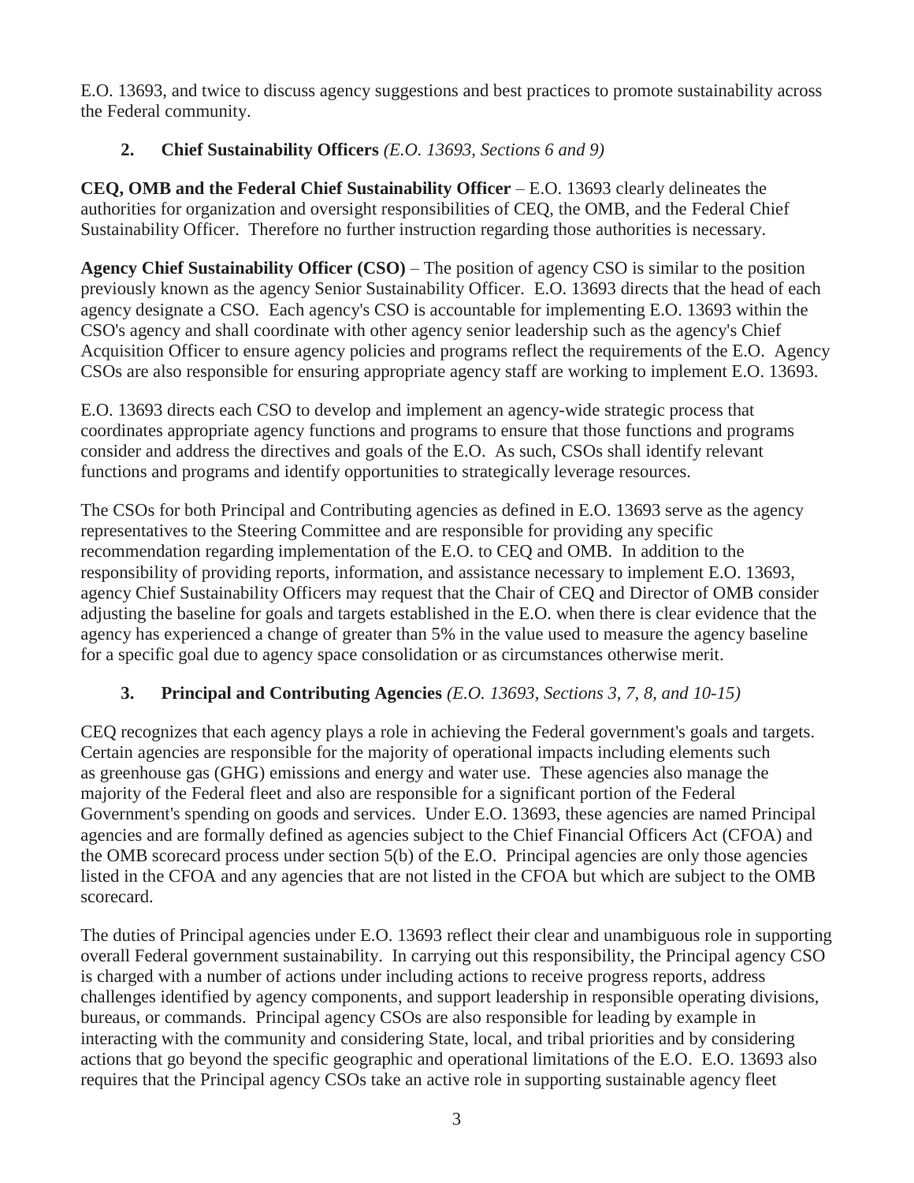E.O. 13693, and twice to discuss agency suggestions and best practices to promote sustainability across the Federal community.

## 2. Chief Sustainability Officers *(E.O. 13693, Sections 6 and 9)*

**CEQ, OMB and the Federal Chief Sustainability Officer** – E.O. 13693 clearly delineates the authorities for organization and oversight responsibilities of CEQ, the OMB, and the Federal Chief Sustainability Officer. Therefore no further instruction regarding those authorities is necessary.

**Agency Chief Sustainability Officer (CSO)** – The position of agency CSO is similar to the position previously known as the agency Senior Sustainability Officer. E.O. 13693 directs that the head of each agency designate a CSO. Each agency's CSO is accountable for implementing E.O. 13693 within the CSO's agency and shall coordinate with other agency senior leadership such as the agency's Chief Acquisition Officer to ensure agency policies and programs reflect the requirements of the E.O. Agency CSOs are also responsible for ensuring appropriate agency staff are working to implement E.O. 13693.

E.O. 13693 directs each CSO to develop and implement an agency-wide strategic process that coordinates appropriate agency functions and programs to ensure that those functions and programs consider and address the directives and goals of the E.O. As such, CSOs shall identify relevant functions and programs and identify opportunities to strategically leverage resources.

The CSOs for both Principal and Contributing agencies as defined in E.O. 13693 serve as the agency representatives to the Steering Committee and are responsible for providing any specific recommendation regarding implementation of the E.O. to CEQ and OMB. In addition to the responsibility of providing reports, information, and assistance necessary to implement E.O. 13693, agency Chief Sustainability Officers may request that the Chair of CEQ and Director of OMB consider adjusting the baseline for goals and targets established in the E.O. when there is clear evidence that the agency has experienced a change of greater than 5% in the value used to measure the agency baseline for a specific goal due to agency space consolidation or as circumstances otherwise merit.

## 3. Principal and Contributing Agencies *(E.O. 13693, Sections 3, 7, 8, and 10-15)*

CEQ recognizes that each agency plays a role in achieving the Federal government's goals and targets. Certain agencies are responsible for the majority of operational impacts including elements such as greenhouse gas (GHG) emissions and energy and water use. These agencies also manage the majority of the Federal fleet and also are responsible for a significant portion of the Federal Government's spending on goods and services. Under E.O. 13693, these agencies are named Principal agencies and are formally defined as agencies subject to the Chief Financial Officers Act (CFOA) and the OMB scorecard process under section 5(b) of the E.O. Principal agencies are only those agencies listed in the CFOA and any agencies that are not listed in the CFOA but which are subject to the OMB scorecard.

The duties of Principal agencies under E.O. 13693 reflect their clear and unambiguous role in supporting overall Federal government sustainability. In carrying out this responsibility, the Principal agency CSO is charged with a number of actions under including actions to receive progress reports, address challenges identified by agency components, and support leadership in responsible operating divisions, bureaus, or commands. Principal agency CSOs are also responsible for leading by example in interacting with the community and considering State, local, and tribal priorities and by considering actions that go beyond the specific geographic and operational limitations of the E.O. E.O. 13693 also requires that the Principal agency CSOs take an active role in supporting sustainable agency fleet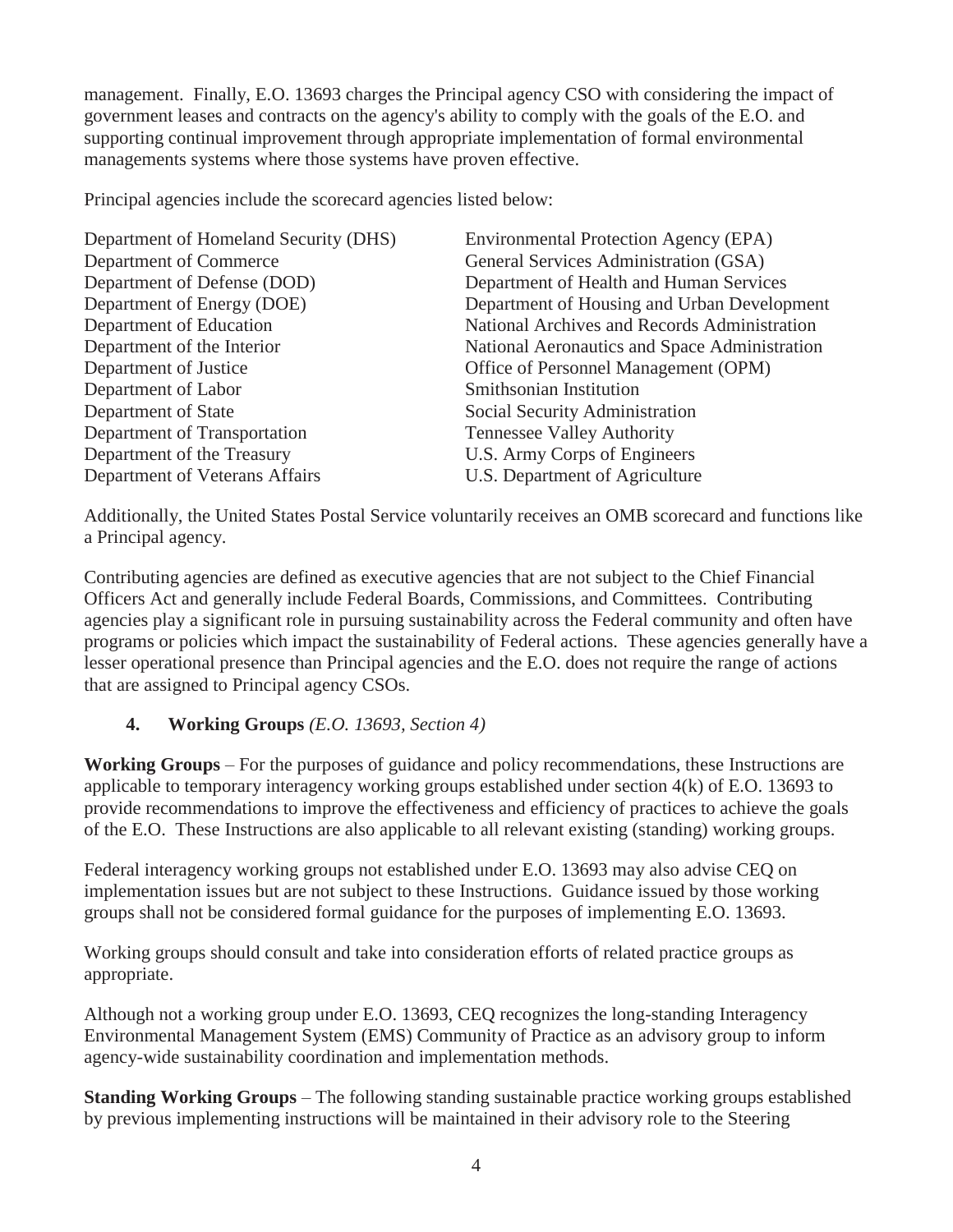management. Finally, E.O. 13693 charges the Principal agency CSO with considering the impact of government leases and contracts on the agency's ability to comply with the goals of the E.O. and supporting continual improvement through appropriate implementation of formal environmental managements systems where those systems have proven effective.

Principal agencies include the scorecard agencies listed below:

- Department of Homeland Security (DHS)
- Department of Commerce
- Department of Defense (DOD)
- Department of Energy (DOE)
- Department of Education
- Department of the Interior
- Department of Justice
- Department of Labor
- Department of State
- Department of Transportation
- Department of the Treasury
- Department of Veterans Affairs
- Environmental Protection Agency (EPA)
- General Services Administration (GSA)
- Department of Health and Human Services
- Department of Housing and Urban Development
- National Archives and Records Administration
- National Aeronautics and Space Administration
- Office of Personnel Management (OPM)
- Smithsonian Institution
- Social Security Administration
- Tennessee Valley Authority
- U.S. Army Corps of Engineers
- U.S. Department of Agriculture

Additionally, the United States Postal Service voluntarily receives an OMB scorecard and functions like a Principal agency.

Contributing agencies are defined as executive agencies that are not subject to the Chief Financial Officers Act and generally include Federal Boards, Commissions, and Committees. Contributing agencies play a significant role in pursuing sustainability across the Federal community and often have programs or policies which impact the sustainability of Federal actions. These agencies generally have a lesser operational presence than Principal agencies and the E.O. does not require the range of actions that are assigned to Principal agency CSOs.

## 4. Working Groups *(E.O. 13693, Section 4)*

**Working Groups** – For the purposes of guidance and policy recommendations, these Instructions are applicable to temporary interagency working groups established under section 4(k) of E.O. 13693 to provide recommendations to improve the effectiveness and efficiency of practices to achieve the goals of the E.O. These Instructions are also applicable to all relevant existing (standing) working groups.

Federal interagency working groups not established under E.O. 13693 may also advise CEQ on implementation issues but are not subject to these Instructions. Guidance issued by those working groups shall not be considered formal guidance for the purposes of implementing E.O. 13693.

Working groups should consult and take into consideration efforts of related practice groups as appropriate.

Although not a working group under E.O. 13693, CEQ recognizes the long-standing Interagency Environmental Management System (EMS) Community of Practice as an advisory group to inform agency-wide sustainability coordination and implementation methods.

**Standing Working Groups** – The following standing sustainable practice working groups established by previous implementing instructions will be maintained in their advisory role to the Steering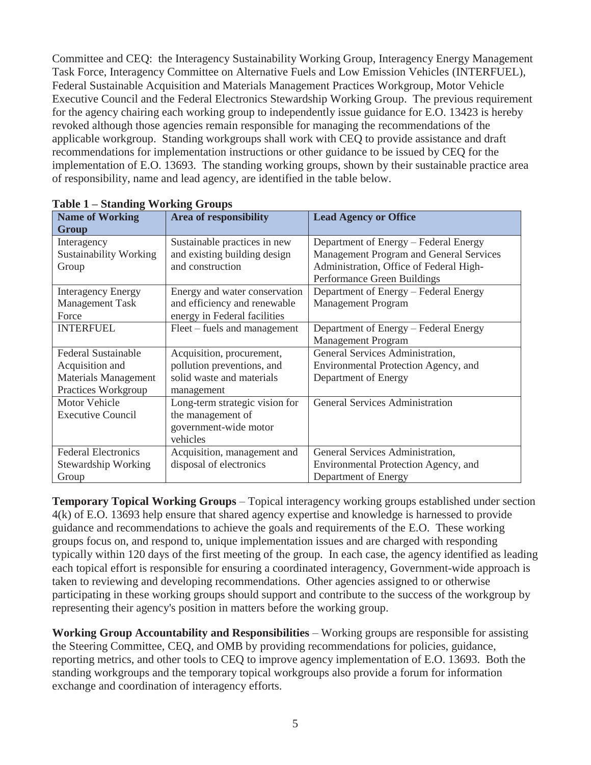Committee and CEQ: the Interagency Sustainability Working Group, Interagency Energy Management Task Force, Interagency Committee on Alternative Fuels and Low Emission Vehicles (INTERFUEL), Federal Sustainable Acquisition and Materials Management Practices Workgroup, Motor Vehicle Executive Council and the Federal Electronics Stewardship Working Group. The previous requirement for the agency chairing each working group to independently issue guidance for E.O. 13423 is hereby revoked although those agencies remain responsible for managing the recommendations of the applicable workgroup. Standing workgroups shall work with CEQ to provide assistance and draft recommendations for implementation instructions or other guidance to be issued by CEQ for the implementation of E.O. 13693. The standing working groups, shown by their sustainable practice area of responsibility, name and lead agency, are identified in the table below.

**Table 1 – Standing Working Groups**

| Name of Working Group | Area of responsibility | Lead Agency or Office |
|---|---|---|
| Interagency Sustainability Working Group | Sustainable practices in new and existing building design and construction | Department of Energy – Federal Energy Management Program and General Services Administration, Office of Federal High-Performance Green Buildings |
| Interagency Energy Management Task Force | Energy and water conservation and efficiency and renewable energy in Federal facilities | Department of Energy – Federal Energy Management Program |
| INTERFUEL | Fleet – fuels and management | Department of Energy – Federal Energy Management Program |
| Federal Sustainable Acquisition and Materials Management Practices Workgroup | Acquisition, procurement, pollution preventions, and solid waste and materials management | General Services Administration, Environmental Protection Agency, and Department of Energy |
| Motor Vehicle Executive Council | Long-term strategic vision for the management of government-wide motor vehicles | General Services Administration |
| Federal Electronics Stewardship Working Group | Acquisition, management and disposal of electronics | General Services Administration, Environmental Protection Agency, and Department of Energy |

**Temporary Topical Working Groups** – Topical interagency working groups established under section 4(k) of E.O. 13693 help ensure that shared agency expertise and knowledge is harnessed to provide guidance and recommendations to achieve the goals and requirements of the E.O. These working groups focus on, and respond to, unique implementation issues and are charged with responding typically within 120 days of the first meeting of the group. In each case, the agency identified as leading each topical effort is responsible for ensuring a coordinated interagency, Government-wide approach is taken to reviewing and developing recommendations. Other agencies assigned to or otherwise participating in these working groups should support and contribute to the success of the workgroup by representing their agency's position in matters before the working group.

**Working Group Accountability and Responsibilities** – Working groups are responsible for assisting the Steering Committee, CEQ, and OMB by providing recommendations for policies, guidance, reporting metrics, and other tools to CEQ to improve agency implementation of E.O. 13693. Both the standing workgroups and the temporary topical workgroups also provide a forum for information exchange and coordination of interagency efforts.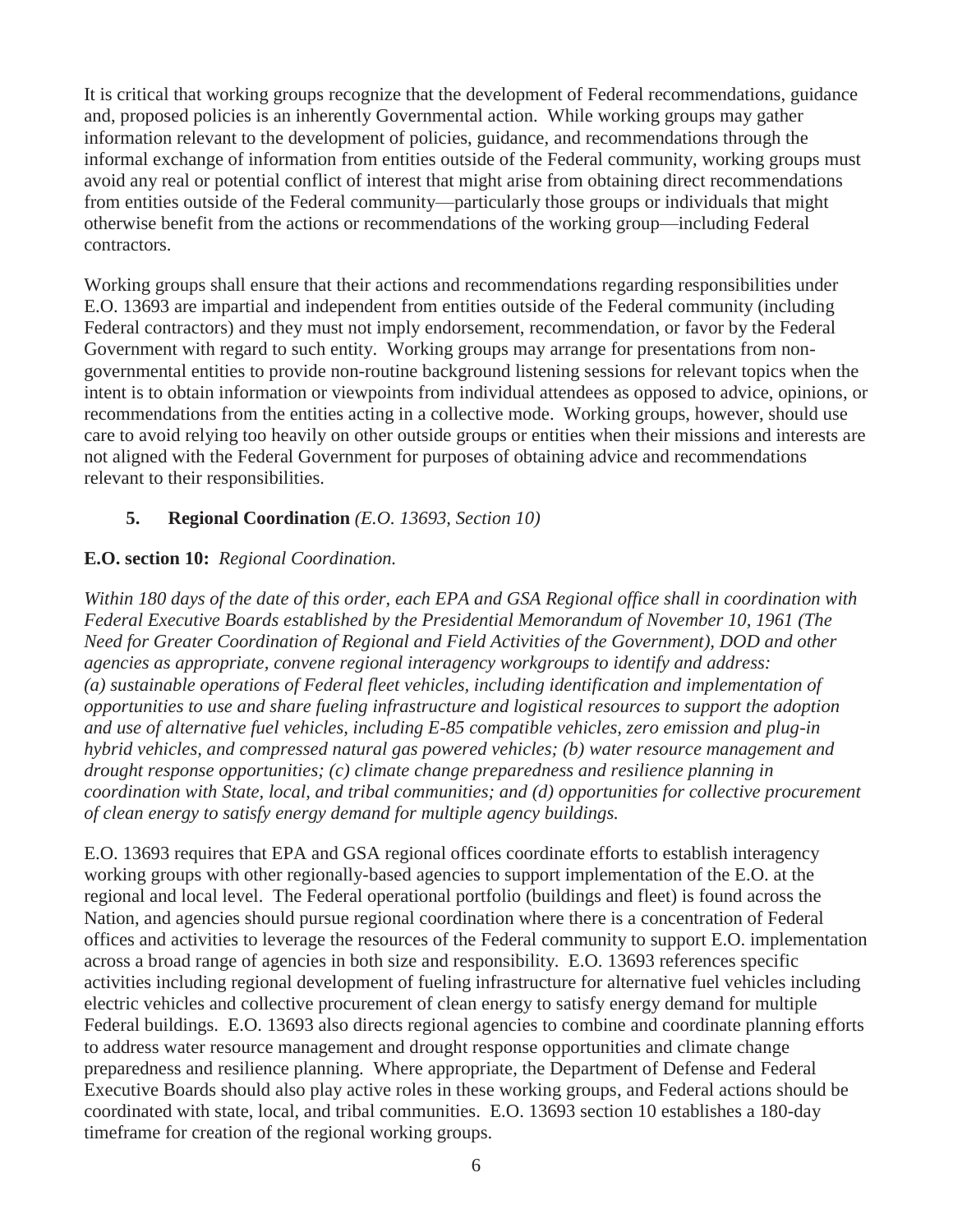It is critical that working groups recognize that the development of Federal recommendations, guidance and, proposed policies is an inherently Governmental action. While working groups may gather information relevant to the development of policies, guidance, and recommendations through the informal exchange of information from entities outside of the Federal community, working groups must avoid any real or potential conflict of interest that might arise from obtaining direct recommendations from entities outside of the Federal community—particularly those groups or individuals that might otherwise benefit from the actions or recommendations of the working group—including Federal contractors.

Working groups shall ensure that their actions and recommendations regarding responsibilities under E.O. 13693 are impartial and independent from entities outside of the Federal community (including Federal contractors) and they must not imply endorsement, recommendation, or favor by the Federal Government with regard to such entity. Working groups may arrange for presentations from non-governmental entities to provide non-routine background listening sessions for relevant topics when the intent is to obtain information or viewpoints from individual attendees as opposed to advice, opinions, or recommendations from the entities acting in a collective mode. Working groups, however, should use care to avoid relying too heavily on other outside groups or entities when their missions and interests are not aligned with the Federal Government for purposes of obtaining advice and recommendations relevant to their responsibilities.

## 5. Regional Coordination *(E.O. 13693, Section 10)*

**E.O. section 10:** *Regional Coordination.*

*Within 180 days of the date of this order, each EPA and GSA Regional office shall in coordination with Federal Executive Boards established by the Presidential Memorandum of November 10, 1961 (The Need for Greater Coordination of Regional and Field Activities of the Government), DOD and other agencies as appropriate, convene regional interagency workgroups to identify and address: (a) sustainable operations of Federal fleet vehicles, including identification and implementation of opportunities to use and share fueling infrastructure and logistical resources to support the adoption and use of alternative fuel vehicles, including E-85 compatible vehicles, zero emission and plug-in hybrid vehicles, and compressed natural gas powered vehicles; (b) water resource management and drought response opportunities; (c) climate change preparedness and resilience planning in coordination with State, local, and tribal communities; and (d) opportunities for collective procurement of clean energy to satisfy energy demand for multiple agency buildings.*

E.O. 13693 requires that EPA and GSA regional offices coordinate efforts to establish interagency working groups with other regionally-based agencies to support implementation of the E.O. at the regional and local level. The Federal operational portfolio (buildings and fleet) is found across the Nation, and agencies should pursue regional coordination where there is a concentration of Federal offices and activities to leverage the resources of the Federal community to support E.O. implementation across a broad range of agencies in both size and responsibility. E.O. 13693 references specific activities including regional development of fueling infrastructure for alternative fuel vehicles including electric vehicles and collective procurement of clean energy to satisfy energy demand for multiple Federal buildings. E.O. 13693 also directs regional agencies to combine and coordinate planning efforts to address water resource management and drought response opportunities and climate change preparedness and resilience planning. Where appropriate, the Department of Defense and Federal Executive Boards should also play active roles in these working groups, and Federal actions should be coordinated with state, local, and tribal communities. E.O. 13693 section 10 establishes a 180-day timeframe for creation of the regional working groups.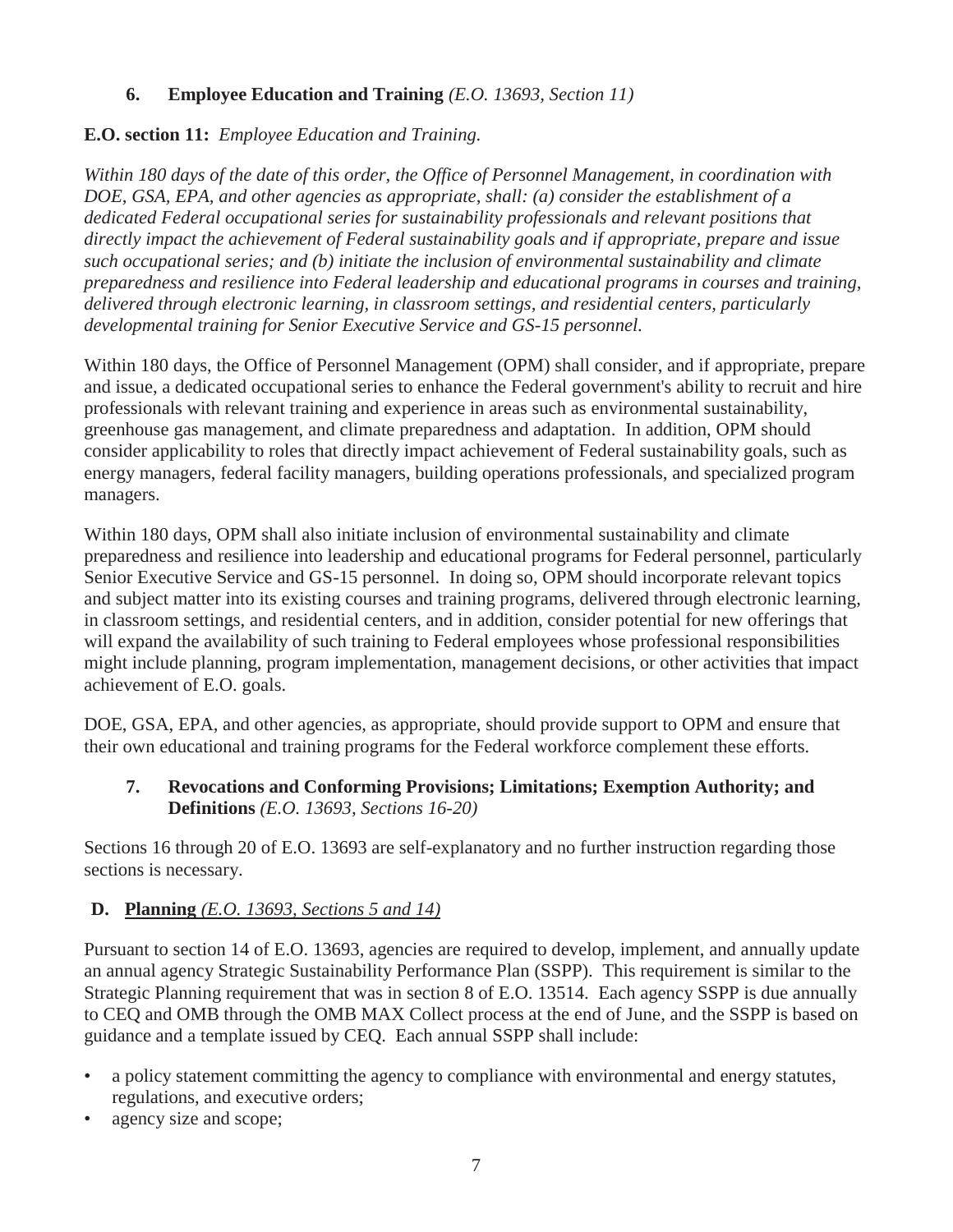### 6. Employee Education and Training *(E.O. 13693, Section 11)*

**E.O. section 11:** *Employee Education and Training.*

*Within 180 days of the date of this order, the Office of Personnel Management, in coordination with DOE, GSA, EPA, and other agencies as appropriate, shall: (a) consider the establishment of a dedicated Federal occupational series for sustainability professionals and relevant positions that directly impact the achievement of Federal sustainability goals and if appropriate, prepare and issue such occupational series; and (b) initiate the inclusion of environmental sustainability and climate preparedness and resilience into Federal leadership and educational programs in courses and training, delivered through electronic learning, in classroom settings, and residential centers, particularly developmental training for Senior Executive Service and GS-15 personnel.*

Within 180 days, the Office of Personnel Management (OPM) shall consider, and if appropriate, prepare and issue, a dedicated occupational series to enhance the Federal government's ability to recruit and hire professionals with relevant training and experience in areas such as environmental sustainability, greenhouse gas management, and climate preparedness and adaptation. In addition, OPM should consider applicability to roles that directly impact achievement of Federal sustainability goals, such as energy managers, federal facility managers, building operations professionals, and specialized program managers.

Within 180 days, OPM shall also initiate inclusion of environmental sustainability and climate preparedness and resilience into leadership and educational programs for Federal personnel, particularly Senior Executive Service and GS-15 personnel. In doing so, OPM should incorporate relevant topics and subject matter into its existing courses and training programs, delivered through electronic learning, in classroom settings, and residential centers, and in addition, consider potential for new offerings that will expand the availability of such training to Federal employees whose professional responsibilities might include planning, program implementation, management decisions, or other activities that impact achievement of E.O. goals.

DOE, GSA, EPA, and other agencies, as appropriate, should provide support to OPM and ensure that their own educational and training programs for the Federal workforce complement these efforts.

### 7. Revocations and Conforming Provisions; Limitations; Exemption Authority; and Definitions *(E.O. 13693, Sections 16-20)*

Sections 16 through 20 of E.O. 13693 are self-explanatory and no further instruction regarding those sections is necessary.

## D. Planning *(E.O. 13693, Sections 5 and 14)*

Pursuant to section 14 of E.O. 13693, agencies are required to develop, implement, and annually update an annual agency Strategic Sustainability Performance Plan (SSPP). This requirement is similar to the Strategic Planning requirement that was in section 8 of E.O. 13514. Each agency SSPP is due annually to CEQ and OMB through the OMB MAX Collect process at the end of June, and the SSPP is based on guidance and a template issued by CEQ. Each annual SSPP shall include:

- a policy statement committing the agency to compliance with environmental and energy statutes, regulations, and executive orders;
- agency size and scope;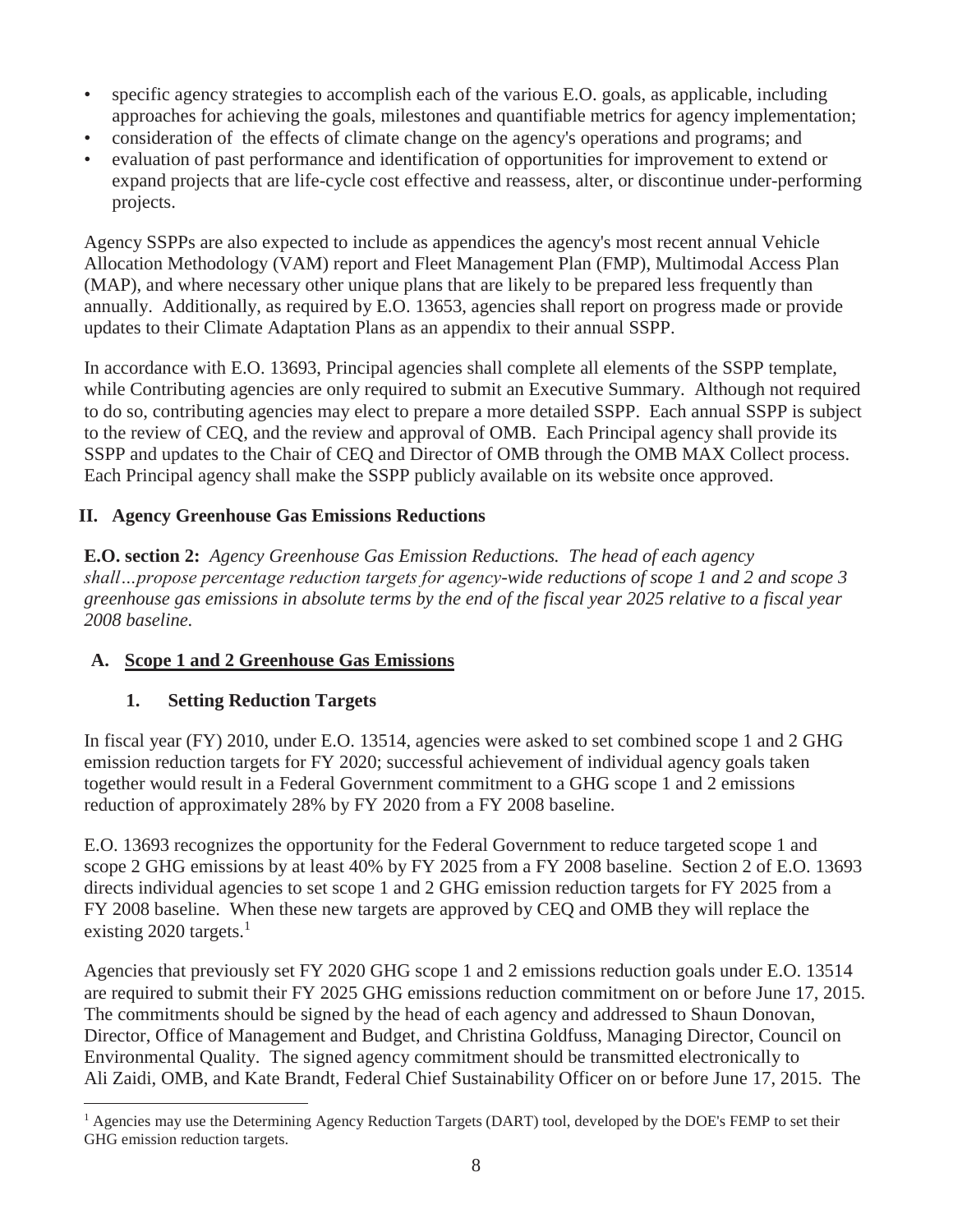- specific agency strategies to accomplish each of the various E.O. goals, as applicable, including approaches for achieving the goals, milestones and quantifiable metrics for agency implementation;
- consideration of the effects of climate change on the agency's operations and programs; and
- evaluation of past performance and identification of opportunities for improvement to extend or expand projects that are life-cycle cost effective and reassess, alter, or discontinue under-performing projects.

Agency SSPPs are also expected to include as appendices the agency's most recent annual Vehicle Allocation Methodology (VAM) report and Fleet Management Plan (FMP), Multimodal Access Plan (MAP), and where necessary other unique plans that are likely to be prepared less frequently than annually. Additionally, as required by E.O. 13653, agencies shall report on progress made or provide updates to their Climate Adaptation Plans as an appendix to their annual SSPP.

In accordance with E.O. 13693, Principal agencies shall complete all elements of the SSPP template, while Contributing agencies are only required to submit an Executive Summary. Although not required to do so, contributing agencies may elect to prepare a more detailed SSPP. Each annual SSPP is subject to the review of CEQ, and the review and approval of OMB. Each Principal agency shall provide its SSPP and updates to the Chair of CEQ and Director of OMB through the OMB MAX Collect process. Each Principal agency shall make the SSPP publicly available on its website once approved.

## II. Agency Greenhouse Gas Emissions Reductions

**E.O. section 2:** *Agency Greenhouse Gas Emission Reductions. The head of each agency shall…propose percentage reduction targets for agency-wide reductions of scope 1 and 2 and scope 3 greenhouse gas emissions in absolute terms by the end of the fiscal year 2025 relative to a fiscal year 2008 baseline.*

### A. Scope 1 and 2 Greenhouse Gas Emissions

#### 1. Setting Reduction Targets

In fiscal year (FY) 2010, under E.O. 13514, agencies were asked to set combined scope 1 and 2 GHG emission reduction targets for FY 2020; successful achievement of individual agency goals taken together would result in a Federal Government commitment to a GHG scope 1 and 2 emissions reduction of approximately 28% by FY 2020 from a FY 2008 baseline.

E.O. 13693 recognizes the opportunity for the Federal Government to reduce targeted scope 1 and scope 2 GHG emissions by at least 40% by FY 2025 from a FY 2008 baseline. Section 2 of E.O. 13693 directs individual agencies to set scope 1 and 2 GHG emission reduction targets for FY 2025 from a FY 2008 baseline. When these new targets are approved by CEQ and OMB they will replace the existing 2020 targets.[1]

Agencies that previously set FY 2020 GHG scope 1 and 2 emissions reduction goals under E.O. 13514 are required to submit their FY 2025 GHG emissions reduction commitment on or before June 17, 2015. The commitments should be signed by the head of each agency and addressed to Shaun Donovan, Director, Office of Management and Budget, and Christina Goldfuss, Managing Director, Council on Environmental Quality. The signed agency commitment should be transmitted electronically to Ali Zaidi, OMB, and Kate Brandt, Federal Chief Sustainability Officer on or before June 17, 2015. The

[1] Agencies may use the Determining Agency Reduction Targets (DART) tool, developed by the DOE's FEMP to set their GHG emission reduction targets.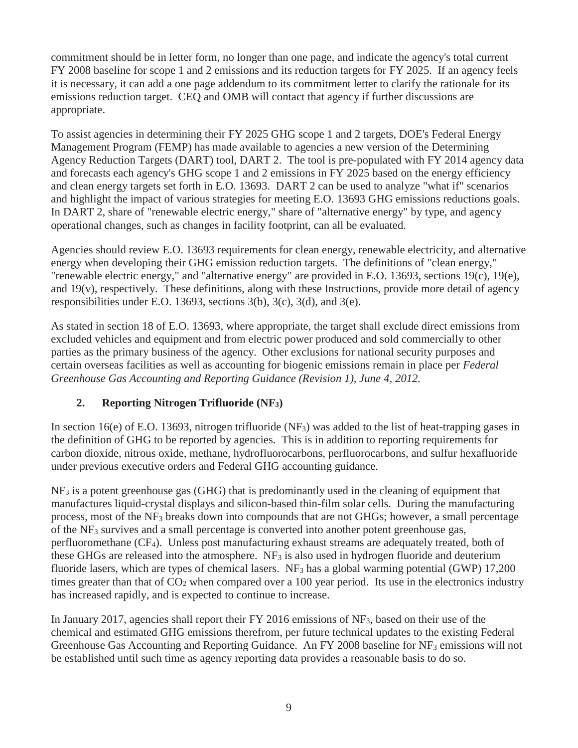commitment should be in letter form, no longer than one page, and indicate the agency's total current FY 2008 baseline for scope 1 and 2 emissions and its reduction targets for FY 2025. If an agency feels it is necessary, it can add a one page addendum to its commitment letter to clarify the rationale for its emissions reduction target. CEQ and OMB will contact that agency if further discussions are appropriate.

To assist agencies in determining their FY 2025 GHG scope 1 and 2 targets, DOE's Federal Energy Management Program (FEMP) has made available to agencies a new version of the Determining Agency Reduction Targets (DART) tool, DART 2. The tool is pre-populated with FY 2014 agency data and forecasts each agency's GHG scope 1 and 2 emissions in FY 2025 based on the energy efficiency and clean energy targets set forth in E.O. 13693. DART 2 can be used to analyze "what if" scenarios and highlight the impact of various strategies for meeting E.O. 13693 GHG emissions reductions goals. In DART 2, share of "renewable electric energy," share of "alternative energy" by type, and agency operational changes, such as changes in facility footprint, can all be evaluated.

Agencies should review E.O. 13693 requirements for clean energy, renewable electricity, and alternative energy when developing their GHG emission reduction targets. The definitions of "clean energy," "renewable electric energy," and "alternative energy" are provided in E.O. 13693, sections 19(c), 19(e), and 19(v), respectively. These definitions, along with these Instructions, provide more detail of agency responsibilities under E.O. 13693, sections 3(b), 3(c), 3(d), and 3(e).

As stated in section 18 of E.O. 13693, where appropriate, the target shall exclude direct emissions from excluded vehicles and equipment and from electric power produced and sold commercially to other parties as the primary business of the agency. Other exclusions for national security purposes and certain overseas facilities as well as accounting for biogenic emissions remain in place per *Federal Greenhouse Gas Accounting and Reporting Guidance (Revision 1), June 4, 2012.*

### 2. Reporting Nitrogen Trifluoride ($NF_3$)

In section 16(e) of E.O. 13693, nitrogen trifluoride ($NF_3$) was added to the list of heat-trapping gases in the definition of GHG to be reported by agencies. This is in addition to reporting requirements for carbon dioxide, nitrous oxide, methane, hydrofluorocarbons, perfluorocarbons, and sulfur hexafluoride under previous executive orders and Federal GHG accounting guidance.

$NF_3$ is a potent greenhouse gas (GHG) that is predominantly used in the cleaning of equipment that manufactures liquid-crystal displays and silicon-based thin-film solar cells. During the manufacturing process, most of the $NF_3$ breaks down into compounds that are not GHGs; however, a small percentage of the $NF_3$ survives and a small percentage is converted into another potent greenhouse gas, perfluoromethane ($CF_4$). Unless post manufacturing exhaust streams are adequately treated, both of these GHGs are released into the atmosphere. $NF_3$ is also used in hydrogen fluoride and deuterium fluoride lasers, which are types of chemical lasers. $NF_3$ has a global warming potential (GWP) 17,200 times greater than that of $CO_2$ when compared over a 100 year period. Its use in the electronics industry has increased rapidly, and is expected to continue to increase.

In January 2017, agencies shall report their FY 2016 emissions of $NF_3$, based on their use of the chemical and estimated GHG emissions therefrom, per future technical updates to the existing Federal Greenhouse Gas Accounting and Reporting Guidance. An FY 2008 baseline for $NF_3$ emissions will not be established until such time as agency reporting data provides a reasonable basis to do so.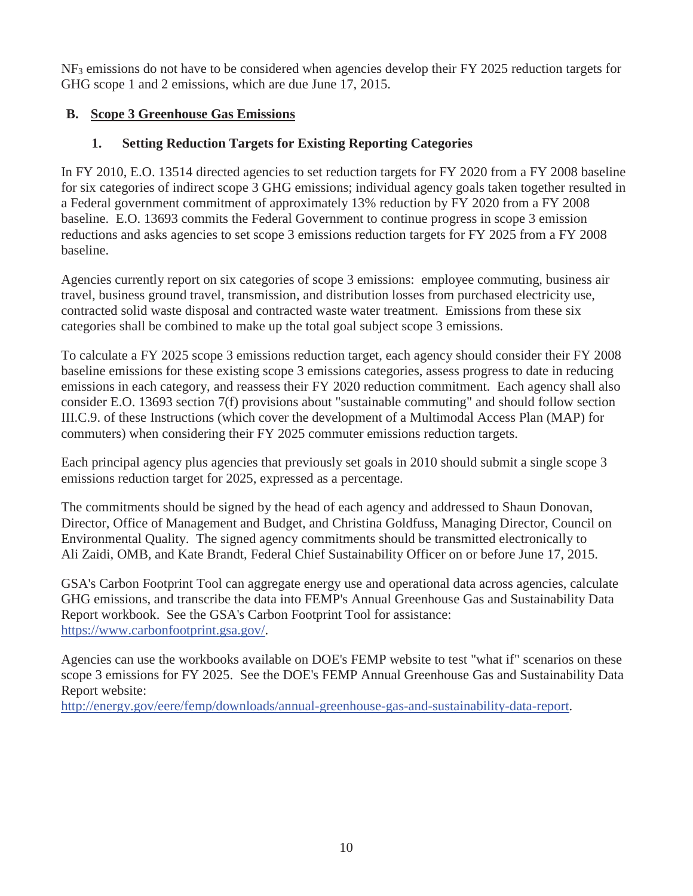$NF_3$ emissions do not have to be considered when agencies develop their FY 2025 reduction targets for GHG scope 1 and 2 emissions, which are due June 17, 2015.

## B. Scope 3 Greenhouse Gas Emissions

### 1. Setting Reduction Targets for Existing Reporting Categories

In FY 2010, E.O. 13514 directed agencies to set reduction targets for FY 2020 from a FY 2008 baseline for six categories of indirect scope 3 GHG emissions; individual agency goals taken together resulted in a Federal government commitment of approximately 13% reduction by FY 2020 from a FY 2008 baseline. E.O. 13693 commits the Federal Government to continue progress in scope 3 emission reductions and asks agencies to set scope 3 emissions reduction targets for FY 2025 from a FY 2008 baseline.

Agencies currently report on six categories of scope 3 emissions: employee commuting, business air travel, business ground travel, transmission, and distribution losses from purchased electricity use, contracted solid waste disposal and contracted waste water treatment. Emissions from these six categories shall be combined to make up the total goal subject scope 3 emissions.

To calculate a FY 2025 scope 3 emissions reduction target, each agency should consider their FY 2008 baseline emissions for these existing scope 3 emissions categories, assess progress to date in reducing emissions in each category, and reassess their FY 2020 reduction commitment. Each agency shall also consider E.O. 13693 section 7(f) provisions about "sustainable commuting" and should follow section III.C.9. of these Instructions (which cover the development of a Multimodal Access Plan (MAP) for commuters) when considering their FY 2025 commuter emissions reduction targets.

Each principal agency plus agencies that previously set goals in 2010 should submit a single scope 3 emissions reduction target for 2025, expressed as a percentage.

The commitments should be signed by the head of each agency and addressed to Shaun Donovan, Director, Office of Management and Budget, and Christina Goldfuss, Managing Director, Council on Environmental Quality. The signed agency commitments should be transmitted electronically to Ali Zaidi, OMB, and Kate Brandt, Federal Chief Sustainability Officer on or before June 17, 2015.

GSA's Carbon Footprint Tool can aggregate energy use and operational data across agencies, calculate GHG emissions, and transcribe the data into FEMP's Annual Greenhouse Gas and Sustainability Data Report workbook. See the GSA's Carbon Footprint Tool for assistance: https://www.carbonfootprint.gsa.gov/.

Agencies can use the workbooks available on DOE's FEMP website to test "what if" scenarios on these scope 3 emissions for FY 2025. See the DOE's FEMP Annual Greenhouse Gas and Sustainability Data Report website: http://energy.gov/eere/femp/downloads/annual-greenhouse-gas-and-sustainability-data-report.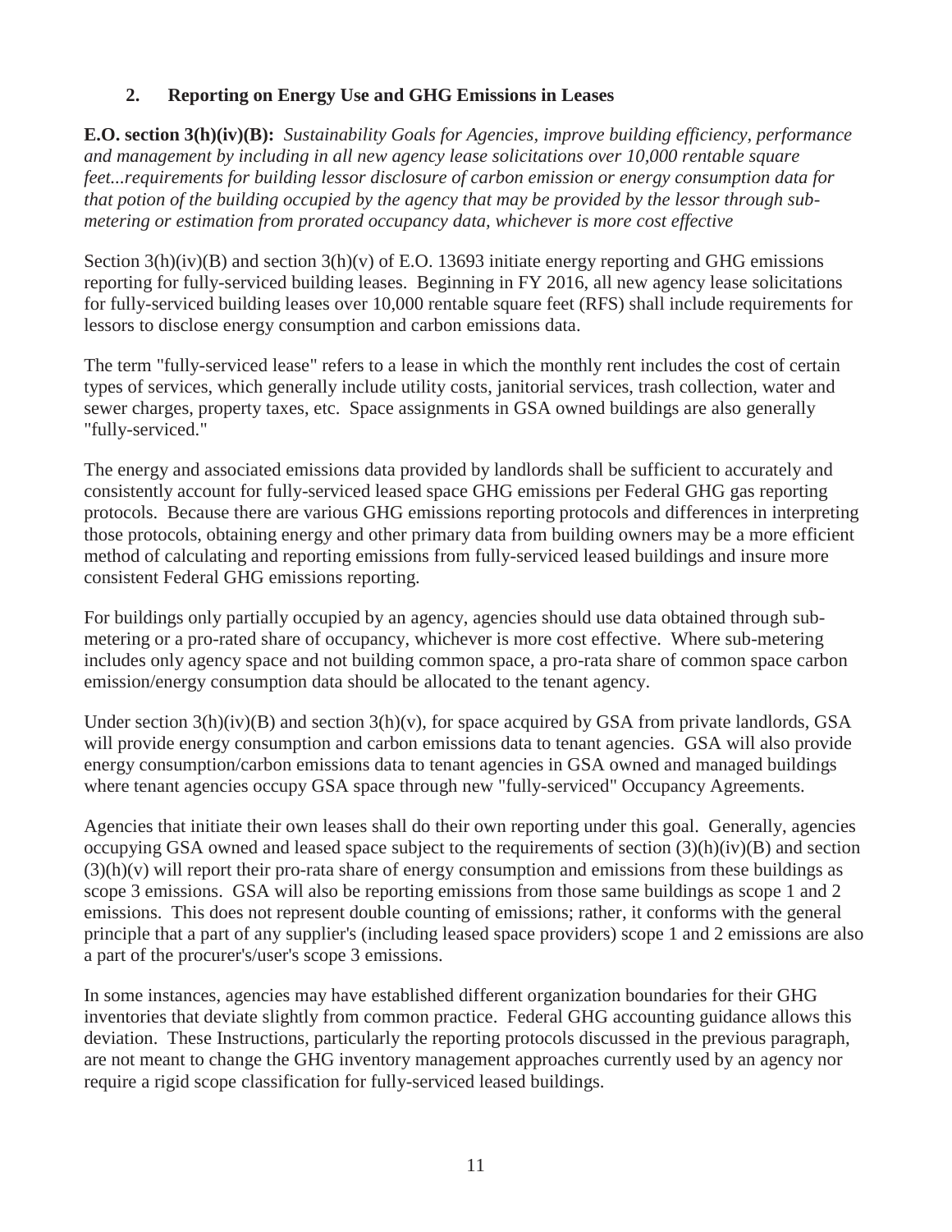## 2. Reporting on Energy Use and GHG Emissions in Leases

**E.O. section 3(h)(iv)(B):** *Sustainability Goals for Agencies, improve building efficiency, performance and management by including in all new agency lease solicitations over 10,000 rentable square feet...requirements for building lessor disclosure of carbon emission or energy consumption data for that potion of the building occupied by the agency that may be provided by the lessor through sub-metering or estimation from prorated occupancy data, whichever is more cost effective*

Section 3(h)(iv)(B) and section 3(h)(v) of E.O. 13693 initiate energy reporting and GHG emissions reporting for fully-serviced building leases. Beginning in FY 2016, all new agency lease solicitations for fully-serviced building leases over 10,000 rentable square feet (RFS) shall include requirements for lessors to disclose energy consumption and carbon emissions data.

The term "fully-serviced lease" refers to a lease in which the monthly rent includes the cost of certain types of services, which generally include utility costs, janitorial services, trash collection, water and sewer charges, property taxes, etc. Space assignments in GSA owned buildings are also generally "fully-serviced."

The energy and associated emissions data provided by landlords shall be sufficient to accurately and consistently account for fully-serviced leased space GHG emissions per Federal GHG gas reporting protocols. Because there are various GHG emissions reporting protocols and differences in interpreting those protocols, obtaining energy and other primary data from building owners may be a more efficient method of calculating and reporting emissions from fully-serviced leased buildings and insure more consistent Federal GHG emissions reporting.

For buildings only partially occupied by an agency, agencies should use data obtained through sub-metering or a pro-rated share of occupancy, whichever is more cost effective. Where sub-metering includes only agency space and not building common space, a pro-rata share of common space carbon emission/energy consumption data should be allocated to the tenant agency.

Under section 3(h)(iv)(B) and section 3(h)(v), for space acquired by GSA from private landlords, GSA will provide energy consumption and carbon emissions data to tenant agencies. GSA will also provide energy consumption/carbon emissions data to tenant agencies in GSA owned and managed buildings where tenant agencies occupy GSA space through new "fully-serviced" Occupancy Agreements.

Agencies that initiate their own leases shall do their own reporting under this goal. Generally, agencies occupying GSA owned and leased space subject to the requirements of section (3)(h)(iv)(B) and section (3)(h)(v) will report their pro-rata share of energy consumption and emissions from these buildings as scope 3 emissions. GSA will also be reporting emissions from those same buildings as scope 1 and 2 emissions. This does not represent double counting of emissions; rather, it conforms with the general principle that a part of any supplier's (including leased space providers) scope 1 and 2 emissions are also a part of the procurer's/user's scope 3 emissions.

In some instances, agencies may have established different organization boundaries for their GHG inventories that deviate slightly from common practice. Federal GHG accounting guidance allows this deviation. These Instructions, particularly the reporting protocols discussed in the previous paragraph, are not meant to change the GHG inventory management approaches currently used by an agency nor require a rigid scope classification for fully-serviced leased buildings.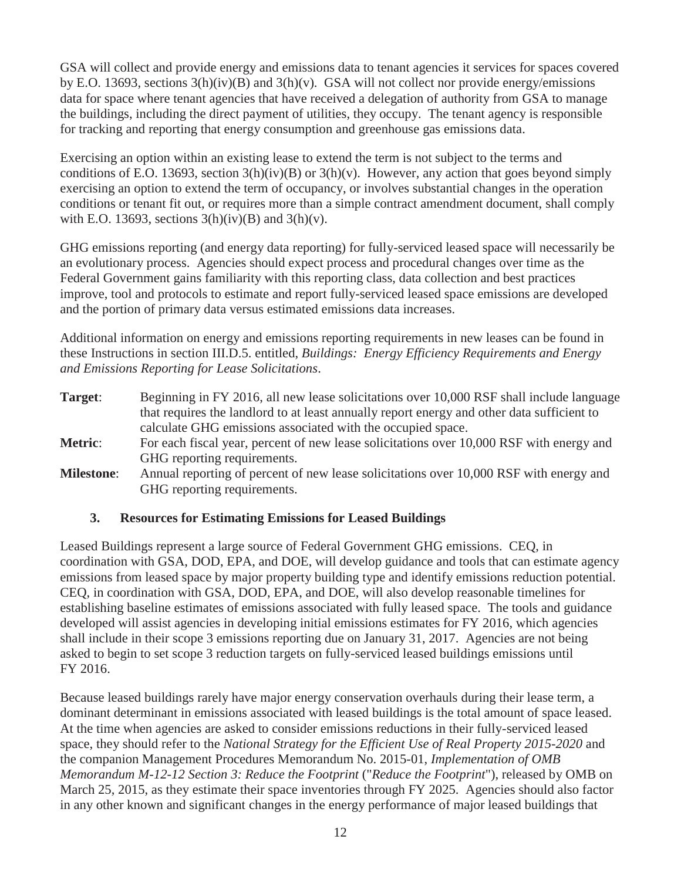GSA will collect and provide energy and emissions data to tenant agencies it services for spaces covered by E.O. 13693, sections 3(h)(iv)(B) and 3(h)(v). GSA will not collect nor provide energy/emissions data for space where tenant agencies that have received a delegation of authority from GSA to manage the buildings, including the direct payment of utilities, they occupy. The tenant agency is responsible for tracking and reporting that energy consumption and greenhouse gas emissions data.

Exercising an option within an existing lease to extend the term is not subject to the terms and conditions of E.O. 13693, section 3(h)(iv)(B) or 3(h)(v). However, any action that goes beyond simply exercising an option to extend the term of occupancy, or involves substantial changes in the operation conditions or tenant fit out, or requires more than a simple contract amendment document, shall comply with E.O. 13693, sections 3(h)(iv)(B) and 3(h)(v).

GHG emissions reporting (and energy data reporting) for fully-serviced leased space will necessarily be an evolutionary process. Agencies should expect process and procedural changes over time as the Federal Government gains familiarity with this reporting class, data collection and best practices improve, tool and protocols to estimate and report fully-serviced leased space emissions are developed and the portion of primary data versus estimated emissions data increases.

Additional information on energy and emissions reporting requirements in new leases can be found in these Instructions in section III.D.5. entitled, *Buildings: Energy Efficiency Requirements and Energy and Emissions Reporting for Lease Solicitations*.

**Target**: Beginning in FY 2016, all new lease solicitations over 10,000 RSF shall include language that requires the landlord to at least annually report energy and other data sufficient to calculate GHG emissions associated with the occupied space.

**Metric**: For each fiscal year, percent of new lease solicitations over 10,000 RSF with energy and GHG reporting requirements.

**Milestone**: Annual reporting of percent of new lease solicitations over 10,000 RSF with energy and GHG reporting requirements.

### 3. Resources for Estimating Emissions for Leased Buildings

Leased Buildings represent a large source of Federal Government GHG emissions. CEQ, in coordination with GSA, DOD, EPA, and DOE, will develop guidance and tools that can estimate agency emissions from leased space by major property building type and identify emissions reduction potential. CEQ, in coordination with GSA, DOD, EPA, and DOE, will also develop reasonable timelines for establishing baseline estimates of emissions associated with fully leased space. The tools and guidance developed will assist agencies in developing initial emissions estimates for FY 2016, which agencies shall include in their scope 3 emissions reporting due on January 31, 2017. Agencies are not being asked to begin to set scope 3 reduction targets on fully-serviced leased buildings emissions until FY 2016.

Because leased buildings rarely have major energy conservation overhauls during their lease term, a dominant determinant in emissions associated with leased buildings is the total amount of space leased. At the time when agencies are asked to consider emissions reductions in their fully-serviced leased space, they should refer to the *National Strategy for the Efficient Use of Real Property 2015-2020* and the companion Management Procedures Memorandum No. 2015-01, *Implementation of OMB Memorandum M-12-12 Section 3: Reduce the Footprint* ("*Reduce the Footprint*"), released by OMB on March 25, 2015, as they estimate their space inventories through FY 2025. Agencies should also factor in any other known and significant changes in the energy performance of major leased buildings that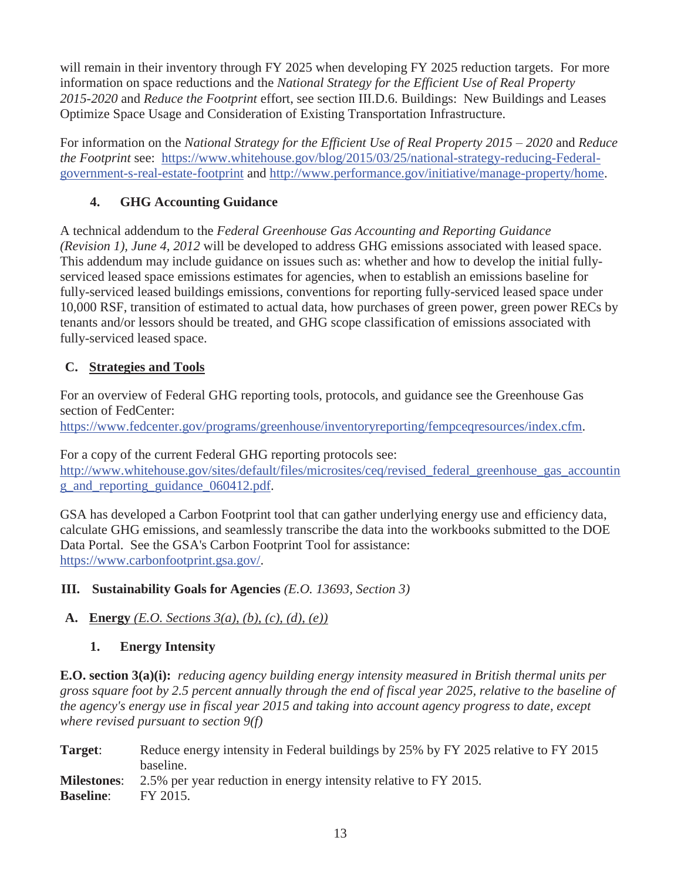will remain in their inventory through FY 2025 when developing FY 2025 reduction targets. For more information on space reductions and the *National Strategy for the Efficient Use of Real Property 2015-2020* and *Reduce the Footprint* effort, see section III.D.6. Buildings: New Buildings and Leases Optimize Space Usage and Consideration of Existing Transportation Infrastructure.

For information on the *National Strategy for the Efficient Use of Real Property 2015 – 2020* and *Reduce the Footprint* see: https://www.whitehouse.gov/blog/2015/03/25/national-strategy-reducing-Federal-government-s-real-estate-footprint and http://www.performance.gov/initiative/manage-property/home.

### 4. GHG Accounting Guidance

A technical addendum to the *Federal Greenhouse Gas Accounting and Reporting Guidance (Revision 1), June 4, 2012* will be developed to address GHG emissions associated with leased space. This addendum may include guidance on issues such as: whether and how to develop the initial fully-serviced leased space emissions estimates for agencies, when to establish an emissions baseline for fully-serviced leased buildings emissions, conventions for reporting fully-serviced leased space under 10,000 RSF, transition of estimated to actual data, how purchases of green power, green power RECs by tenants and/or lessors should be treated, and GHG scope classification of emissions associated with fully-serviced leased space.

## C. Strategies and Tools

For an overview of Federal GHG reporting tools, protocols, and guidance see the Greenhouse Gas section of FedCenter: https://www.fedcenter.gov/programs/greenhouse/inventoryreporting/fempceqresources/index.cfm.

For a copy of the current Federal GHG reporting protocols see: http://www.whitehouse.gov/sites/default/files/microsites/ceq/revised_federal_greenhouse_gas_accounting_and_reporting_guidance_060412.pdf.

GSA has developed a Carbon Footprint tool that can gather underlying energy use and efficiency data, calculate GHG emissions, and seamlessly transcribe the data into the workbooks submitted to the DOE Data Portal. See the GSA's Carbon Footprint Tool for assistance: https://www.carbonfootprint.gsa.gov/.

# III. Sustainability Goals for Agencies *(E.O. 13693, Section 3)*

## A. Energy *(E.O. Sections 3(a), (b), (c), (d), (e))*

### 1. Energy Intensity

**E.O. section 3(a)(i):** *reducing agency building energy intensity measured in British thermal units per gross square foot by 2.5 percent annually through the end of fiscal year 2025, relative to the baseline of the agency's energy use in fiscal year 2015 and taking into account agency progress to date, except where revised pursuant to section 9(f)*

**Target**: Reduce energy intensity in Federal buildings by 25% by FY 2025 relative to FY 2015 baseline.
**Milestones**: 2.5% per year reduction in energy intensity relative to FY 2015.
**Baseline**: FY 2015.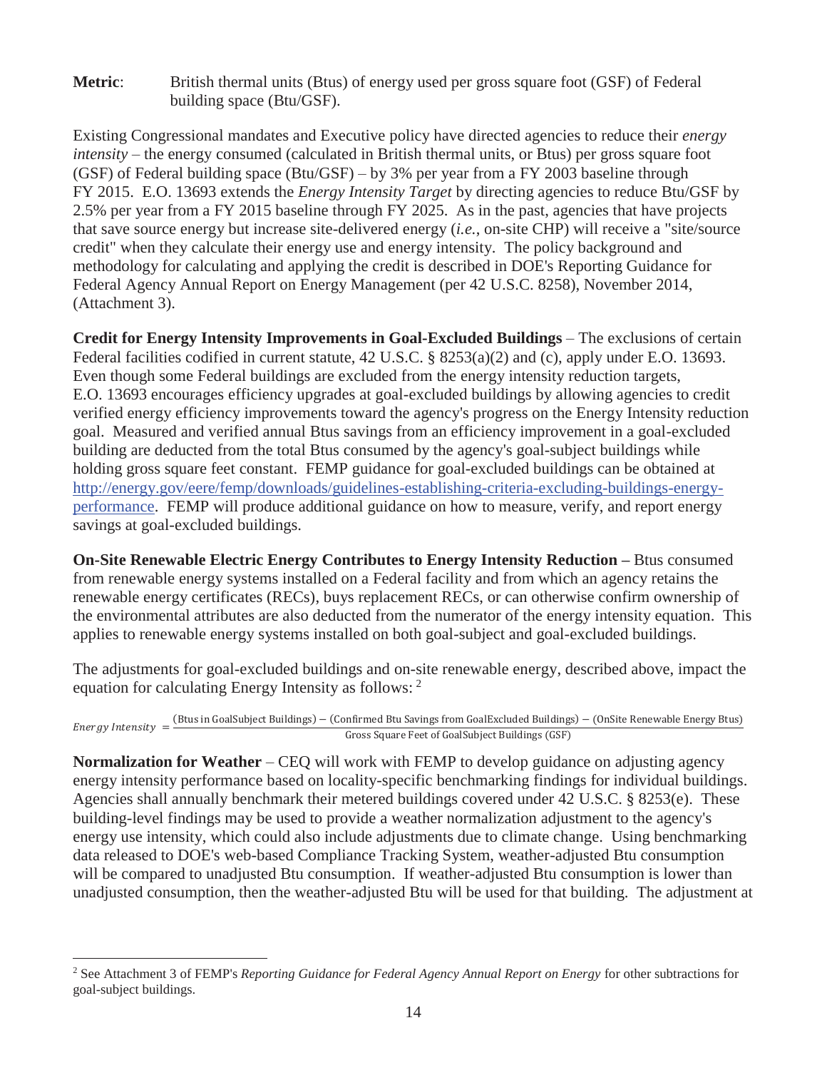**Metric**: British thermal units (Btus) of energy used per gross square foot (GSF) of Federal building space (Btu/GSF).

Existing Congressional mandates and Executive policy have directed agencies to reduce their *energy intensity* – the energy consumed (calculated in British thermal units, or Btus) per gross square foot (GSF) of Federal building space (Btu/GSF) – by 3% per year from a FY 2003 baseline through FY 2015. E.O. 13693 extends the *Energy Intensity Target* by directing agencies to reduce Btu/GSF by 2.5% per year from a FY 2015 baseline through FY 2025. As in the past, agencies that have projects that save source energy but increase site-delivered energy (*i.e.*, on-site CHP) will receive a "site/source credit" when they calculate their energy use and energy intensity. The policy background and methodology for calculating and applying the credit is described in DOE's Reporting Guidance for Federal Agency Annual Report on Energy Management (per 42 U.S.C. 8258), November 2014, (Attachment 3).

**Credit for Energy Intensity Improvements in Goal-Excluded Buildings** – The exclusions of certain Federal facilities codified in current statute, 42 U.S.C. § 8253(a)(2) and (c), apply under E.O. 13693. Even though some Federal buildings are excluded from the energy intensity reduction targets, E.O. 13693 encourages efficiency upgrades at goal-excluded buildings by allowing agencies to credit verified energy efficiency improvements toward the agency's progress on the Energy Intensity reduction goal. Measured and verified annual Btus savings from an efficiency improvement in a goal-excluded building are deducted from the total Btus consumed by the agency's goal-subject buildings while holding gross square feet constant. FEMP guidance for goal-excluded buildings can be obtained at http://energy.gov/eere/femp/downloads/guidelines-establishing-criteria-excluding-buildings-energy-performance. FEMP will produce additional guidance on how to measure, verify, and report energy savings at goal-excluded buildings.

**On-Site Renewable Electric Energy Contributes to Energy Intensity Reduction –** Btus consumed from renewable energy systems installed on a Federal facility and from which an agency retains the renewable energy certificates (RECs), buys replacement RECs, or can otherwise confirm ownership of the environmental attributes are also deducted from the numerator of the energy intensity equation. This applies to renewable energy systems installed on both goal-subject and goal-excluded buildings.

The adjustments for goal-excluded buildings and on-site renewable energy, described above, impact the equation for calculating Energy Intensity as follows: [2]

$$Energy\ Intensity = \frac{\text{(Btus in GoalSubject Buildings)} - \text{(Confirmed Btu Savings from GoalExcluded Buildings)} - \text{(OnSite Renewable Energy Btus)}}{\text{Gross Square Feet of GoalSubject Buildings (GSF)}}$$

**Normalization for Weather** – CEQ will work with FEMP to develop guidance on adjusting agency energy intensity performance based on locality-specific benchmarking findings for individual buildings. Agencies shall annually benchmark their metered buildings covered under 42 U.S.C. § 8253(e). These building-level findings may be used to provide a weather normalization adjustment to the agency's energy use intensity, which could also include adjustments due to climate change. Using benchmarking data released to DOE's web-based Compliance Tracking System, weather-adjusted Btu consumption will be compared to unadjusted Btu consumption. If weather-adjusted Btu consumption is lower than unadjusted consumption, then the weather-adjusted Btu will be used for that building. The adjustment at

---

[2] See Attachment 3 of FEMP's *Reporting Guidance for Federal Agency Annual Report on Energy* for other subtractions for goal-subject buildings.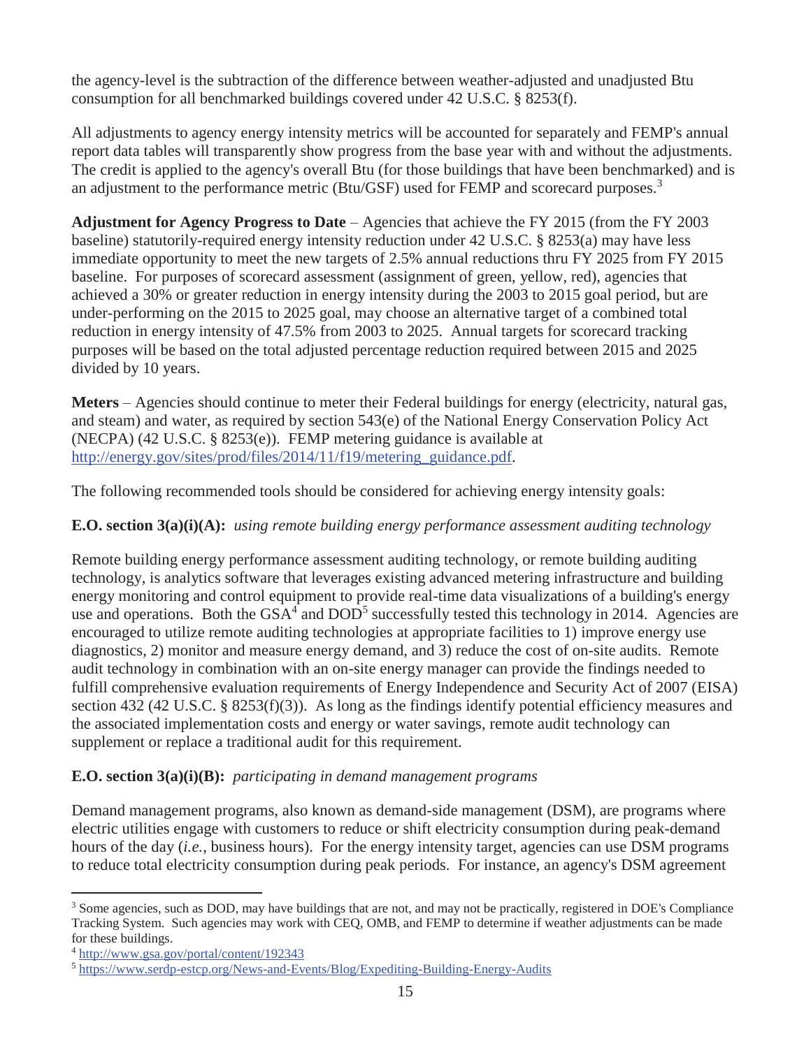the agency-level is the subtraction of the difference between weather-adjusted and unadjusted Btu consumption for all benchmarked buildings covered under 42 U.S.C. § 8253(f).

All adjustments to agency energy intensity metrics will be accounted for separately and FEMP's annual report data tables will transparently show progress from the base year with and without the adjustments. The credit is applied to the agency's overall Btu (for those buildings that have been benchmarked) and is an adjustment to the performance metric (Btu/GSF) used for FEMP and scorecard purposes.[3]

**Adjustment for Agency Progress to Date** – Agencies that achieve the FY 2015 (from the FY 2003 baseline) statutorily-required energy intensity reduction under 42 U.S.C. § 8253(a) may have less immediate opportunity to meet the new targets of 2.5% annual reductions thru FY 2025 from FY 2015 baseline. For purposes of scorecard assessment (assignment of green, yellow, red), agencies that achieved a 30% or greater reduction in energy intensity during the 2003 to 2015 goal period, but are under-performing on the 2015 to 2025 goal, may choose an alternative target of a combined total reduction in energy intensity of 47.5% from 2003 to 2025. Annual targets for scorecard tracking purposes will be based on the total adjusted percentage reduction required between 2015 and 2025 divided by 10 years.

**Meters** – Agencies should continue to meter their Federal buildings for energy (electricity, natural gas, and steam) and water, as required by section 543(e) of the National Energy Conservation Policy Act (NECPA) (42 U.S.C. § 8253(e)). FEMP metering guidance is available at http://energy.gov/sites/prod/files/2014/11/f19/metering_guidance.pdf.

The following recommended tools should be considered for achieving energy intensity goals:

**E.O. section 3(a)(i)(A):** *using remote building energy performance assessment auditing technology*

Remote building energy performance assessment auditing technology, or remote building auditing technology, is analytics software that leverages existing advanced metering infrastructure and building energy monitoring and control equipment to provide real-time data visualizations of a building's energy use and operations. Both the GSA[4] and DOD[5] successfully tested this technology in 2014. Agencies are encouraged to utilize remote auditing technologies at appropriate facilities to 1) improve energy use diagnostics, 2) monitor and measure energy demand, and 3) reduce the cost of on-site audits. Remote audit technology in combination with an on-site energy manager can provide the findings needed to fulfill comprehensive evaluation requirements of Energy Independence and Security Act of 2007 (EISA) section 432 (42 U.S.C. § 8253(f)(3)). As long as the findings identify potential efficiency measures and the associated implementation costs and energy or water savings, remote audit technology can supplement or replace a traditional audit for this requirement.

**E.O. section 3(a)(i)(B):** *participating in demand management programs*

Demand management programs, also known as demand-side management (DSM), are programs where electric utilities engage with customers to reduce or shift electricity consumption during peak-demand hours of the day (*i.e.*, business hours). For the energy intensity target, agencies can use DSM programs to reduce total electricity consumption during peak periods. For instance, an agency's DSM agreement

---

[3] Some agencies, such as DOD, may have buildings that are not, and may not be practically, registered in DOE's Compliance Tracking System. Such agencies may work with CEQ, OMB, and FEMP to determine if weather adjustments can be made for these buildings.

[4] http://www.gsa.gov/portal/content/192343

[5] https://www.serdp-estcp.org/News-and-Events/Blog/Expediting-Building-Energy-Audits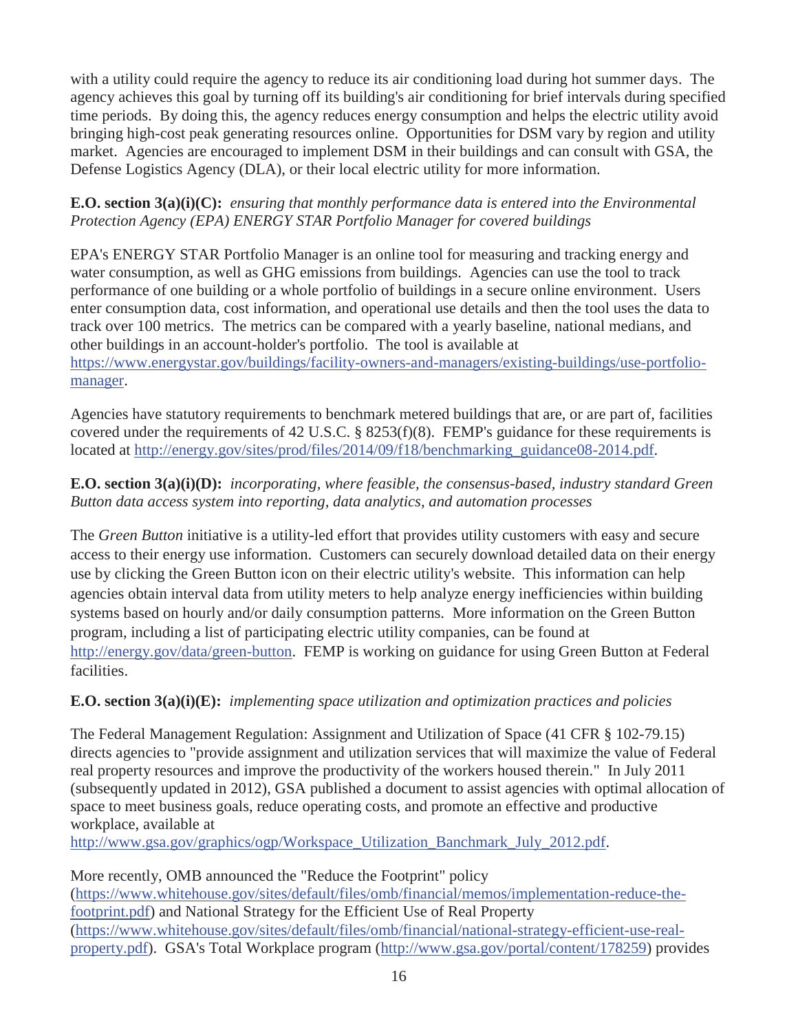with a utility could require the agency to reduce its air conditioning load during hot summer days. The agency achieves this goal by turning off its building's air conditioning for brief intervals during specified time periods. By doing this, the agency reduces energy consumption and helps the electric utility avoid bringing high-cost peak generating resources online. Opportunities for DSM vary by region and utility market. Agencies are encouraged to implement DSM in their buildings and can consult with GSA, the Defense Logistics Agency (DLA), or their local electric utility for more information.

**E.O. section 3(a)(i)(C):** *ensuring that monthly performance data is entered into the Environmental Protection Agency (EPA) ENERGY STAR Portfolio Manager for covered buildings*

EPA's ENERGY STAR Portfolio Manager is an online tool for measuring and tracking energy and water consumption, as well as GHG emissions from buildings. Agencies can use the tool to track performance of one building or a whole portfolio of buildings in a secure online environment. Users enter consumption data, cost information, and operational use details and then the tool uses the data to track over 100 metrics. The metrics can be compared with a yearly baseline, national medians, and other buildings in an account-holder's portfolio. The tool is available at https://www.energystar.gov/buildings/facility-owners-and-managers/existing-buildings/use-portfolio-manager.

Agencies have statutory requirements to benchmark metered buildings that are, or are part of, facilities covered under the requirements of 42 U.S.C. § 8253(f)(8). FEMP's guidance for these requirements is located at http://energy.gov/sites/prod/files/2014/09/f18/benchmarking_guidance08-2014.pdf.

**E.O. section 3(a)(i)(D):** *incorporating, where feasible, the consensus-based, industry standard Green Button data access system into reporting, data analytics, and automation processes*

The *Green Button* initiative is a utility-led effort that provides utility customers with easy and secure access to their energy use information. Customers can securely download detailed data on their energy use by clicking the Green Button icon on their electric utility's website. This information can help agencies obtain interval data from utility meters to help analyze energy inefficiencies within building systems based on hourly and/or daily consumption patterns. More information on the Green Button program, including a list of participating electric utility companies, can be found at http://energy.gov/data/green-button. FEMP is working on guidance for using Green Button at Federal facilities.

**E.O. section 3(a)(i)(E):** *implementing space utilization and optimization practices and policies*

The Federal Management Regulation: Assignment and Utilization of Space (41 CFR § 102-79.15) directs agencies to "provide assignment and utilization services that will maximize the value of Federal real property resources and improve the productivity of the workers housed therein." In July 2011 (subsequently updated in 2012), GSA published a document to assist agencies with optimal allocation of space to meet business goals, reduce operating costs, and promote an effective and productive workplace, available at http://www.gsa.gov/graphics/ogp/Workspace_Utilization_Banchmark_July_2012.pdf.

More recently, OMB announced the "Reduce the Footprint" policy (https://www.whitehouse.gov/sites/default/files/omb/financial/memos/implementation-reduce-the-footprint.pdf) and National Strategy for the Efficient Use of Real Property (https://www.whitehouse.gov/sites/default/files/omb/financial/national-strategy-efficient-use-real-property.pdf). GSA's Total Workplace program (http://www.gsa.gov/portal/content/178259) provides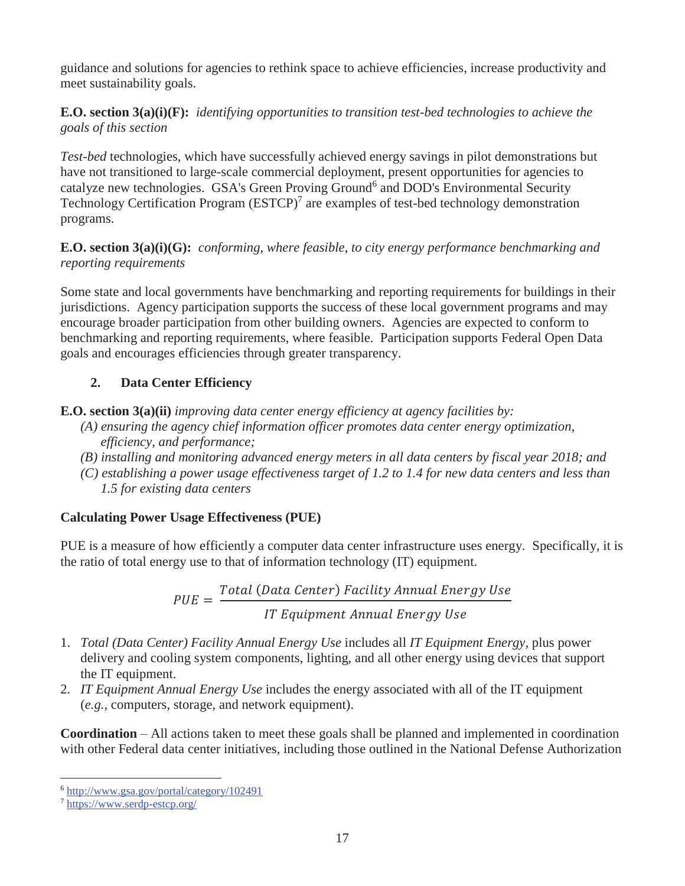guidance and solutions for agencies to rethink space to achieve efficiencies, increase productivity and meet sustainability goals.

**E.O. section 3(a)(i)(F):** *identifying opportunities to transition test-bed technologies to achieve the goals of this section*

*Test-bed* technologies, which have successfully achieved energy savings in pilot demonstrations but have not transitioned to large-scale commercial deployment, present opportunities for agencies to catalyze new technologies. GSA's Green Proving Ground[6] and DOD's Environmental Security Technology Certification Program (ESTCP)[7] are examples of test-bed technology demonstration programs.

**E.O. section 3(a)(i)(G):** *conforming, where feasible, to city energy performance benchmarking and reporting requirements*

Some state and local governments have benchmarking and reporting requirements for buildings in their jurisdictions. Agency participation supports the success of these local government programs and may encourage broader participation from other building owners. Agencies are expected to conform to benchmarking and reporting requirements, where feasible. Participation supports Federal Open Data goals and encourages efficiencies through greater transparency.

### 2. Data Center Efficiency

**E.O. section 3(a)(ii)** *improving data center energy efficiency at agency facilities by:*

*(A) ensuring the agency chief information officer promotes data center energy optimization, efficiency, and performance;*
*(B) installing and monitoring advanced energy meters in all data centers by fiscal year 2018; and*
*(C) establishing a power usage effectiveness target of 1.2 to 1.4 for new data centers and less than 1.5 for existing data centers*

**Calculating Power Usage Effectiveness (PUE)**

PUE is a measure of how efficiently a computer data center infrastructure uses energy. Specifically, it is the ratio of total energy use to that of information technology (IT) equipment.

$$PUE = \frac{Total\ (Data\ Center)\ Facility\ Annual\ Energy\ Use}{IT\ Equipment\ Annual\ Energy\ Use}$$

1. *Total (Data Center) Facility Annual Energy Use* includes all *IT Equipment Energy*, plus power delivery and cooling system components, lighting, and all other energy using devices that support the IT equipment.
2. *IT Equipment Annual Energy Use* includes the energy associated with all of the IT equipment (*e.g.*, computers, storage, and network equipment).

**Coordination** – All actions taken to meet these goals shall be planned and implemented in coordination with other Federal data center initiatives, including those outlined in the National Defense Authorization

---

[6] http://www.gsa.gov/portal/category/102491

[7] https://www.serdp-estcp.org/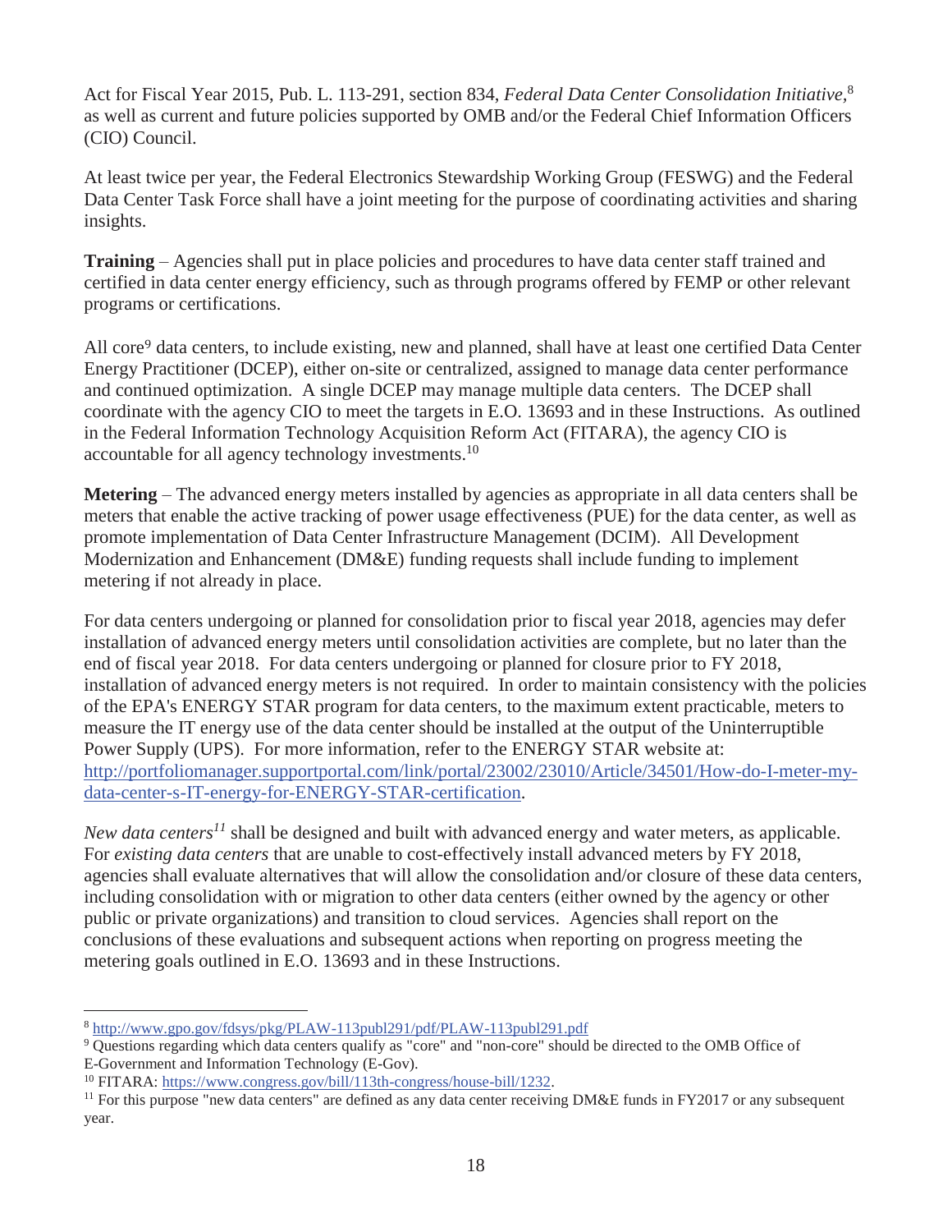Act for Fiscal Year 2015, Pub. L. 113-291, section 834, *Federal Data Center Consolidation Initiative*,[8] as well as current and future policies supported by OMB and/or the Federal Chief Information Officers (CIO) Council.

At least twice per year, the Federal Electronics Stewardship Working Group (FESWG) and the Federal Data Center Task Force shall have a joint meeting for the purpose of coordinating activities and sharing insights.

**Training** – Agencies shall put in place policies and procedures to have data center staff trained and certified in data center energy efficiency, such as through programs offered by FEMP or other relevant programs or certifications.

All core[9] data centers, to include existing, new and planned, shall have at least one certified Data Center Energy Practitioner (DCEP), either on-site or centralized, assigned to manage data center performance and continued optimization. A single DCEP may manage multiple data centers. The DCEP shall coordinate with the agency CIO to meet the targets in E.O. 13693 and in these Instructions. As outlined in the Federal Information Technology Acquisition Reform Act (FITARA), the agency CIO is accountable for all agency technology investments.[10]

**Metering** – The advanced energy meters installed by agencies as appropriate in all data centers shall be meters that enable the active tracking of power usage effectiveness (PUE) for the data center, as well as promote implementation of Data Center Infrastructure Management (DCIM). All Development Modernization and Enhancement (DM&E) funding requests shall include funding to implement metering if not already in place.

For data centers undergoing or planned for consolidation prior to fiscal year 2018, agencies may defer installation of advanced energy meters until consolidation activities are complete, but no later than the end of fiscal year 2018. For data centers undergoing or planned for closure prior to FY 2018, installation of advanced energy meters is not required. In order to maintain consistency with the policies of the EPA's ENERGY STAR program for data centers, to the maximum extent practicable, meters to measure the IT energy use of the data center should be installed at the output of the Uninterruptible Power Supply (UPS). For more information, refer to the ENERGY STAR website at: http://portfoliomanager.supportportal.com/link/portal/23002/23010/Article/34501/How-do-I-meter-my-data-center-s-IT-energy-for-ENERGY-STAR-certification.

*New data centers*[11] shall be designed and built with advanced energy and water meters, as applicable. For *existing data centers* that are unable to cost-effectively install advanced meters by FY 2018, agencies shall evaluate alternatives that will allow the consolidation and/or closure of these data centers, including consolidation with or migration to other data centers (either owned by the agency or other public or private organizations) and transition to cloud services. Agencies shall report on the conclusions of these evaluations and subsequent actions when reporting on progress meeting the metering goals outlined in E.O. 13693 and in these Instructions.

---

[8] http://www.gpo.gov/fdsys/pkg/PLAW-113publ291/pdf/PLAW-113publ291.pdf

[9] Questions regarding which data centers qualify as "core" and "non-core" should be directed to the OMB Office of E-Government and Information Technology (E-Gov).

[10] FITARA: https://www.congress.gov/bill/113th-congress/house-bill/1232.

[11] For this purpose "new data centers" are defined as any data center receiving DM&E funds in FY2017 or any subsequent year.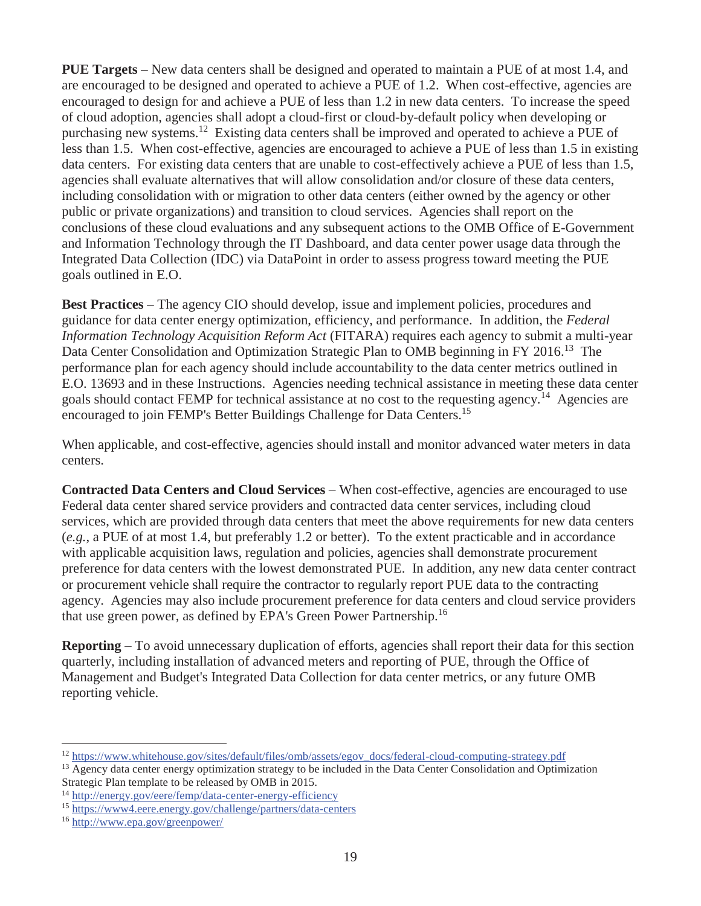**PUE Targets** – New data centers shall be designed and operated to maintain a PUE of at most 1.4, and are encouraged to be designed and operated to achieve a PUE of 1.2. When cost-effective, agencies are encouraged to design for and achieve a PUE of less than 1.2 in new data centers. To increase the speed of cloud adoption, agencies shall adopt a cloud-first or cloud-by-default policy when developing or purchasing new systems.[12] Existing data centers shall be improved and operated to achieve a PUE of less than 1.5. When cost-effective, agencies are encouraged to achieve a PUE of less than 1.5 in existing data centers. For existing data centers that are unable to cost-effectively achieve a PUE of less than 1.5, agencies shall evaluate alternatives that will allow consolidation and/or closure of these data centers, including consolidation with or migration to other data centers (either owned by the agency or other public or private organizations) and transition to cloud services. Agencies shall report on the conclusions of these cloud evaluations and any subsequent actions to the OMB Office of E-Government and Information Technology through the IT Dashboard, and data center power usage data through the Integrated Data Collection (IDC) via DataPoint in order to assess progress toward meeting the PUE goals outlined in E.O.

**Best Practices** – The agency CIO should develop, issue and implement policies, procedures and guidance for data center energy optimization, efficiency, and performance. In addition, the *Federal Information Technology Acquisition Reform Act* (FITARA) requires each agency to submit a multi-year Data Center Consolidation and Optimization Strategic Plan to OMB beginning in FY 2016.[13] The performance plan for each agency should include accountability to the data center metrics outlined in E.O. 13693 and in these Instructions. Agencies needing technical assistance in meeting these data center goals should contact FEMP for technical assistance at no cost to the requesting agency.[14] Agencies are encouraged to join FEMP's Better Buildings Challenge for Data Centers.[15]

When applicable, and cost-effective, agencies should install and monitor advanced water meters in data centers.

**Contracted Data Centers and Cloud Services** – When cost-effective, agencies are encouraged to use Federal data center shared service providers and contracted data center services, including cloud services, which are provided through data centers that meet the above requirements for new data centers (*e.g.*, a PUE of at most 1.4, but preferably 1.2 or better). To the extent practicable and in accordance with applicable acquisition laws, regulation and policies, agencies shall demonstrate procurement preference for data centers with the lowest demonstrated PUE. In addition, any new data center contract or procurement vehicle shall require the contractor to regularly report PUE data to the contracting agency. Agencies may also include procurement preference for data centers and cloud service providers that use green power, as defined by EPA's Green Power Partnership.[16]

**Reporting** – To avoid unnecessary duplication of efforts, agencies shall report their data for this section quarterly, including installation of advanced meters and reporting of PUE, through the Office of Management and Budget's Integrated Data Collection for data center metrics, or any future OMB reporting vehicle.

---

[12] https://www.whitehouse.gov/sites/default/files/omb/assets/egov_docs/federal-cloud-computing-strategy.pdf

[13] Agency data center energy optimization strategy to be included in the Data Center Consolidation and Optimization Strategic Plan template to be released by OMB in 2015.

[14] http://energy.gov/eere/femp/data-center-energy-efficiency

[15] https://www4.eere.energy.gov/challenge/partners/data-centers

[16] http://www.epa.gov/greenpower/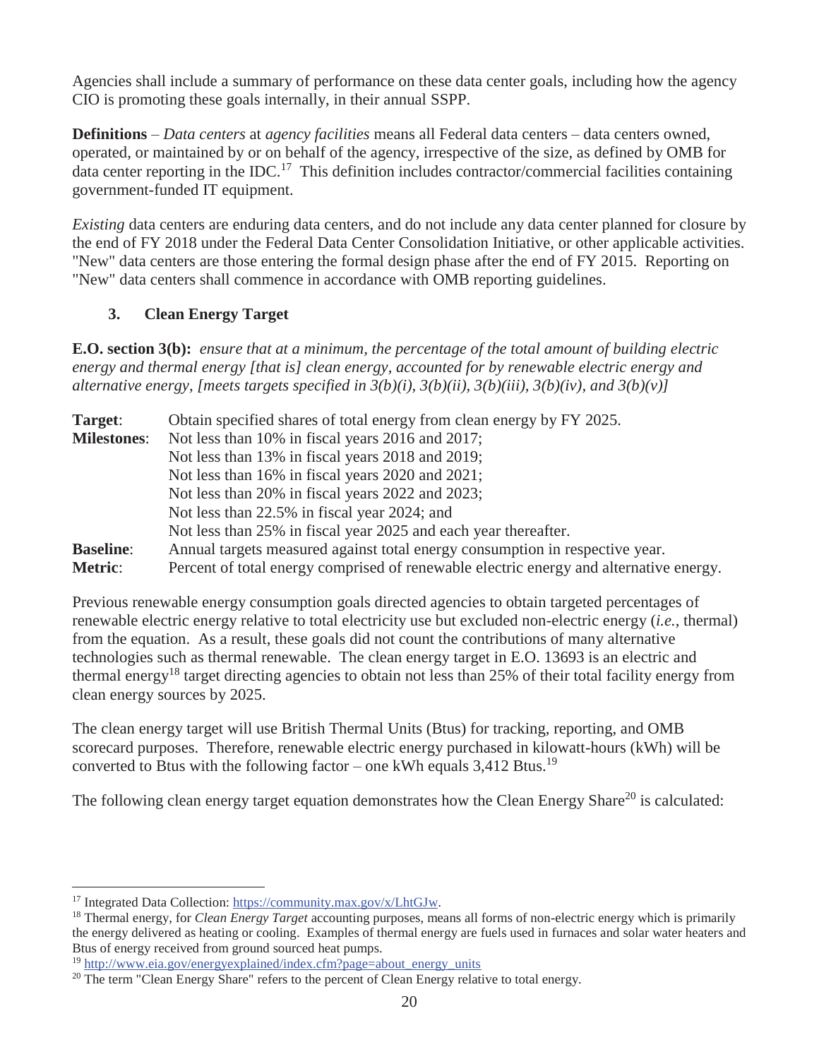Agencies shall include a summary of performance on these data center goals, including how the agency CIO is promoting these goals internally, in their annual SSPP.

**Definitions** – *Data centers* at *agency facilities* means all Federal data centers – data centers owned, operated, or maintained by or on behalf of the agency, irrespective of the size, as defined by OMB for data center reporting in the IDC.[17] This definition includes contractor/commercial facilities containing government-funded IT equipment.

*Existing* data centers are enduring data centers, and do not include any data center planned for closure by the end of FY 2018 under the Federal Data Center Consolidation Initiative, or other applicable activities. "New" data centers are those entering the formal design phase after the end of FY 2015. Reporting on "New" data centers shall commence in accordance with OMB reporting guidelines.

### 3. Clean Energy Target

**E.O. section 3(b):** *ensure that at a minimum, the percentage of the total amount of building electric energy and thermal energy [that is] clean energy, accounted for by renewable electric energy and alternative energy, [meets targets specified in 3(b)(i), 3(b)(ii), 3(b)(iii), 3(b)(iv), and 3(b)(v)]*

| | |
|---|---|
| **Target**: | Obtain specified shares of total energy from clean energy by FY 2025. |
| **Milestones**: | Not less than 10% in fiscal years 2016 and 2017; |
| | Not less than 13% in fiscal years 2018 and 2019; |
| | Not less than 16% in fiscal years 2020 and 2021; |
| | Not less than 20% in fiscal years 2022 and 2023; |
| | Not less than 22.5% in fiscal year 2024; and |
| | Not less than 25% in fiscal year 2025 and each year thereafter. |
| **Baseline**: | Annual targets measured against total energy consumption in respective year. |
| **Metric**: | Percent of total energy comprised of renewable electric energy and alternative energy. |

Previous renewable energy consumption goals directed agencies to obtain targeted percentages of renewable electric energy relative to total electricity use but excluded non-electric energy (*i.e.*, thermal) from the equation. As a result, these goals did not count the contributions of many alternative technologies such as thermal renewable. The clean energy target in E.O. 13693 is an electric and thermal energy[18] target directing agencies to obtain not less than 25% of their total facility energy from clean energy sources by 2025.

The clean energy target will use British Thermal Units (Btus) for tracking, reporting, and OMB scorecard purposes. Therefore, renewable electric energy purchased in kilowatt-hours (kWh) will be converted to Btus with the following factor – one kWh equals 3,412 Btus.[19]

The following clean energy target equation demonstrates how the Clean Energy Share[20] is calculated:

---

[17] Integrated Data Collection: https://community.max.gov/x/LhtGJw.

[18] Thermal energy, for *Clean Energy Target* accounting purposes, means all forms of non-electric energy which is primarily the energy delivered as heating or cooling. Examples of thermal energy are fuels used in furnaces and solar water heaters and Btus of energy received from ground sourced heat pumps.

[19] http://www.eia.gov/energyexplained/index.cfm?page=about_energy_units

[20] The term "Clean Energy Share" refers to the percent of Clean Energy relative to total energy.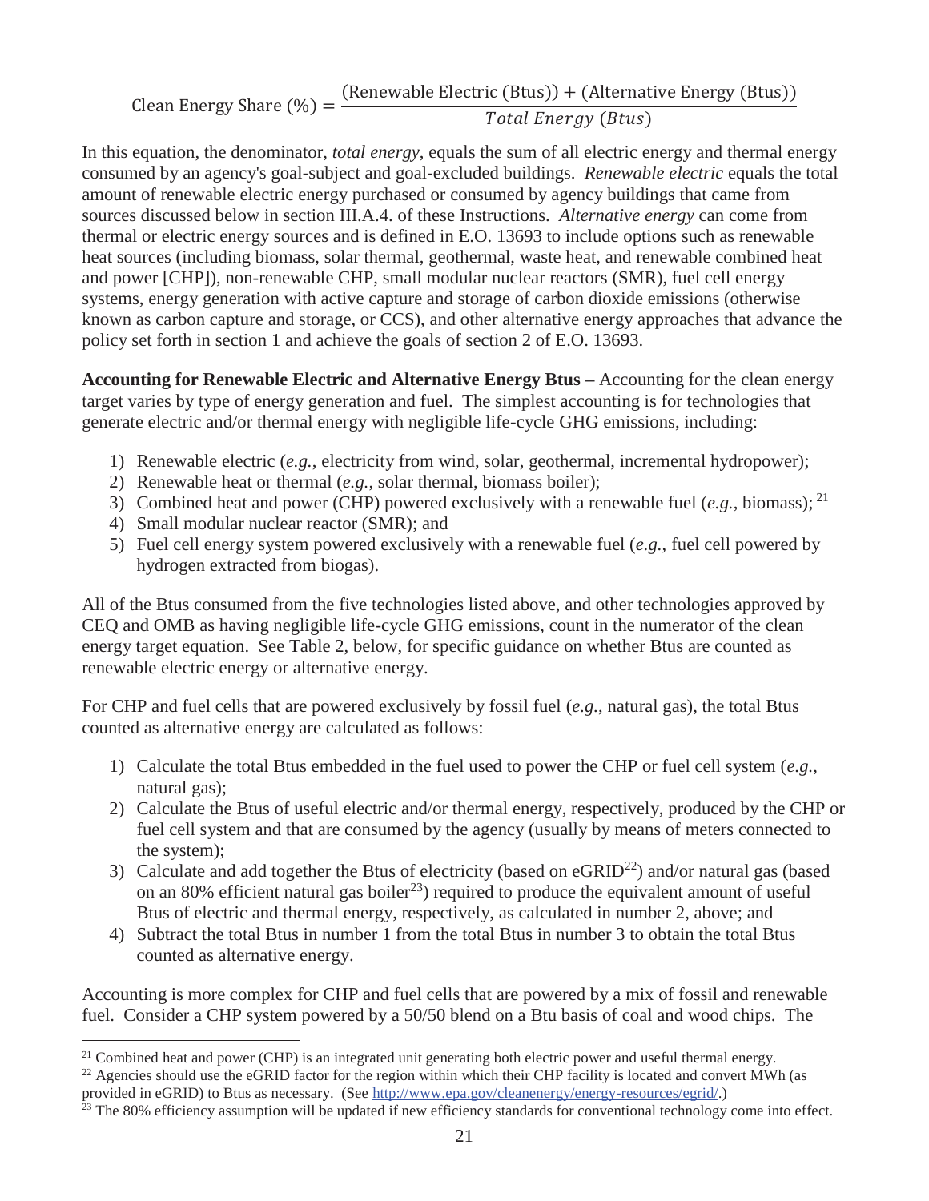$$\text{Clean Energy Share (\%)} = \frac{(\text{Renewable Electric (Btus)}) + (\text{Alternative Energy (Btus)})}{\textit{Total Energy (Btus)}}$$

In this equation, the denominator, *total energy*, equals the sum of all electric energy and thermal energy consumed by an agency's goal-subject and goal-excluded buildings. *Renewable electric* equals the total amount of renewable electric energy purchased or consumed by agency buildings that came from sources discussed below in section III.A.4. of these Instructions. *Alternative energy* can come from thermal or electric energy sources and is defined in E.O. 13693 to include options such as renewable heat sources (including biomass, solar thermal, geothermal, waste heat, and renewable combined heat and power [CHP]), non-renewable CHP, small modular nuclear reactors (SMR), fuel cell energy systems, energy generation with active capture and storage of carbon dioxide emissions (otherwise known as carbon capture and storage, or CCS), and other alternative energy approaches that advance the policy set forth in section 1 and achieve the goals of section 2 of E.O. 13693.

**Accounting for Renewable Electric and Alternative Energy Btus –** Accounting for the clean energy target varies by type of energy generation and fuel. The simplest accounting is for technologies that generate electric and/or thermal energy with negligible life-cycle GHG emissions, including:

1) Renewable electric (*e.g.*, electricity from wind, solar, geothermal, incremental hydropower);
2) Renewable heat or thermal (*e.g.*, solar thermal, biomass boiler);
3) Combined heat and power (CHP) powered exclusively with a renewable fuel (*e.g.*, biomass); [21]
4) Small modular nuclear reactor (SMR); and
5) Fuel cell energy system powered exclusively with a renewable fuel (*e.g.*, fuel cell powered by hydrogen extracted from biogas).

All of the Btus consumed from the five technologies listed above, and other technologies approved by CEQ and OMB as having negligible life-cycle GHG emissions, count in the numerator of the clean energy target equation. See Table 2, below, for specific guidance on whether Btus are counted as renewable electric energy or alternative energy.

For CHP and fuel cells that are powered exclusively by fossil fuel (*e.g.*, natural gas), the total Btus counted as alternative energy are calculated as follows:

1) Calculate the total Btus embedded in the fuel used to power the CHP or fuel cell system (*e.g.*, natural gas);
2) Calculate the Btus of useful electric and/or thermal energy, respectively, produced by the CHP or fuel cell system and that are consumed by the agency (usually by means of meters connected to the system);
3) Calculate and add together the Btus of electricity (based on eGRID[22]) and/or natural gas (based on an 80% efficient natural gas boiler[23]) required to produce the equivalent amount of useful Btus of electric and thermal energy, respectively, as calculated in number 2, above; and
4) Subtract the total Btus in number 1 from the total Btus in number 3 to obtain the total Btus counted as alternative energy.

Accounting is more complex for CHP and fuel cells that are powered by a mix of fossil and renewable fuel. Consider a CHP system powered by a 50/50 blend on a Btu basis of coal and wood chips. The

---

[21] Combined heat and power (CHP) is an integrated unit generating both electric power and useful thermal energy.

[22] Agencies should use the eGRID factor for the region within which their CHP facility is located and convert MWh (as provided in eGRID) to Btus as necessary. (See http://www.epa.gov/cleanenergy/energy-resources/egrid/.)

[23] The 80% efficiency assumption will be updated if new efficiency standards for conventional technology come into effect.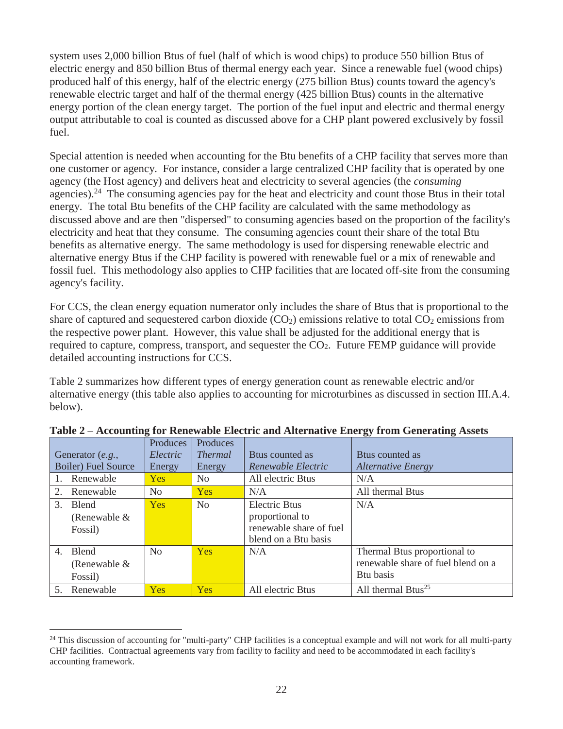system uses 2,000 billion Btus of fuel (half of which is wood chips) to produce 550 billion Btus of electric energy and 850 billion Btus of thermal energy each year. Since a renewable fuel (wood chips) produced half of this energy, half of the electric energy (275 billion Btus) counts toward the agency's renewable electric target and half of the thermal energy (425 billion Btus) counts in the alternative energy portion of the clean energy target. The portion of the fuel input and electric and thermal energy output attributable to coal is counted as discussed above for a CHP plant powered exclusively by fossil fuel.

Special attention is needed when accounting for the Btu benefits of a CHP facility that serves more than one customer or agency. For instance, consider a large centralized CHP facility that is operated by one agency (the Host agency) and delivers heat and electricity to several agencies (the *consuming* agencies).[24] The consuming agencies pay for the heat and electricity and count those Btus in their total energy. The total Btu benefits of the CHP facility are calculated with the same methodology as discussed above and are then "dispersed" to consuming agencies based on the proportion of the facility's electricity and heat that they consume. The consuming agencies count their share of the total Btu benefits as alternative energy. The same methodology is used for dispersing renewable electric and alternative energy Btus if the CHP facility is powered with renewable fuel or a mix of renewable and fossil fuel. This methodology also applies to CHP facilities that are located off-site from the consuming agency's facility.

For CCS, the clean energy equation numerator only includes the share of Btus that is proportional to the share of captured and sequestered carbon dioxide ($CO_2$) emissions relative to total $CO_2$ emissions from the respective power plant. However, this value shall be adjusted for the additional energy that is required to capture, compress, transport, and sequester the $CO_2$. Future FEMP guidance will provide detailed accounting instructions for CCS.

Table 2 summarizes how different types of energy generation count as renewable electric and/or alternative energy (this table also applies to accounting for microturbines as discussed in section III.A.4. below).

**Table 2 – Accounting for Renewable Electric and Alternative Energy from Generating Assets**

| Generator (*e.g.*, Boiler) Fuel Source | Produces *Electric* Energy | Produces *Thermal* Energy | Btus counted as *Renewable Electric* | Btus counted as *Alternative Energy* |
|---|---|---|---|---|
| 1. Renewable | Yes | No | All electric Btus | N/A |
| 2. Renewable | No | Yes | N/A | All thermal Btus |
| 3. Blend (Renewable & Fossil) | Yes | No | Electric Btus proportional to renewable share of fuel blend on a Btu basis | N/A |
| 4. Blend (Renewable & Fossil) | No | Yes | N/A | Thermal Btus proportional to renewable share of fuel blend on a Btu basis |
| 5. Renewable | Yes | Yes | All electric Btus | All thermal Btus[25] |

---

[24] This discussion of accounting for "multi-party" CHP facilities is a conceptual example and will not work for all multi-party CHP facilities. Contractual agreements vary from facility to facility and need to be accommodated in each facility's accounting framework.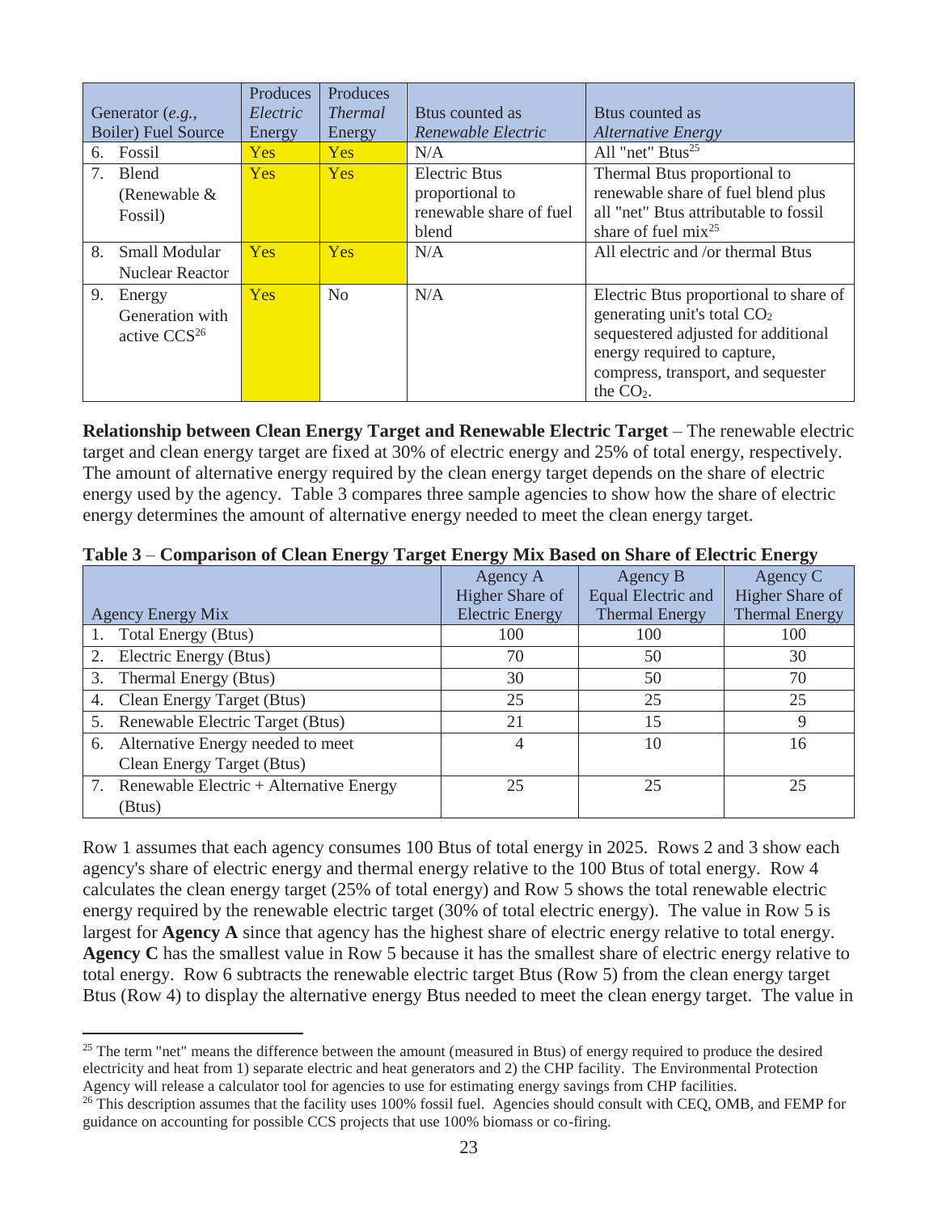| Generator (*e.g.,* Boiler) Fuel Source | Produces *Electric* Energy | Produces *Thermal* Energy | Btus counted as *Renewable Electric* | Btus counted as *Alternative Energy* |
|---|---|---|---|---|
| 6. Fossil | Yes | Yes | N/A | All "net" Btus[25] |
| 7. Blend (Renewable & Fossil) | Yes | Yes | Electric Btus proportional to renewable share of fuel blend | Thermal Btus proportional to renewable share of fuel blend plus all "net" Btus attributable to fossil share of fuel mix[25] |
| 8. Small Modular Nuclear Reactor | Yes | Yes | N/A | All electric and /or thermal Btus |
| 9. Energy Generation with active CCS[26] | Yes | No | N/A | Electric Btus proportional to share of generating unit's total $CO_2$ sequestered adjusted for additional energy required to capture, compress, transport, and sequester the $CO_2$. |

**Relationship between Clean Energy Target and Renewable Electric Target** – The renewable electric target and clean energy target are fixed at 30% of electric energy and 25% of total energy, respectively. The amount of alternative energy required by the clean energy target depends on the share of electric energy used by the agency. Table 3 compares three sample agencies to show how the share of electric energy determines the amount of alternative energy needed to meet the clean energy target.

**Table 3 – Comparison of Clean Energy Target Energy Mix Based on Share of Electric Energy**

| Agency Energy Mix | Agency A Higher Share of Electric Energy | Agency B Equal Electric and Thermal Energy | Agency C Higher Share of Thermal Energy |
|---|---|---|---|
| 1. Total Energy (Btus) | 100 | 100 | 100 |
| 2. Electric Energy (Btus) | 70 | 50 | 30 |
| 3. Thermal Energy (Btus) | 30 | 50 | 70 |
| 4. Clean Energy Target (Btus) | 25 | 25 | 25 |
| 5. Renewable Electric Target (Btus) | 21 | 15 | 9 |
| 6. Alternative Energy needed to meet Clean Energy Target (Btus) | 4 | 10 | 16 |
| 7. Renewable Electric + Alternative Energy (Btus) | 25 | 25 | 25 |

Row 1 assumes that each agency consumes 100 Btus of total energy in 2025. Rows 2 and 3 show each agency's share of electric energy and thermal energy relative to the 100 Btus of total energy. Row 4 calculates the clean energy target (25% of total energy) and Row 5 shows the total renewable electric energy required by the renewable electric target (30% of total electric energy). The value in Row 5 is largest for **Agency A** since that agency has the highest share of electric energy relative to total energy. **Agency C** has the smallest value in Row 5 because it has the smallest share of electric energy relative to total energy. Row 6 subtracts the renewable electric target Btus (Row 5) from the clean energy target Btus (Row 4) to display the alternative energy Btus needed to meet the clean energy target. The value in

[25] The term "net" means the difference between the amount (measured in Btus) of energy required to produce the desired electricity and heat from 1) separate electric and heat generators and 2) the CHP facility. The Environmental Protection Agency will release a calculator tool for agencies to use for estimating energy savings from CHP facilities.

[26] This description assumes that the facility uses 100% fossil fuel. Agencies should consult with CEQ, OMB, and FEMP for guidance on accounting for possible CCS projects that use 100% biomass or co-firing.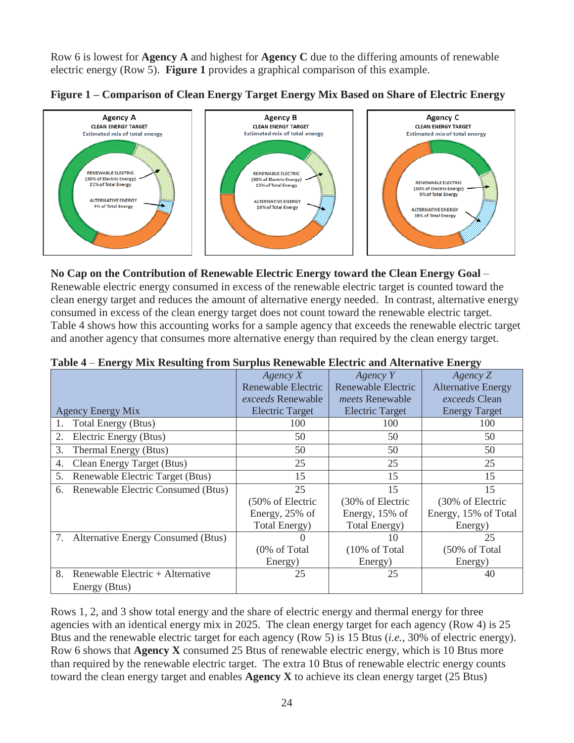Row 6 is lowest for **Agency A** and highest for **Agency C** due to the differing amounts of renewable electric energy (Row 5). **Figure 1** provides a graphical comparison of this example.

**Figure 1 – Comparison of Clean Energy Target Energy Mix Based on Share of Electric Energy**

**No Cap on the Contribution of Renewable Electric Energy toward the Clean Energy Goal** – Renewable electric energy consumed in excess of the renewable electric target is counted toward the clean energy target and reduces the amount of alternative energy needed. In contrast, alternative energy consumed in excess of the clean energy target does not count toward the renewable electric target. Table 4 shows how this accounting works for a sample agency that exceeds the renewable electric target and another agency that consumes more alternative energy than required by the clean energy target.

**Table 4** – **Energy Mix Resulting from Surplus Renewable Electric and Alternative Energy**

| Agency Energy Mix | *Agency X* Renewable Electric *exceeds* Renewable Electric Target | *Agency Y* Renewable Electric *meets* Renewable Electric Target | *Agency Z* Alternative Energy *exceeds* Clean Energy Target |
|---|---|---|---|
| 1. Total Energy (Btus) | 100 | 100 | 100 |
| 2. Electric Energy (Btus) | 50 | 50 | 50 |
| 3. Thermal Energy (Btus) | 50 | 50 | 50 |
| 4. Clean Energy Target (Btus) | 25 | 25 | 25 |
| 5. Renewable Electric Target (Btus) | 15 | 15 | 15 |
| 6. Renewable Electric Consumed (Btus) | 25 (50% of Electric Energy, 25% of Total Energy) | 15 (30% of Electric Energy, 15% of Total Energy) | 15 (30% of Electric Energy, 15% of Total Energy) |
| 7. Alternative Energy Consumed (Btus) | 0 (0% of Total Energy) | 10 (10% of Total Energy) | 25 (50% of Total Energy) |
| 8. Renewable Electric + Alternative Energy (Btus) | 25 | 25 | 40 |

Rows 1, 2, and 3 show total energy and the share of electric energy and thermal energy for three agencies with an identical energy mix in 2025. The clean energy target for each agency (Row 4) is 25 Btus and the renewable electric target for each agency (Row 5) is 15 Btus (*i.e.*, 30% of electric energy). Row 6 shows that **Agency X** consumed 25 Btus of renewable electric energy, which is 10 Btus more than required by the renewable electric target. The extra 10 Btus of renewable electric energy counts toward the clean energy target and enables **Agency X** to achieve its clean energy target (25 Btus)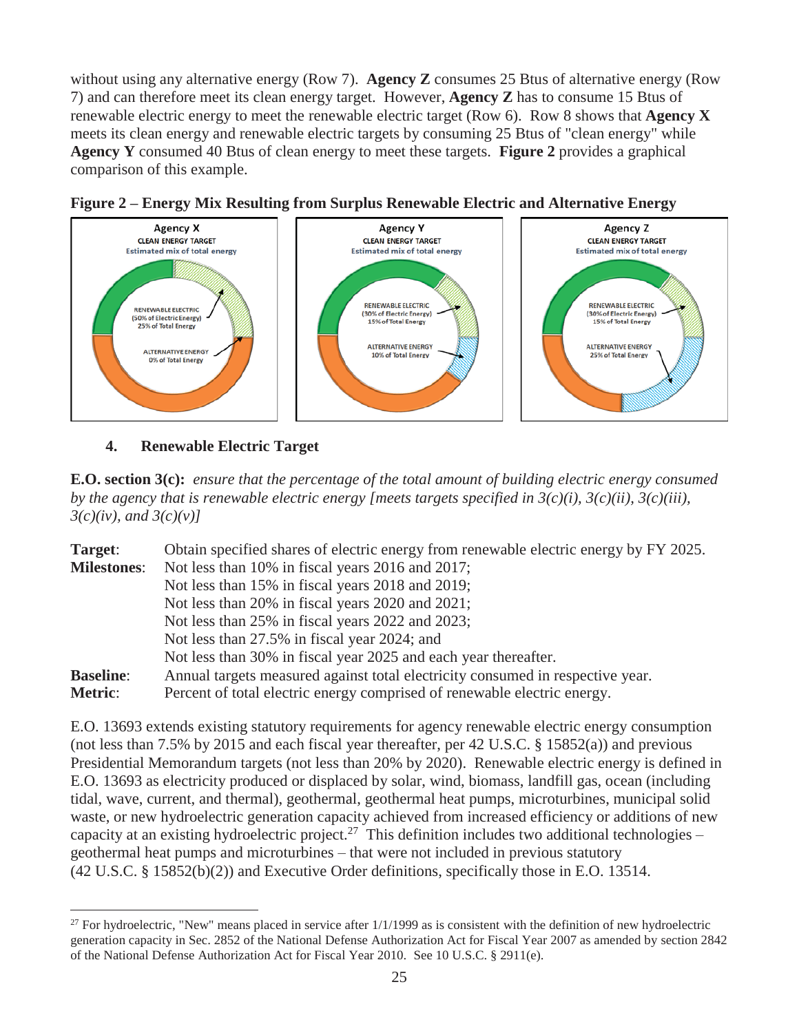without using any alternative energy (Row 7). **Agency Z** consumes 25 Btus of alternative energy (Row 7) and can therefore meet its clean energy target. However, **Agency Z** has to consume 15 Btus of renewable electric energy to meet the renewable electric target (Row 6). Row 8 shows that **Agency X** meets its clean energy and renewable electric targets by consuming 25 Btus of "clean energy" while **Agency Y** consumed 40 Btus of clean energy to meet these targets. **Figure 2** provides a graphical comparison of this example.

**Figure 2 – Energy Mix Resulting from Surplus Renewable Electric and Alternative Energy**

### 4. Renewable Electric Target

**E.O. section 3(c):** *ensure that the percentage of the total amount of building electric energy consumed by the agency that is renewable electric energy [meets targets specified in 3(c)(i), 3(c)(ii), 3(c)(iii), 3(c)(iv), and 3(c)(v)]*

| | |
|---|---|
| **Target**: | Obtain specified shares of electric energy from renewable electric energy by FY 2025. |
| **Milestones**: | Not less than 10% in fiscal years 2016 and 2017; |
| | Not less than 15% in fiscal years 2018 and 2019; |
| | Not less than 20% in fiscal years 2020 and 2021; |
| | Not less than 25% in fiscal years 2022 and 2023; |
| | Not less than 27.5% in fiscal year 2024; and |
| | Not less than 30% in fiscal year 2025 and each year thereafter. |
| **Baseline**: | Annual targets measured against total electricity consumed in respective year. |
| **Metric**: | Percent of total electric energy comprised of renewable electric energy. |

E.O. 13693 extends existing statutory requirements for agency renewable electric energy consumption (not less than 7.5% by 2015 and each fiscal year thereafter, per 42 U.S.C. § 15852(a)) and previous Presidential Memorandum targets (not less than 20% by 2020). Renewable electric energy is defined in E.O. 13693 as electricity produced or displaced by solar, wind, biomass, landfill gas, ocean (including tidal, wave, current, and thermal), geothermal, geothermal heat pumps, microturbines, municipal solid waste, or new hydroelectric generation capacity achieved from increased efficiency or additions of new capacity at an existing hydroelectric project.[27] This definition includes two additional technologies – geothermal heat pumps and microturbines – that were not included in previous statutory (42 U.S.C. § 15852(b)(2)) and Executive Order definitions, specifically those in E.O. 13514.

[27] For hydroelectric, "New" means placed in service after 1/1/1999 as is consistent with the definition of new hydroelectric generation capacity in Sec. 2852 of the National Defense Authorization Act for Fiscal Year 2007 as amended by section 2842 of the National Defense Authorization Act for Fiscal Year 2010. See 10 U.S.C. § 2911(e).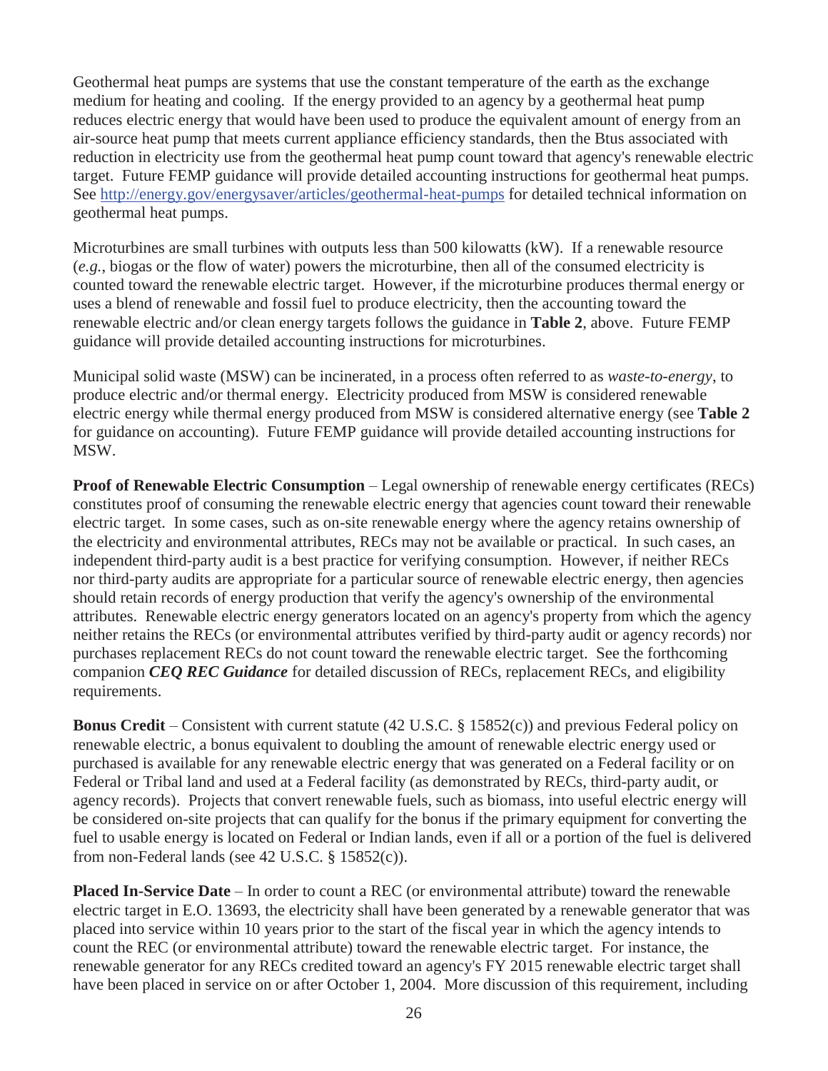Geothermal heat pumps are systems that use the constant temperature of the earth as the exchange medium for heating and cooling. If the energy provided to an agency by a geothermal heat pump reduces electric energy that would have been used to produce the equivalent amount of energy from an air-source heat pump that meets current appliance efficiency standards, then the Btus associated with reduction in electricity use from the geothermal heat pump count toward that agency's renewable electric target. Future FEMP guidance will provide detailed accounting instructions for geothermal heat pumps. See http://energy.gov/energysaver/articles/geothermal-heat-pumps for detailed technical information on geothermal heat pumps.

Microturbines are small turbines with outputs less than 500 kilowatts (kW). If a renewable resource (*e.g.*, biogas or the flow of water) powers the microturbine, then all of the consumed electricity is counted toward the renewable electric target. However, if the microturbine produces thermal energy or uses a blend of renewable and fossil fuel to produce electricity, then the accounting toward the renewable electric and/or clean energy targets follows the guidance in **Table 2**, above. Future FEMP guidance will provide detailed accounting instructions for microturbines.

Municipal solid waste (MSW) can be incinerated, in a process often referred to as *waste-to-energy*, to produce electric and/or thermal energy. Electricity produced from MSW is considered renewable electric energy while thermal energy produced from MSW is considered alternative energy (see **Table 2** for guidance on accounting). Future FEMP guidance will provide detailed accounting instructions for MSW.

**Proof of Renewable Electric Consumption** – Legal ownership of renewable energy certificates (RECs) constitutes proof of consuming the renewable electric energy that agencies count toward their renewable electric target. In some cases, such as on-site renewable energy where the agency retains ownership of the electricity and environmental attributes, RECs may not be available or practical. In such cases, an independent third-party audit is a best practice for verifying consumption. However, if neither RECs nor third-party audits are appropriate for a particular source of renewable electric energy, then agencies should retain records of energy production that verify the agency's ownership of the environmental attributes. Renewable electric energy generators located on an agency's property from which the agency neither retains the RECs (or environmental attributes verified by third-party audit or agency records) nor purchases replacement RECs do not count toward the renewable electric target. See the forthcoming companion ***CEQ REC Guidance*** for detailed discussion of RECs, replacement RECs, and eligibility requirements.

**Bonus Credit** – Consistent with current statute (42 U.S.C. § 15852(c)) and previous Federal policy on renewable electric, a bonus equivalent to doubling the amount of renewable electric energy used or purchased is available for any renewable electric energy that was generated on a Federal facility or on Federal or Tribal land and used at a Federal facility (as demonstrated by RECs, third-party audit, or agency records). Projects that convert renewable fuels, such as biomass, into useful electric energy will be considered on-site projects that can qualify for the bonus if the primary equipment for converting the fuel to usable energy is located on Federal or Indian lands, even if all or a portion of the fuel is delivered from non-Federal lands (see 42 U.S.C. § 15852(c)).

**Placed In-Service Date** – In order to count a REC (or environmental attribute) toward the renewable electric target in E.O. 13693, the electricity shall have been generated by a renewable generator that was placed into service within 10 years prior to the start of the fiscal year in which the agency intends to count the REC (or environmental attribute) toward the renewable electric target. For instance, the renewable generator for any RECs credited toward an agency's FY 2015 renewable electric target shall have been placed in service on or after October 1, 2004. More discussion of this requirement, including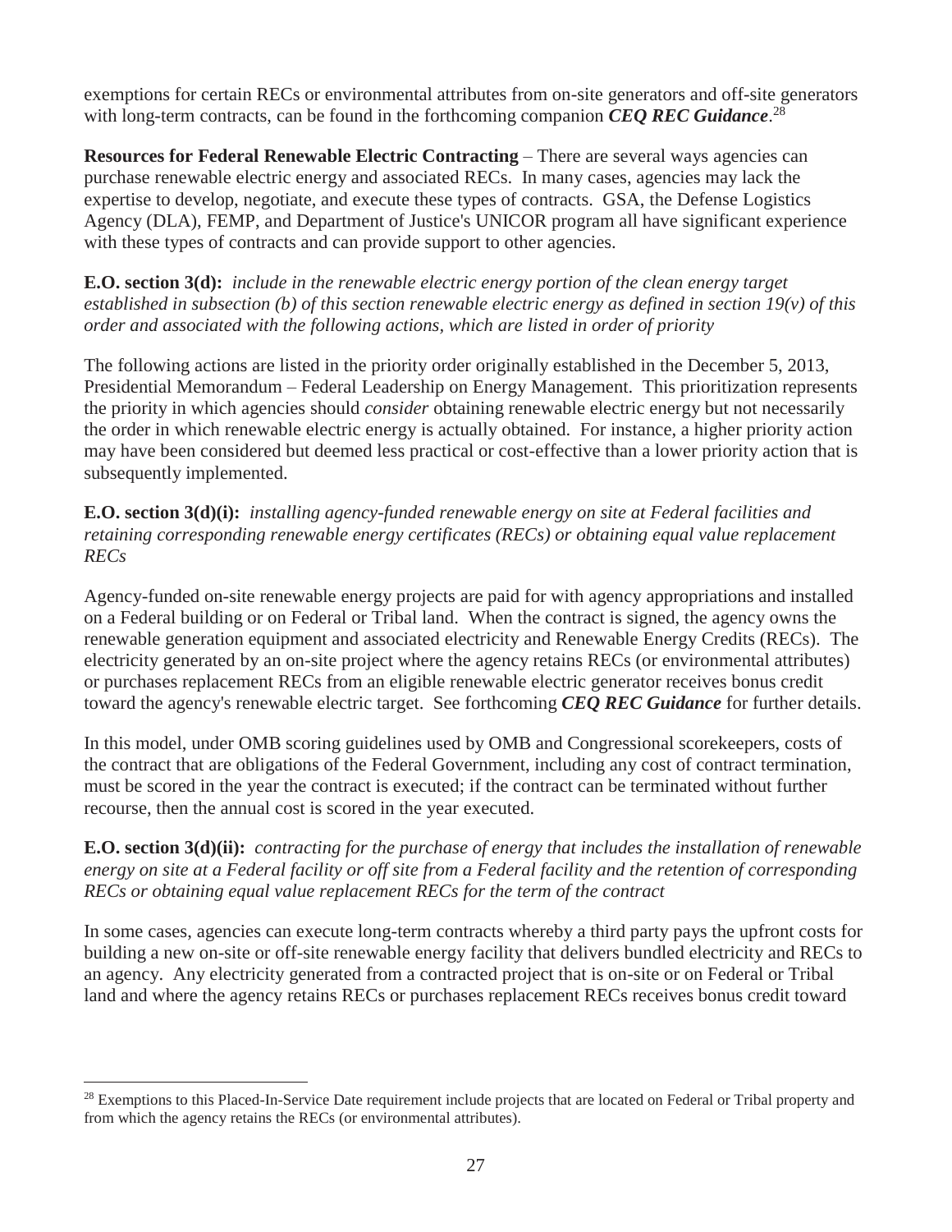exemptions for certain RECs or environmental attributes from on-site generators and off-site generators with long-term contracts, can be found in the forthcoming companion ***CEQ REC Guidance***.[28]

**Resources for Federal Renewable Electric Contracting** – There are several ways agencies can purchase renewable electric energy and associated RECs. In many cases, agencies may lack the expertise to develop, negotiate, and execute these types of contracts. GSA, the Defense Logistics Agency (DLA), FEMP, and Department of Justice's UNICOR program all have significant experience with these types of contracts and can provide support to other agencies.

**E.O. section 3(d):** *include in the renewable electric energy portion of the clean energy target established in subsection (b) of this section renewable electric energy as defined in section 19(v) of this order and associated with the following actions, which are listed in order of priority*

The following actions are listed in the priority order originally established in the December 5, 2013, Presidential Memorandum – Federal Leadership on Energy Management. This prioritization represents the priority in which agencies should *consider* obtaining renewable electric energy but not necessarily the order in which renewable electric energy is actually obtained. For instance, a higher priority action may have been considered but deemed less practical or cost-effective than a lower priority action that is subsequently implemented.

**E.O. section 3(d)(i):** *installing agency-funded renewable energy on site at Federal facilities and retaining corresponding renewable energy certificates (RECs) or obtaining equal value replacement RECs*

Agency-funded on-site renewable energy projects are paid for with agency appropriations and installed on a Federal building or on Federal or Tribal land. When the contract is signed, the agency owns the renewable generation equipment and associated electricity and Renewable Energy Credits (RECs). The electricity generated by an on-site project where the agency retains RECs (or environmental attributes) or purchases replacement RECs from an eligible renewable electric generator receives bonus credit toward the agency's renewable electric target. See forthcoming ***CEQ REC Guidance*** for further details.

In this model, under OMB scoring guidelines used by OMB and Congressional scorekeepers, costs of the contract that are obligations of the Federal Government, including any cost of contract termination, must be scored in the year the contract is executed; if the contract can be terminated without further recourse, then the annual cost is scored in the year executed.

**E.O. section 3(d)(ii):** *contracting for the purchase of energy that includes the installation of renewable energy on site at a Federal facility or off site from a Federal facility and the retention of corresponding RECs or obtaining equal value replacement RECs for the term of the contract*

In some cases, agencies can execute long-term contracts whereby a third party pays the upfront costs for building a new on-site or off-site renewable energy facility that delivers bundled electricity and RECs to an agency. Any electricity generated from a contracted project that is on-site or on Federal or Tribal land and where the agency retains RECs or purchases replacement RECs receives bonus credit toward

---

[28] Exemptions to this Placed-In-Service Date requirement include projects that are located on Federal or Tribal property and from which the agency retains the RECs (or environmental attributes).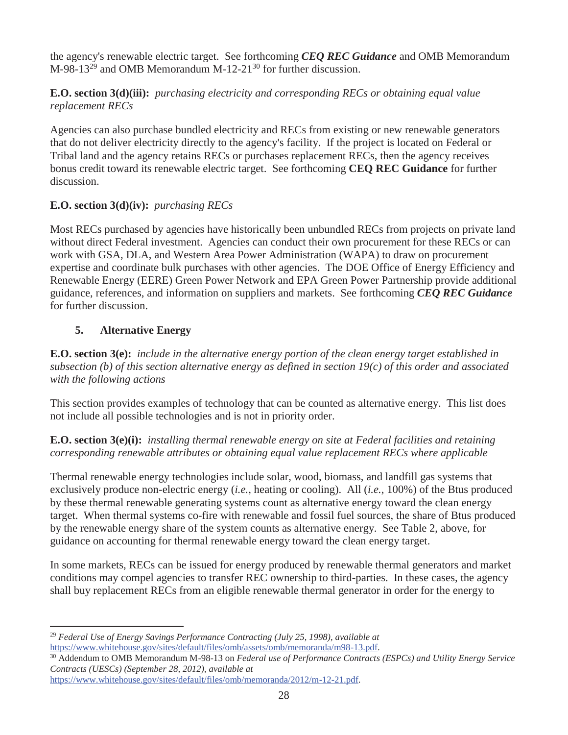the agency's renewable electric target. See forthcoming ***CEQ REC Guidance*** and OMB Memorandum M-98-13[29] and OMB Memorandum M-12-21[30] for further discussion.

**E.O. section 3(d)(iii):** *purchasing electricity and corresponding RECs or obtaining equal value replacement RECs*

Agencies can also purchase bundled electricity and RECs from existing or new renewable generators that do not deliver electricity directly to the agency's facility. If the project is located on Federal or Tribal land and the agency retains RECs or purchases replacement RECs, then the agency receives bonus credit toward its renewable electric target. See forthcoming **CEQ REC Guidance** for further discussion.

**E.O. section 3(d)(iv):** *purchasing RECs*

Most RECs purchased by agencies have historically been unbundled RECs from projects on private land without direct Federal investment. Agencies can conduct their own procurement for these RECs or can work with GSA, DLA, and Western Area Power Administration (WAPA) to draw on procurement expertise and coordinate bulk purchases with other agencies. The DOE Office of Energy Efficiency and Renewable Energy (EERE) Green Power Network and EPA Green Power Partnership provide additional guidance, references, and information on suppliers and markets. See forthcoming ***CEQ REC Guidance*** for further discussion.

### 5. Alternative Energy

**E.O. section 3(e):** *include in the alternative energy portion of the clean energy target established in subsection (b) of this section alternative energy as defined in section 19(c) of this order and associated with the following actions*

This section provides examples of technology that can be counted as alternative energy. This list does not include all possible technologies and is not in priority order.

**E.O. section 3(e)(i):** *installing thermal renewable energy on site at Federal facilities and retaining corresponding renewable attributes or obtaining equal value replacement RECs where applicable*

Thermal renewable energy technologies include solar, wood, biomass, and landfill gas systems that exclusively produce non-electric energy (*i.e.*, heating or cooling). All (*i.e.*, 100%) of the Btus produced by these thermal renewable generating systems count as alternative energy toward the clean energy target. When thermal systems co-fire with renewable and fossil fuel sources, the share of Btus produced by the renewable energy share of the system counts as alternative energy. See Table 2, above, for guidance on accounting for thermal renewable energy toward the clean energy target.

In some markets, RECs can be issued for energy produced by renewable thermal generators and market conditions may compel agencies to transfer REC ownership to third-parties. In these cases, the agency shall buy replacement RECs from an eligible renewable thermal generator in order for the energy to

---

[29] *Federal Use of Energy Savings Performance Contracting (July 25, 1998), available at* https://www.whitehouse.gov/sites/default/files/omb/assets/omb/memoranda/m98-13.pdf.

[30] Addendum to OMB Memorandum M-98-13 on *Federal use of Performance Contracts (ESPCs) and Utility Energy Service Contracts (UESCs) (September 28, 2012), available at* https://www.whitehouse.gov/sites/default/files/omb/memoranda/2012/m-12-21.pdf.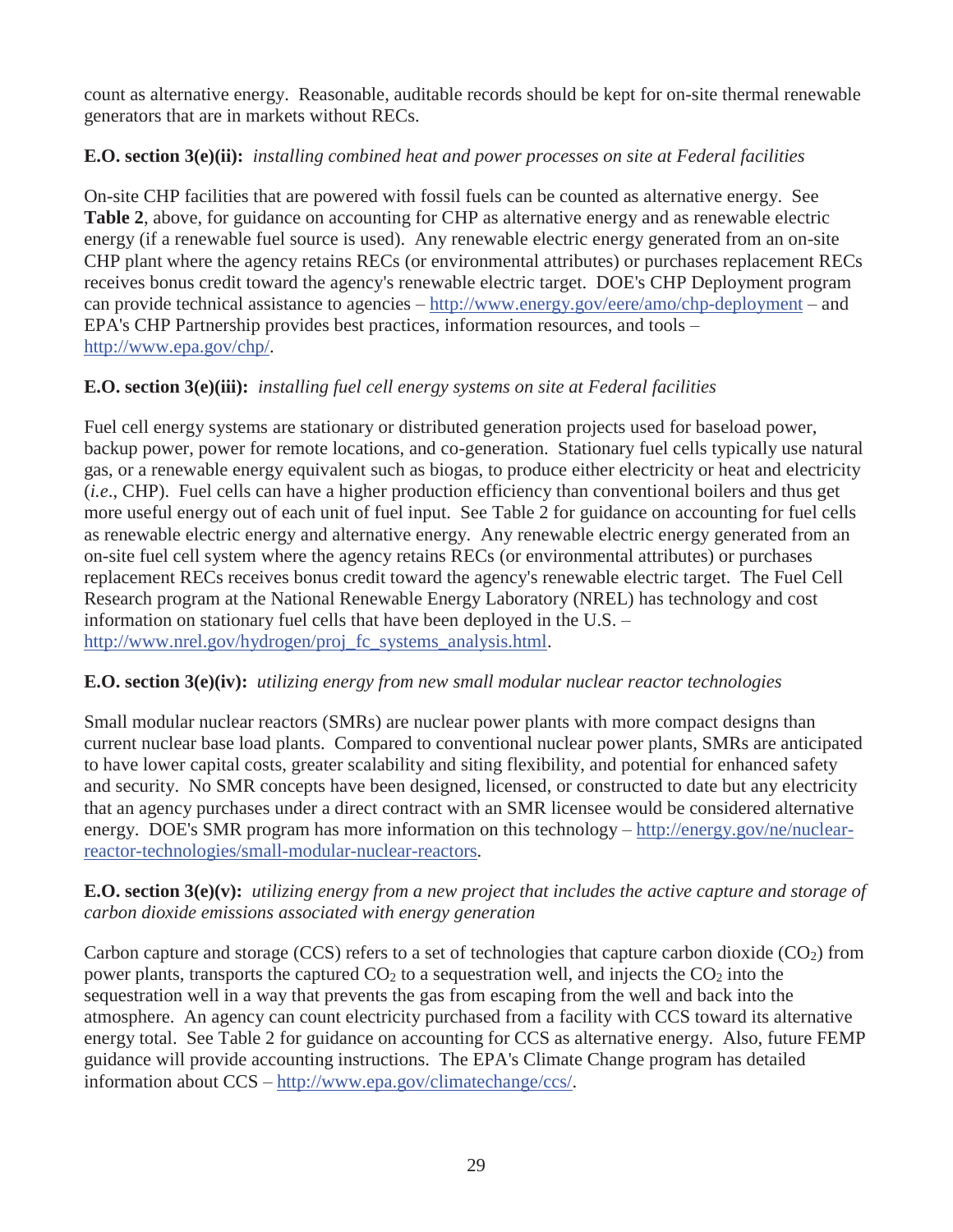count as alternative energy. Reasonable, auditable records should be kept for on-site thermal renewable generators that are in markets without RECs.

**E.O. section 3(e)(ii):** *installing combined heat and power processes on site at Federal facilities*

On-site CHP facilities that are powered with fossil fuels can be counted as alternative energy. See **Table 2**, above, for guidance on accounting for CHP as alternative energy and as renewable electric energy (if a renewable fuel source is used). Any renewable electric energy generated from an on-site CHP plant where the agency retains RECs (or environmental attributes) or purchases replacement RECs receives bonus credit toward the agency's renewable electric target. DOE's CHP Deployment program can provide technical assistance to agencies – http://www.energy.gov/eere/amo/chp-deployment – and EPA's CHP Partnership provides best practices, information resources, and tools – http://www.epa.gov/chp/.

**E.O. section 3(e)(iii):** *installing fuel cell energy systems on site at Federal facilities*

Fuel cell energy systems are stationary or distributed generation projects used for baseload power, backup power, power for remote locations, and co-generation. Stationary fuel cells typically use natural gas, or a renewable energy equivalent such as biogas, to produce either electricity or heat and electricity (*i.e.*, CHP). Fuel cells can have a higher production efficiency than conventional boilers and thus get more useful energy out of each unit of fuel input. See Table 2 for guidance on accounting for fuel cells as renewable electric energy and alternative energy. Any renewable electric energy generated from an on-site fuel cell system where the agency retains RECs (or environmental attributes) or purchases replacement RECs receives bonus credit toward the agency's renewable electric target. The Fuel Cell Research program at the National Renewable Energy Laboratory (NREL) has technology and cost information on stationary fuel cells that have been deployed in the U.S. – http://www.nrel.gov/hydrogen/proj_fc_systems_analysis.html.

**E.O. section 3(e)(iv):** *utilizing energy from new small modular nuclear reactor technologies*

Small modular nuclear reactors (SMRs) are nuclear power plants with more compact designs than current nuclear base load plants. Compared to conventional nuclear power plants, SMRs are anticipated to have lower capital costs, greater scalability and siting flexibility, and potential for enhanced safety and security. No SMR concepts have been designed, licensed, or constructed to date but any electricity that an agency purchases under a direct contract with an SMR licensee would be considered alternative energy. DOE's SMR program has more information on this technology – http://energy.gov/ne/nuclear-reactor-technologies/small-modular-nuclear-reactors.

**E.O. section 3(e)(v):** *utilizing energy from a new project that includes the active capture and storage of carbon dioxide emissions associated with energy generation*

Carbon capture and storage (CCS) refers to a set of technologies that capture carbon dioxide ($CO_2$) from power plants, transports the captured $CO_2$ to a sequestration well, and injects the $CO_2$ into the sequestration well in a way that prevents the gas from escaping from the well and back into the atmosphere. An agency can count electricity purchased from a facility with CCS toward its alternative energy total. See Table 2 for guidance on accounting for CCS as alternative energy. Also, future FEMP guidance will provide accounting instructions. The EPA's Climate Change program has detailed information about CCS – http://www.epa.gov/climatechange/ccs/.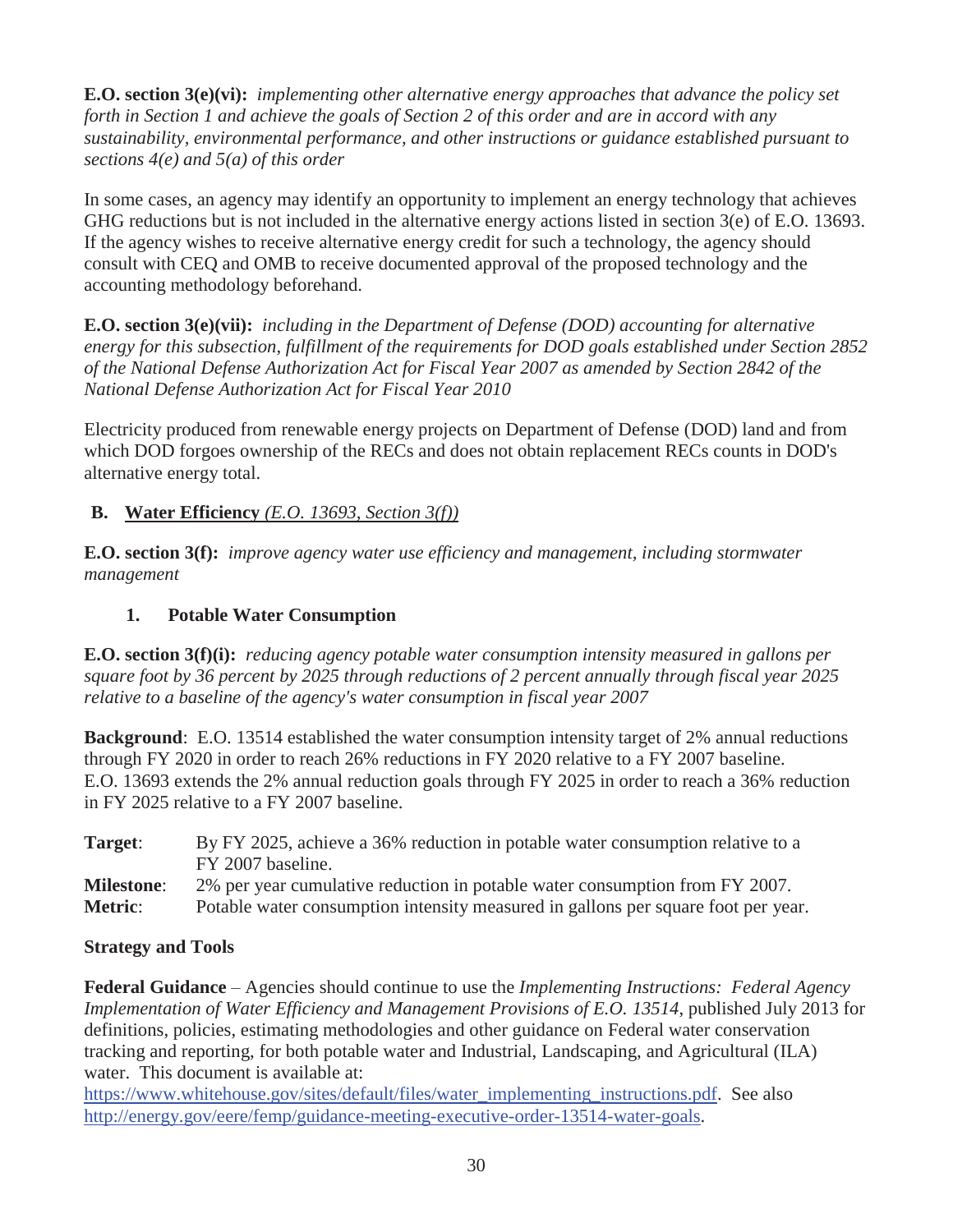**E.O. section 3(e)(vi):** *implementing other alternative energy approaches that advance the policy set forth in Section 1 and achieve the goals of Section 2 of this order and are in accord with any sustainability, environmental performance, and other instructions or guidance established pursuant to sections 4(e) and 5(a) of this order*

In some cases, an agency may identify an opportunity to implement an energy technology that achieves GHG reductions but is not included in the alternative energy actions listed in section 3(e) of E.O. 13693. If the agency wishes to receive alternative energy credit for such a technology, the agency should consult with CEQ and OMB to receive documented approval of the proposed technology and the accounting methodology beforehand.

**E.O. section 3(e)(vii):** *including in the Department of Defense (DOD) accounting for alternative energy for this subsection, fulfillment of the requirements for DOD goals established under Section 2852 of the National Defense Authorization Act for Fiscal Year 2007 as amended by Section 2842 of the National Defense Authorization Act for Fiscal Year 2010*

Electricity produced from renewable energy projects on Department of Defense (DOD) land and from which DOD forgoes ownership of the RECs and does not obtain replacement RECs counts in DOD's alternative energy total.

## B. Water Efficiency *(E.O. 13693, Section 3(f))*

**E.O. section 3(f):** *improve agency water use efficiency and management, including stormwater management*

### 1. Potable Water Consumption

**E.O. section 3(f)(i):** *reducing agency potable water consumption intensity measured in gallons per square foot by 36 percent by 2025 through reductions of 2 percent annually through fiscal year 2025 relative to a baseline of the agency's water consumption in fiscal year 2007*

**Background**: E.O. 13514 established the water consumption intensity target of 2% annual reductions through FY 2020 in order to reach 26% reductions in FY 2020 relative to a FY 2007 baseline. E.O. 13693 extends the 2% annual reduction goals through FY 2025 in order to reach a 36% reduction in FY 2025 relative to a FY 2007 baseline.

**Target**: By FY 2025, achieve a 36% reduction in potable water consumption relative to a FY 2007 baseline.
**Milestone**: 2% per year cumulative reduction in potable water consumption from FY 2007.
**Metric**: Potable water consumption intensity measured in gallons per square foot per year.

**Strategy and Tools**

**Federal Guidance** – Agencies should continue to use the *Implementing Instructions: Federal Agency Implementation of Water Efficiency and Management Provisions of E.O. 13514*, published July 2013 for definitions, policies, estimating methodologies and other guidance on Federal water conservation tracking and reporting, for both potable water and Industrial, Landscaping, and Agricultural (ILA) water. This document is available at: https://www.whitehouse.gov/sites/default/files/water_implementing_instructions.pdf. See also http://energy.gov/eere/femp/guidance-meeting-executive-order-13514-water-goals.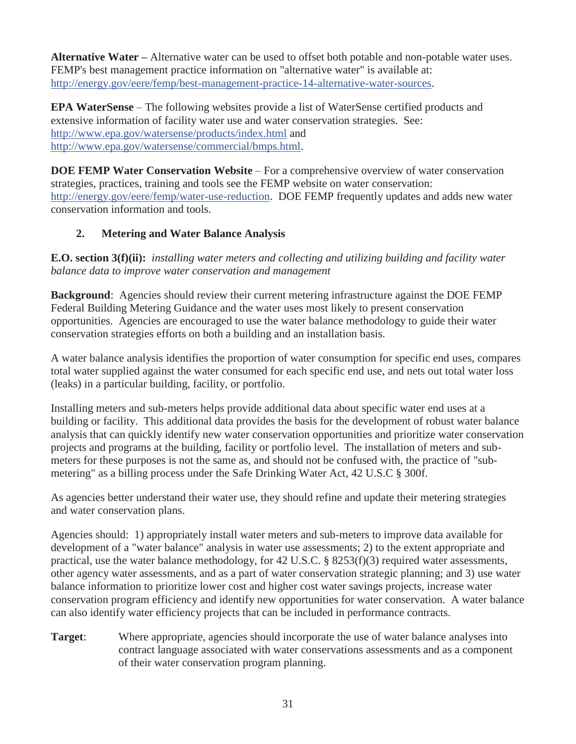**Alternative Water –** Alternative water can be used to offset both potable and non-potable water uses. FEMP's best management practice information on "alternative water" is available at: http://energy.gov/eere/femp/best-management-practice-14-alternative-water-sources.

**EPA WaterSense** – The following websites provide a list of WaterSense certified products and extensive information of facility water use and water conservation strategies. See: http://www.epa.gov/watersense/products/index.html and http://www.epa.gov/watersense/commercial/bmps.html.

**DOE FEMP Water Conservation Website** – For a comprehensive overview of water conservation strategies, practices, training and tools see the FEMP website on water conservation: http://energy.gov/eere/femp/water-use-reduction. DOE FEMP frequently updates and adds new water conservation information and tools.

### 2. Metering and Water Balance Analysis

**E.O. section 3(f)(ii):** *installing water meters and collecting and utilizing building and facility water balance data to improve water conservation and management*

**Background**: Agencies should review their current metering infrastructure against the DOE FEMP Federal Building Metering Guidance and the water uses most likely to present conservation opportunities. Agencies are encouraged to use the water balance methodology to guide their water conservation strategies efforts on both a building and an installation basis.

A water balance analysis identifies the proportion of water consumption for specific end uses, compares total water supplied against the water consumed for each specific end use, and nets out total water loss (leaks) in a particular building, facility, or portfolio.

Installing meters and sub-meters helps provide additional data about specific water end uses at a building or facility. This additional data provides the basis for the development of robust water balance analysis that can quickly identify new water conservation opportunities and prioritize water conservation projects and programs at the building, facility or portfolio level. The installation of meters and sub-meters for these purposes is not the same as, and should not be confused with, the practice of "sub-metering" as a billing process under the Safe Drinking Water Act, 42 U.S.C § 300f.

As agencies better understand their water use, they should refine and update their metering strategies and water conservation plans.

Agencies should: 1) appropriately install water meters and sub-meters to improve data available for development of a "water balance" analysis in water use assessments; 2) to the extent appropriate and practical, use the water balance methodology, for 42 U.S.C. § 8253(f)(3) required water assessments, other agency water assessments, and as a part of water conservation strategic planning; and 3) use water balance information to prioritize lower cost and higher cost water savings projects, increase water conservation program efficiency and identify new opportunities for water conservation. A water balance can also identify water efficiency projects that can be included in performance contracts.

**Target**: Where appropriate, agencies should incorporate the use of water balance analyses into contract language associated with water conservations assessments and as a component of their water conservation program planning.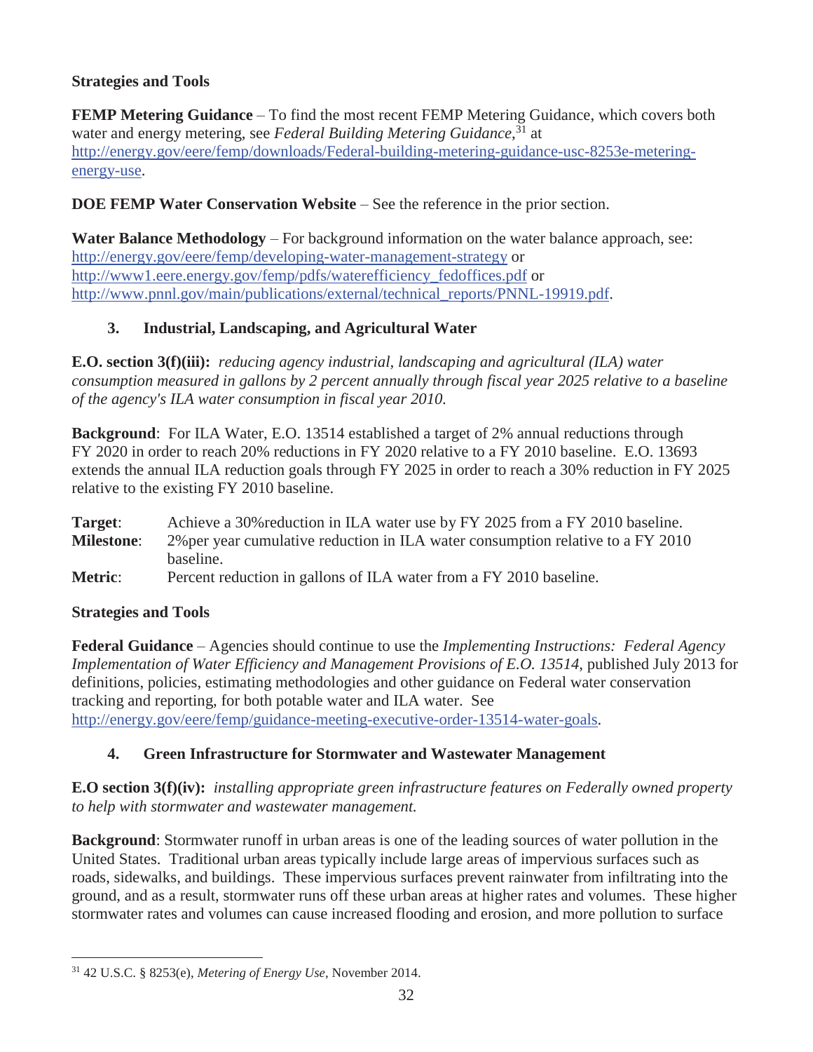**Strategies and Tools**

**FEMP Metering Guidance** – To find the most recent FEMP Metering Guidance, which covers both water and energy metering, see *Federal Building Metering Guidance*,[31] at http://energy.gov/eere/femp/downloads/Federal-building-metering-guidance-usc-8253e-metering-energy-use.

**DOE FEMP Water Conservation Website** – See the reference in the prior section.

**Water Balance Methodology** – For background information on the water balance approach, see: http://energy.gov/eere/femp/developing-water-management-strategy or http://www1.eere.energy.gov/femp/pdfs/waterefficiency_fedoffices.pdf or http://www.pnnl.gov/main/publications/external/technical_reports/PNNL-19919.pdf.

### 3. Industrial, Landscaping, and Agricultural Water

**E.O. section 3(f)(iii):** *reducing agency industrial, landscaping and agricultural (ILA) water consumption measured in gallons by 2 percent annually through fiscal year 2025 relative to a baseline of the agency's ILA water consumption in fiscal year 2010.*

**Background**: For ILA Water, E.O. 13514 established a target of 2% annual reductions through FY 2020 in order to reach 20% reductions in FY 2020 relative to a FY 2010 baseline. E.O. 13693 extends the annual ILA reduction goals through FY 2025 in order to reach a 30% reduction in FY 2025 relative to the existing FY 2010 baseline.

**Target**: Achieve a 30%reduction in ILA water use by FY 2025 from a FY 2010 baseline.
**Milestone**: 2%per year cumulative reduction in ILA water consumption relative to a FY 2010 baseline.
**Metric**: Percent reduction in gallons of ILA water from a FY 2010 baseline.

**Strategies and Tools**

**Federal Guidance** – Agencies should continue to use the *Implementing Instructions: Federal Agency Implementation of Water Efficiency and Management Provisions of E.O. 13514*, published July 2013 for definitions, policies, estimating methodologies and other guidance on Federal water conservation tracking and reporting, for both potable water and ILA water. See http://energy.gov/eere/femp/guidance-meeting-executive-order-13514-water-goals.

### 4. Green Infrastructure for Stormwater and Wastewater Management

**E.O section 3(f)(iv):** *installing appropriate green infrastructure features on Federally owned property to help with stormwater and wastewater management.*

**Background**: Stormwater runoff in urban areas is one of the leading sources of water pollution in the United States. Traditional urban areas typically include large areas of impervious surfaces such as roads, sidewalks, and buildings. These impervious surfaces prevent rainwater from infiltrating into the ground, and as a result, stormwater runs off these urban areas at higher rates and volumes. These higher stormwater rates and volumes can cause increased flooding and erosion, and more pollution to surface

[31] 42 U.S.C. § 8253(e), *Metering of Energy Use*, November 2014.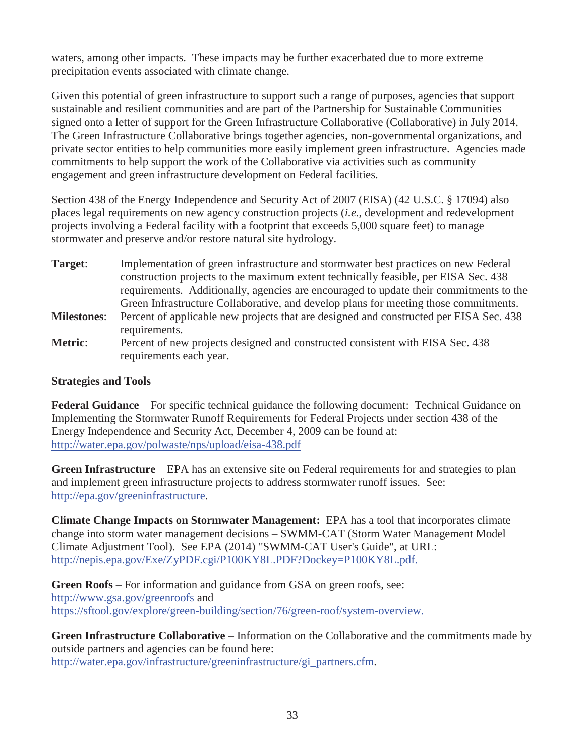waters, among other impacts. These impacts may be further exacerbated due to more extreme precipitation events associated with climate change.

Given this potential of green infrastructure to support such a range of purposes, agencies that support sustainable and resilient communities and are part of the Partnership for Sustainable Communities signed onto a letter of support for the Green Infrastructure Collaborative (Collaborative) in July 2014. The Green Infrastructure Collaborative brings together agencies, non-governmental organizations, and private sector entities to help communities more easily implement green infrastructure. Agencies made commitments to help support the work of the Collaborative via activities such as community engagement and green infrastructure development on Federal facilities.

Section 438 of the Energy Independence and Security Act of 2007 (EISA) (42 U.S.C. § 17094) also places legal requirements on new agency construction projects (*i.e.*, development and redevelopment projects involving a Federal facility with a footprint that exceeds 5,000 square feet) to manage stormwater and preserve and/or restore natural site hydrology.

**Target**: Implementation of green infrastructure and stormwater best practices on new Federal construction projects to the maximum extent technically feasible, per EISA Sec. 438 requirements. Additionally, agencies are encouraged to update their commitments to the Green Infrastructure Collaborative, and develop plans for meeting those commitments.

**Milestones**: Percent of applicable new projects that are designed and constructed per EISA Sec. 438 requirements.

**Metric**: Percent of new projects designed and constructed consistent with EISA Sec. 438 requirements each year.

**Strategies and Tools**

**Federal Guidance** – For specific technical guidance the following document: Technical Guidance on Implementing the Stormwater Runoff Requirements for Federal Projects under section 438 of the Energy Independence and Security Act, December 4, 2009 can be found at: http://water.epa.gov/polwaste/nps/upload/eisa-438.pdf

**Green Infrastructure** – EPA has an extensive site on Federal requirements for and strategies to plan and implement green infrastructure projects to address stormwater runoff issues. See: http://epa.gov/greeninfrastructure.

**Climate Change Impacts on Stormwater Management:** EPA has a tool that incorporates climate change into storm water management decisions – SWMM-CAT (Storm Water Management Model Climate Adjustment Tool). See EPA (2014) "SWMM-CAT User's Guide", at URL: http://nepis.epa.gov/Exe/ZyPDF.cgi/P100KY8L.PDF?Dockey=P100KY8L.pdf.

**Green Roofs** – For information and guidance from GSA on green roofs, see: http://www.gsa.gov/greenroofs and https://sftool.gov/explore/green-building/section/76/green-roof/system-overview.

**Green Infrastructure Collaborative** – Information on the Collaborative and the commitments made by outside partners and agencies can be found here: http://water.epa.gov/infrastructure/greeninfrastructure/gi_partners.cfm.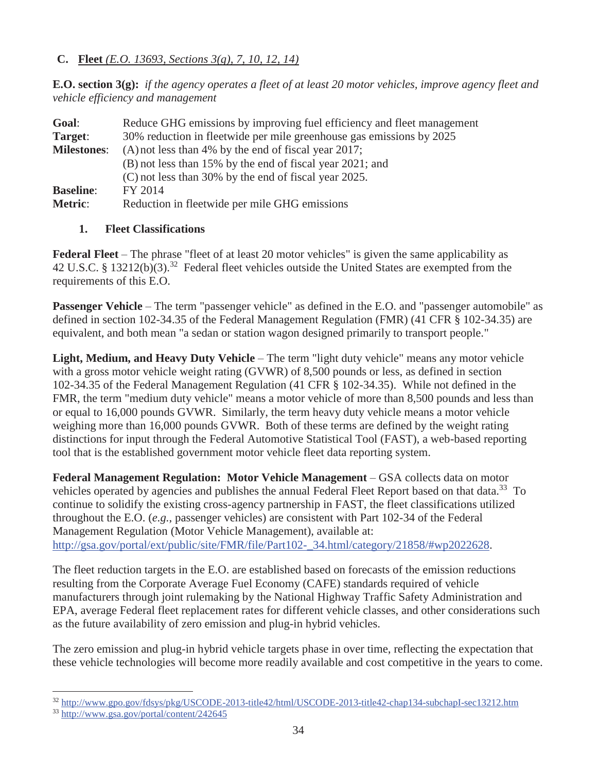### C. **Fleet** *(E.O. 13693, Sections 3(g), 7, 10, 12, 14)*

**E.O. section 3(g):** *if the agency operates a fleet of at least 20 motor vehicles, improve agency fleet and vehicle efficiency and management*

| | |
|---|---|
| **Goal**: | Reduce GHG emissions by improving fuel efficiency and fleet management |
| **Target**: | 30% reduction in fleetwide per mile greenhouse gas emissions by 2025 |
| **Milestones**: | (A) not less than 4% by the end of fiscal year 2017;<br>(B) not less than 15% by the end of fiscal year 2021; and<br>(C) not less than 30% by the end of fiscal year 2025. |
| **Baseline**: | FY 2014 |
| **Metric**: | Reduction in fleetwide per mile GHG emissions |

#### 1. Fleet Classifications

**Federal Fleet** – The phrase "fleet of at least 20 motor vehicles" is given the same applicability as 42 U.S.C. § 13212(b)(3).[32] Federal fleet vehicles outside the United States are exempted from the requirements of this E.O.

**Passenger Vehicle** – The term "passenger vehicle" as defined in the E.O. and "passenger automobile" as defined in section 102-34.35 of the Federal Management Regulation (FMR) (41 CFR § 102-34.35) are equivalent, and both mean "a sedan or station wagon designed primarily to transport people."

**Light, Medium, and Heavy Duty Vehicle** – The term "light duty vehicle" means any motor vehicle with a gross motor vehicle weight rating (GVWR) of 8,500 pounds or less, as defined in section 102-34.35 of the Federal Management Regulation (41 CFR § 102-34.35). While not defined in the FMR, the term "medium duty vehicle" means a motor vehicle of more than 8,500 pounds and less than or equal to 16,000 pounds GVWR. Similarly, the term heavy duty vehicle means a motor vehicle weighing more than 16,000 pounds GVWR. Both of these terms are defined by the weight rating distinctions for input through the Federal Automotive Statistical Tool (FAST), a web-based reporting tool that is the established government motor vehicle fleet data reporting system.

**Federal Management Regulation: Motor Vehicle Management** – GSA collects data on motor vehicles operated by agencies and publishes the annual Federal Fleet Report based on that data.[33] To continue to solidify the existing cross-agency partnership in FAST, the fleet classifications utilized throughout the E.O. (*e.g.*, passenger vehicles) are consistent with Part 102-34 of the Federal Management Regulation (Motor Vehicle Management), available at: http://gsa.gov/portal/ext/public/site/FMR/file/Part102-_34.html/category/21858/#wp2022628.

The fleet reduction targets in the E.O. are established based on forecasts of the emission reductions resulting from the Corporate Average Fuel Economy (CAFE) standards required of vehicle manufacturers through joint rulemaking by the National Highway Traffic Safety Administration and EPA, average Federal fleet replacement rates for different vehicle classes, and other considerations such as the future availability of zero emission and plug-in hybrid vehicles.

The zero emission and plug-in hybrid vehicle targets phase in over time, reflecting the expectation that these vehicle technologies will become more readily available and cost competitive in the years to come.

---

[32] http://www.gpo.gov/fdsys/pkg/USCODE-2013-title42/html/USCODE-2013-title42-chap134-subchapI-sec13212.htm

[33] http://www.gsa.gov/portal/content/242645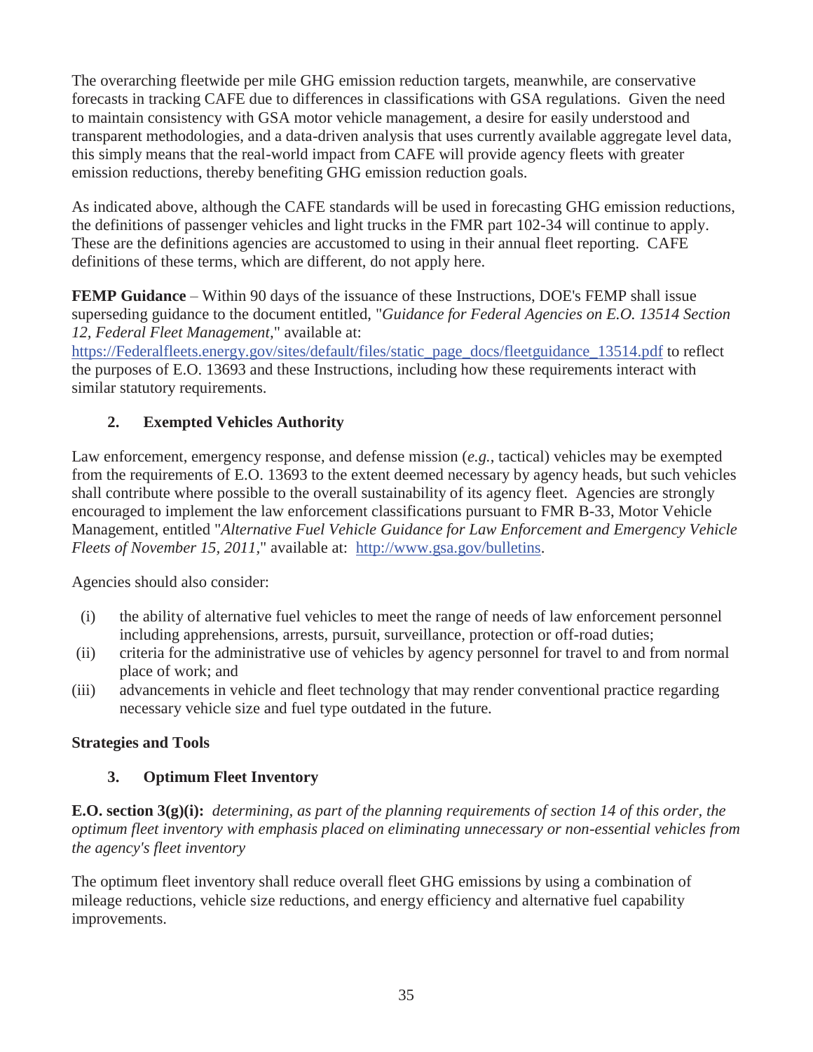The overarching fleetwide per mile GHG emission reduction targets, meanwhile, are conservative forecasts in tracking CAFE due to differences in classifications with GSA regulations. Given the need to maintain consistency with GSA motor vehicle management, a desire for easily understood and transparent methodologies, and a data-driven analysis that uses currently available aggregate level data, this simply means that the real-world impact from CAFE will provide agency fleets with greater emission reductions, thereby benefiting GHG emission reduction goals.

As indicated above, although the CAFE standards will be used in forecasting GHG emission reductions, the definitions of passenger vehicles and light trucks in the FMR part 102-34 will continue to apply. These are the definitions agencies are accustomed to using in their annual fleet reporting. CAFE definitions of these terms, which are different, do not apply here.

**FEMP Guidance** – Within 90 days of the issuance of these Instructions, DOE's FEMP shall issue superseding guidance to the document entitled, "*Guidance for Federal Agencies on E.O. 13514 Section 12, Federal Fleet Management,*" available at: https://Federalfleets.energy.gov/sites/default/files/static_page_docs/fleetguidance_13514.pdf to reflect the purposes of E.O. 13693 and these Instructions, including how these requirements interact with similar statutory requirements.

### 2. Exempted Vehicles Authority

Law enforcement, emergency response, and defense mission (*e.g.*, tactical) vehicles may be exempted from the requirements of E.O. 13693 to the extent deemed necessary by agency heads, but such vehicles shall contribute where possible to the overall sustainability of its agency fleet. Agencies are strongly encouraged to implement the law enforcement classifications pursuant to FMR B-33, Motor Vehicle Management, entitled "*Alternative Fuel Vehicle Guidance for Law Enforcement and Emergency Vehicle Fleets of November 15, 2011,*" available at: http://www.gsa.gov/bulletins.

Agencies should also consider:

(i) the ability of alternative fuel vehicles to meet the range of needs of law enforcement personnel including apprehensions, arrests, pursuit, surveillance, protection or off-road duties;
(ii) criteria for the administrative use of vehicles by agency personnel for travel to and from normal place of work; and
(iii) advancements in vehicle and fleet technology that may render conventional practice regarding necessary vehicle size and fuel type outdated in the future.

## Strategies and Tools

### 3. Optimum Fleet Inventory

**E.O. section 3(g)(i):** *determining, as part of the planning requirements of section 14 of this order, the optimum fleet inventory with emphasis placed on eliminating unnecessary or non-essential vehicles from the agency's fleet inventory*

The optimum fleet inventory shall reduce overall fleet GHG emissions by using a combination of mileage reductions, vehicle size reductions, and energy efficiency and alternative fuel capability improvements.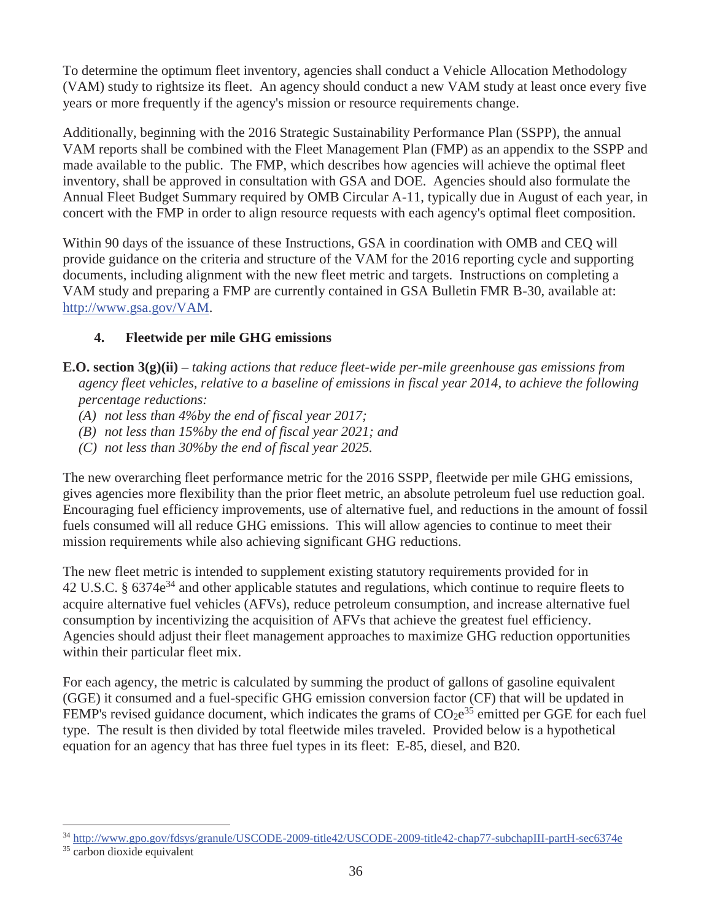To determine the optimum fleet inventory, agencies shall conduct a Vehicle Allocation Methodology (VAM) study to rightsize its fleet. An agency should conduct a new VAM study at least once every five years or more frequently if the agency's mission or resource requirements change.

Additionally, beginning with the 2016 Strategic Sustainability Performance Plan (SSPP), the annual VAM reports shall be combined with the Fleet Management Plan (FMP) as an appendix to the SSPP and made available to the public. The FMP, which describes how agencies will achieve the optimal fleet inventory, shall be approved in consultation with GSA and DOE. Agencies should also formulate the Annual Fleet Budget Summary required by OMB Circular A-11, typically due in August of each year, in concert with the FMP in order to align resource requests with each agency's optimal fleet composition.

Within 90 days of the issuance of these Instructions, GSA in coordination with OMB and CEQ will provide guidance on the criteria and structure of the VAM for the 2016 reporting cycle and supporting documents, including alignment with the new fleet metric and targets. Instructions on completing a VAM study and preparing a FMP are currently contained in GSA Bulletin FMR B-30, available at: http://www.gsa.gov/VAM.

### 4. Fleetwide per mile GHG emissions

**E.O. section 3(g)(ii) –** *taking actions that reduce fleet-wide per-mile greenhouse gas emissions from agency fleet vehicles, relative to a baseline of emissions in fiscal year 2014, to achieve the following percentage reductions:*

*(A) not less than 4%by the end of fiscal year 2017;*
*(B) not less than 15%by the end of fiscal year 2021; and*
*(C) not less than 30%by the end of fiscal year 2025.*

The new overarching fleet performance metric for the 2016 SSPP, fleetwide per mile GHG emissions, gives agencies more flexibility than the prior fleet metric, an absolute petroleum fuel use reduction goal. Encouraging fuel efficiency improvements, use of alternative fuel, and reductions in the amount of fossil fuels consumed will all reduce GHG emissions. This will allow agencies to continue to meet their mission requirements while also achieving significant GHG reductions.

The new fleet metric is intended to supplement existing statutory requirements provided for in 42 U.S.C. § 6374e[34] and other applicable statutes and regulations, which continue to require fleets to acquire alternative fuel vehicles (AFVs), reduce petroleum consumption, and increase alternative fuel consumption by incentivizing the acquisition of AFVs that achieve the greatest fuel efficiency. Agencies should adjust their fleet management approaches to maximize GHG reduction opportunities within their particular fleet mix.

For each agency, the metric is calculated by summing the product of gallons of gasoline equivalent (GGE) it consumed and a fuel-specific GHG emission conversion factor (CF) that will be updated in FEMP's revised guidance document, which indicates the grams of $CO_2e$[35] emitted per GGE for each fuel type. The result is then divided by total fleetwide miles traveled. Provided below is a hypothetical equation for an agency that has three fuel types in its fleet: E-85, diesel, and B20.

---

[34] http://www.gpo.gov/fdsys/granule/USCODE-2009-title42/USCODE-2009-title42-chap77-subchapIII-partH-sec6374e

[35] carbon dioxide equivalent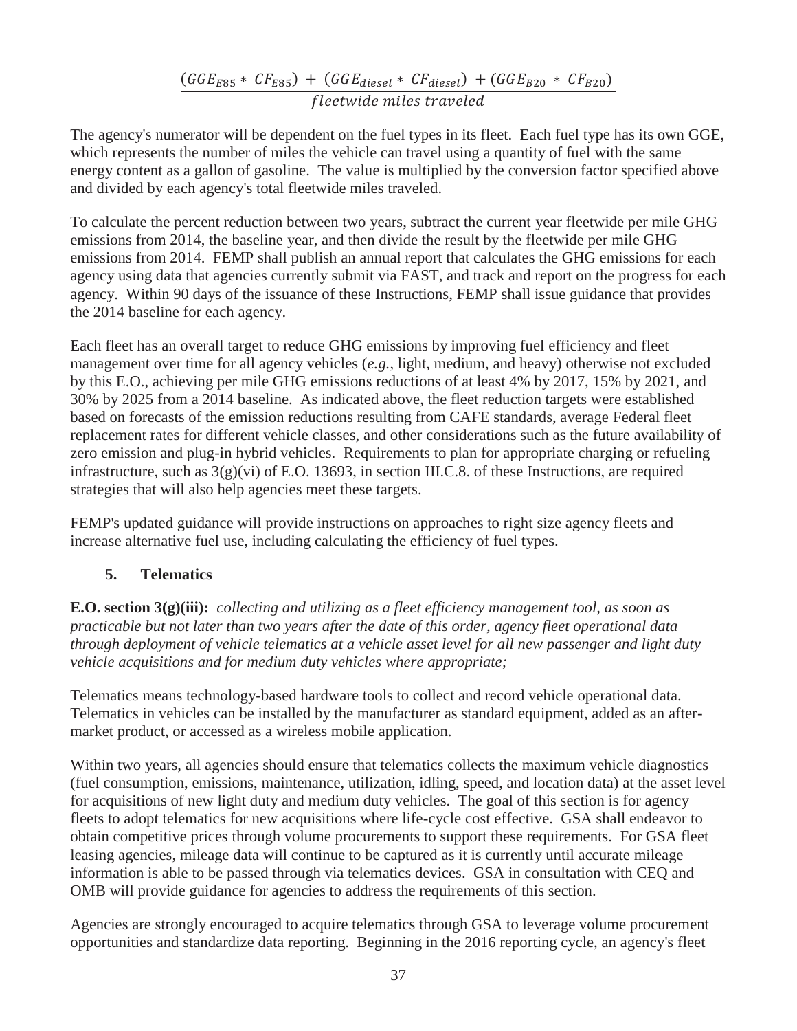$$\frac{(GGE_{E85} * CF_{E85}) + (GGE_{diesel} * CF_{diesel}) + (GGE_{B20} * CF_{B20})}{fleetwide\ miles\ traveled}$$

The agency's numerator will be dependent on the fuel types in its fleet. Each fuel type has its own GGE, which represents the number of miles the vehicle can travel using a quantity of fuel with the same energy content as a gallon of gasoline. The value is multiplied by the conversion factor specified above and divided by each agency's total fleetwide miles traveled.

To calculate the percent reduction between two years, subtract the current year fleetwide per mile GHG emissions from 2014, the baseline year, and then divide the result by the fleetwide per mile GHG emissions from 2014. FEMP shall publish an annual report that calculates the GHG emissions for each agency using data that agencies currently submit via FAST, and track and report on the progress for each agency. Within 90 days of the issuance of these Instructions, FEMP shall issue guidance that provides the 2014 baseline for each agency.

Each fleet has an overall target to reduce GHG emissions by improving fuel efficiency and fleet management over time for all agency vehicles (*e.g.*, light, medium, and heavy) otherwise not excluded by this E.O., achieving per mile GHG emissions reductions of at least 4% by 2017, 15% by 2021, and 30% by 2025 from a 2014 baseline. As indicated above, the fleet reduction targets were established based on forecasts of the emission reductions resulting from CAFE standards, average Federal fleet replacement rates for different vehicle classes, and other considerations such as the future availability of zero emission and plug-in hybrid vehicles. Requirements to plan for appropriate charging or refueling infrastructure, such as 3(g)(vi) of E.O. 13693, in section III.C.8. of these Instructions, are required strategies that will also help agencies meet these targets.

FEMP's updated guidance will provide instructions on approaches to right size agency fleets and increase alternative fuel use, including calculating the efficiency of fuel types.

### 5. Telematics

**E.O. section 3(g)(iii):** *collecting and utilizing as a fleet efficiency management tool, as soon as practicable but not later than two years after the date of this order, agency fleet operational data through deployment of vehicle telematics at a vehicle asset level for all new passenger and light duty vehicle acquisitions and for medium duty vehicles where appropriate;*

Telematics means technology-based hardware tools to collect and record vehicle operational data. Telematics in vehicles can be installed by the manufacturer as standard equipment, added as an after-market product, or accessed as a wireless mobile application.

Within two years, all agencies should ensure that telematics collects the maximum vehicle diagnostics (fuel consumption, emissions, maintenance, utilization, idling, speed, and location data) at the asset level for acquisitions of new light duty and medium duty vehicles. The goal of this section is for agency fleets to adopt telematics for new acquisitions where life-cycle cost effective. GSA shall endeavor to obtain competitive prices through volume procurements to support these requirements. For GSA fleet leasing agencies, mileage data will continue to be captured as it is currently until accurate mileage information is able to be passed through via telematics devices. GSA in consultation with CEQ and OMB will provide guidance for agencies to address the requirements of this section.

Agencies are strongly encouraged to acquire telematics through GSA to leverage volume procurement opportunities and standardize data reporting. Beginning in the 2016 reporting cycle, an agency's fleet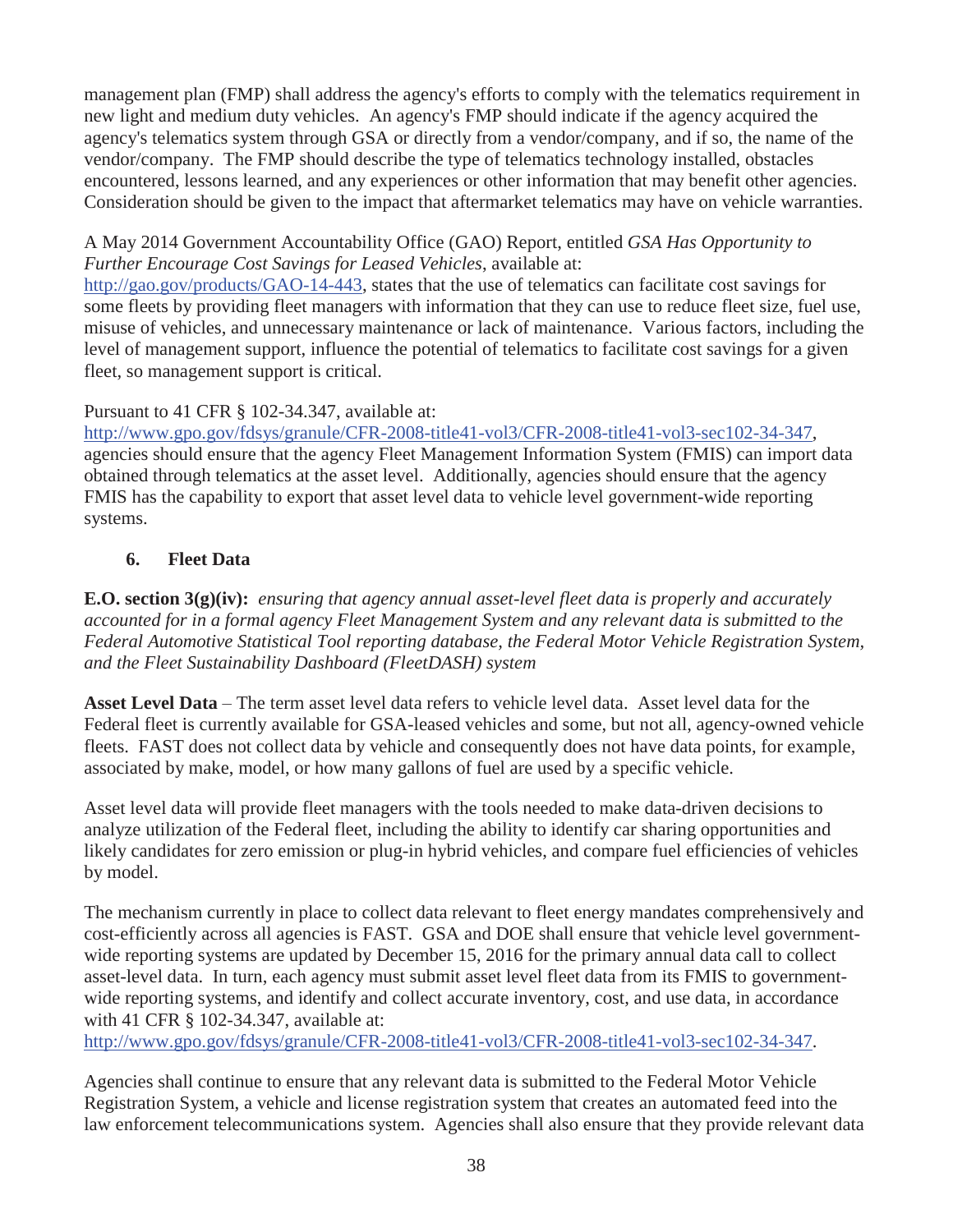management plan (FMP) shall address the agency's efforts to comply with the telematics requirement in new light and medium duty vehicles. An agency's FMP should indicate if the agency acquired the agency's telematics system through GSA or directly from a vendor/company, and if so, the name of the vendor/company. The FMP should describe the type of telematics technology installed, obstacles encountered, lessons learned, and any experiences or other information that may benefit other agencies. Consideration should be given to the impact that aftermarket telematics may have on vehicle warranties.

A May 2014 Government Accountability Office (GAO) Report, entitled *GSA Has Opportunity to Further Encourage Cost Savings for Leased Vehicles*, available at: http://gao.gov/products/GAO-14-443, states that the use of telematics can facilitate cost savings for some fleets by providing fleet managers with information that they can use to reduce fleet size, fuel use, misuse of vehicles, and unnecessary maintenance or lack of maintenance. Various factors, including the level of management support, influence the potential of telematics to facilitate cost savings for a given fleet, so management support is critical.

Pursuant to 41 CFR § 102-34.347, available at: http://www.gpo.gov/fdsys/granule/CFR-2008-title41-vol3/CFR-2008-title41-vol3-sec102-34-347, agencies should ensure that the agency Fleet Management Information System (FMIS) can import data obtained through telematics at the asset level. Additionally, agencies should ensure that the agency FMIS has the capability to export that asset level data to vehicle level government-wide reporting systems.

## 6. Fleet Data

**E.O. section 3(g)(iv):** *ensuring that agency annual asset-level fleet data is properly and accurately accounted for in a formal agency Fleet Management System and any relevant data is submitted to the Federal Automotive Statistical Tool reporting database, the Federal Motor Vehicle Registration System, and the Fleet Sustainability Dashboard (FleetDASH) system*

**Asset Level Data** – The term asset level data refers to vehicle level data. Asset level data for the Federal fleet is currently available for GSA-leased vehicles and some, but not all, agency-owned vehicle fleets. FAST does not collect data by vehicle and consequently does not have data points, for example, associated by make, model, or how many gallons of fuel are used by a specific vehicle.

Asset level data will provide fleet managers with the tools needed to make data-driven decisions to analyze utilization of the Federal fleet, including the ability to identify car sharing opportunities and likely candidates for zero emission or plug-in hybrid vehicles, and compare fuel efficiencies of vehicles by model.

The mechanism currently in place to collect data relevant to fleet energy mandates comprehensively and cost-efficiently across all agencies is FAST. GSA and DOE shall ensure that vehicle level government-wide reporting systems are updated by December 15, 2016 for the primary annual data call to collect asset-level data. In turn, each agency must submit asset level fleet data from its FMIS to government-wide reporting systems, and identify and collect accurate inventory, cost, and use data, in accordance with 41 CFR § 102-34.347, available at: http://www.gpo.gov/fdsys/granule/CFR-2008-title41-vol3/CFR-2008-title41-vol3-sec102-34-347.

Agencies shall continue to ensure that any relevant data is submitted to the Federal Motor Vehicle Registration System, a vehicle and license registration system that creates an automated feed into the law enforcement telecommunications system. Agencies shall also ensure that they provide relevant data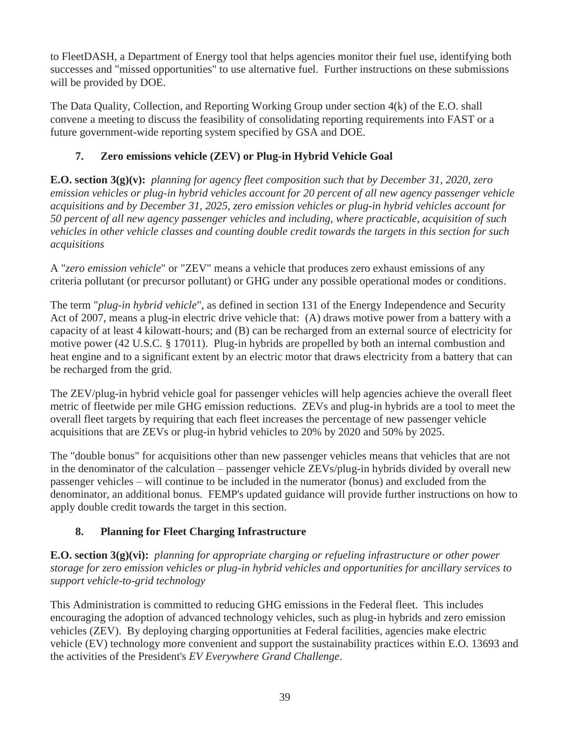to FleetDASH, a Department of Energy tool that helps agencies monitor their fuel use, identifying both successes and "missed opportunities" to use alternative fuel. Further instructions on these submissions will be provided by DOE.

The Data Quality, Collection, and Reporting Working Group under section 4(k) of the E.O. shall convene a meeting to discuss the feasibility of consolidating reporting requirements into FAST or a future government-wide reporting system specified by GSA and DOE.

### 7. Zero emissions vehicle (ZEV) or Plug-in Hybrid Vehicle Goal

**E.O. section 3(g)(v):** *planning for agency fleet composition such that by December 31, 2020, zero emission vehicles or plug-in hybrid vehicles account for 20 percent of all new agency passenger vehicle acquisitions and by December 31, 2025, zero emission vehicles or plug-in hybrid vehicles account for 50 percent of all new agency passenger vehicles and including, where practicable, acquisition of such vehicles in other vehicle classes and counting double credit towards the targets in this section for such acquisitions*

A "*zero emission vehicle*" or "ZEV" means a vehicle that produces zero exhaust emissions of any criteria pollutant (or precursor pollutant) or GHG under any possible operational modes or conditions.

The term "*plug-in hybrid vehicle*", as defined in section 131 of the Energy Independence and Security Act of 2007, means a plug-in electric drive vehicle that: (A) draws motive power from a battery with a capacity of at least 4 kilowatt-hours; and (B) can be recharged from an external source of electricity for motive power (42 U.S.C. § 17011). Plug-in hybrids are propelled by both an internal combustion and heat engine and to a significant extent by an electric motor that draws electricity from a battery that can be recharged from the grid.

The ZEV/plug-in hybrid vehicle goal for passenger vehicles will help agencies achieve the overall fleet metric of fleetwide per mile GHG emission reductions. ZEVs and plug-in hybrids are a tool to meet the overall fleet targets by requiring that each fleet increases the percentage of new passenger vehicle acquisitions that are ZEVs or plug-in hybrid vehicles to 20% by 2020 and 50% by 2025.

The "double bonus" for acquisitions other than new passenger vehicles means that vehicles that are not in the denominator of the calculation – passenger vehicle ZEVs/plug-in hybrids divided by overall new passenger vehicles – will continue to be included in the numerator (bonus) and excluded from the denominator, an additional bonus. FEMP's updated guidance will provide further instructions on how to apply double credit towards the target in this section.

### 8. Planning for Fleet Charging Infrastructure

**E.O. section 3(g)(vi):** *planning for appropriate charging or refueling infrastructure or other power storage for zero emission vehicles or plug-in hybrid vehicles and opportunities for ancillary services to support vehicle-to-grid technology*

This Administration is committed to reducing GHG emissions in the Federal fleet. This includes encouraging the adoption of advanced technology vehicles, such as plug-in hybrids and zero emission vehicles (ZEV). By deploying charging opportunities at Federal facilities, agencies make electric vehicle (EV) technology more convenient and support the sustainability practices within E.O. 13693 and the activities of the President's *EV Everywhere Grand Challenge*.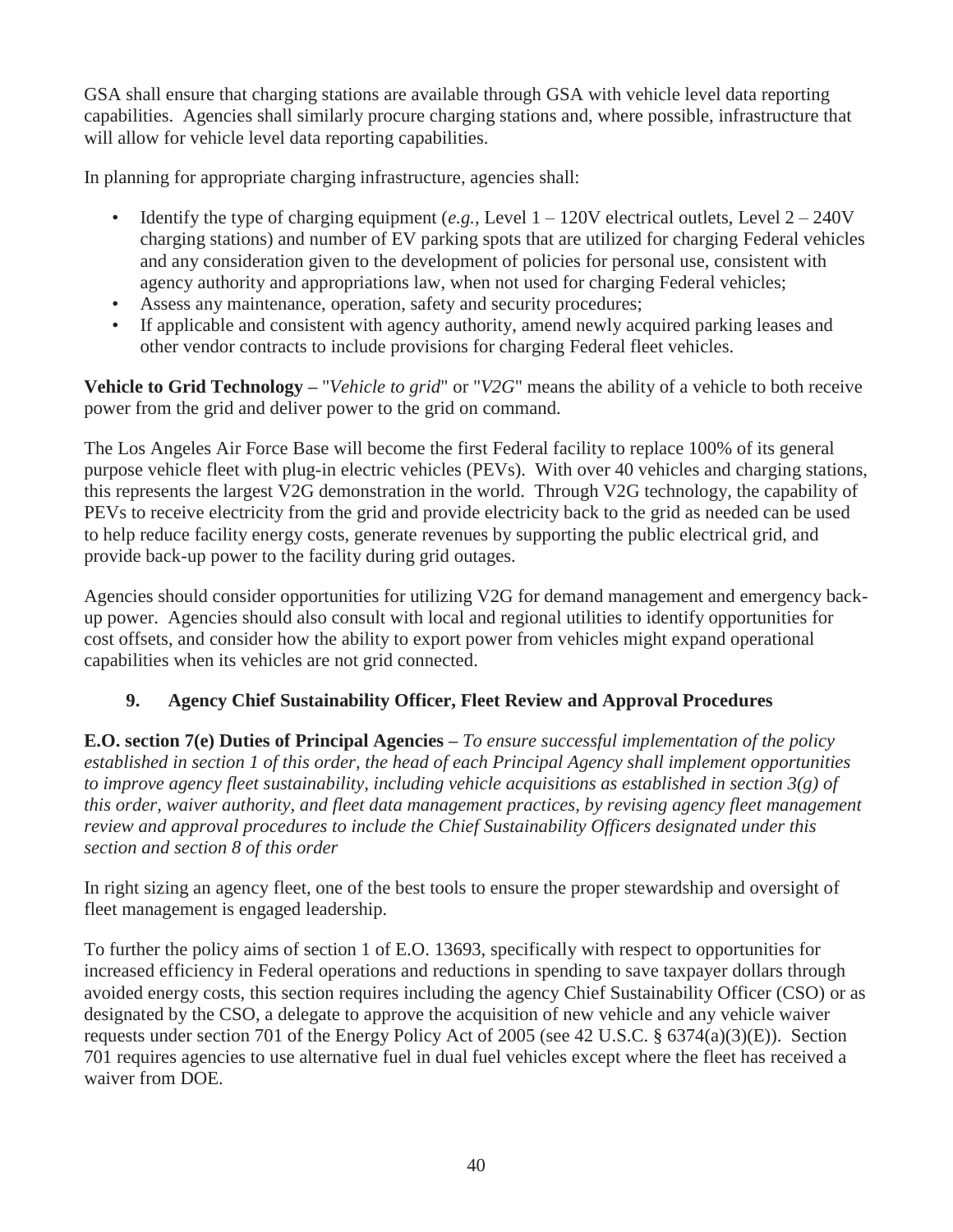GSA shall ensure that charging stations are available through GSA with vehicle level data reporting capabilities. Agencies shall similarly procure charging stations and, where possible, infrastructure that will allow for vehicle level data reporting capabilities.

In planning for appropriate charging infrastructure, agencies shall:

- Identify the type of charging equipment (*e.g.*, Level 1 – 120V electrical outlets, Level 2 – 240V charging stations) and number of EV parking spots that are utilized for charging Federal vehicles and any consideration given to the development of policies for personal use, consistent with agency authority and appropriations law, when not used for charging Federal vehicles;
- Assess any maintenance, operation, safety and security procedures;
- If applicable and consistent with agency authority, amend newly acquired parking leases and other vendor contracts to include provisions for charging Federal fleet vehicles.

**Vehicle to Grid Technology** – "*Vehicle to grid*" or "*V2G*" means the ability of a vehicle to both receive power from the grid and deliver power to the grid on command.

The Los Angeles Air Force Base will become the first Federal facility to replace 100% of its general purpose vehicle fleet with plug-in electric vehicles (PEVs). With over 40 vehicles and charging stations, this represents the largest V2G demonstration in the world. Through V2G technology, the capability of PEVs to receive electricity from the grid and provide electricity back to the grid as needed can be used to help reduce facility energy costs, generate revenues by supporting the public electrical grid, and provide back-up power to the facility during grid outages.

Agencies should consider opportunities for utilizing V2G for demand management and emergency back-up power. Agencies should also consult with local and regional utilities to identify opportunities for cost offsets, and consider how the ability to export power from vehicles might expand operational capabilities when its vehicles are not grid connected.

## 9. Agency Chief Sustainability Officer, Fleet Review and Approval Procedures

**E.O. section 7(e) Duties of Principal Agencies** – *To ensure successful implementation of the policy established in section 1 of this order, the head of each Principal Agency shall implement opportunities to improve agency fleet sustainability, including vehicle acquisitions as established in section 3(g) of this order, waiver authority, and fleet data management practices, by revising agency fleet management review and approval procedures to include the Chief Sustainability Officers designated under this section and section 8 of this order*

In right sizing an agency fleet, one of the best tools to ensure the proper stewardship and oversight of fleet management is engaged leadership.

To further the policy aims of section 1 of E.O. 13693, specifically with respect to opportunities for increased efficiency in Federal operations and reductions in spending to save taxpayer dollars through avoided energy costs, this section requires including the agency Chief Sustainability Officer (CSO) or as designated by the CSO, a delegate to approve the acquisition of new vehicle and any vehicle waiver requests under section 701 of the Energy Policy Act of 2005 (see 42 U.S.C. § 6374(a)(3)(E)). Section 701 requires agencies to use alternative fuel in dual fuel vehicles except where the fleet has received a waiver from DOE.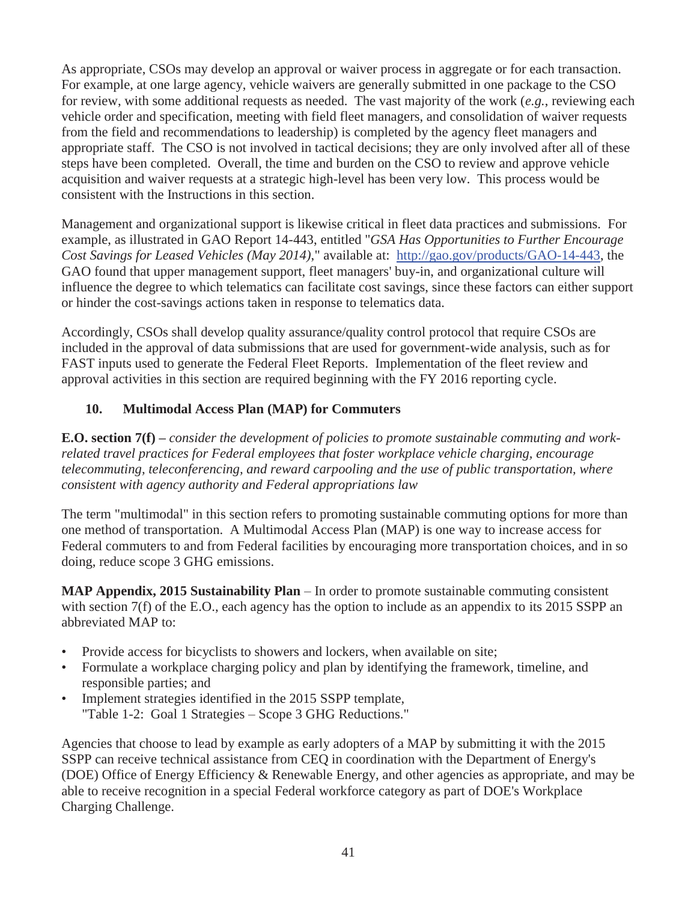As appropriate, CSOs may develop an approval or waiver process in aggregate or for each transaction. For example, at one large agency, vehicle waivers are generally submitted in one package to the CSO for review, with some additional requests as needed. The vast majority of the work (*e.g.*, reviewing each vehicle order and specification, meeting with field fleet managers, and consolidation of waiver requests from the field and recommendations to leadership) is completed by the agency fleet managers and appropriate staff. The CSO is not involved in tactical decisions; they are only involved after all of these steps have been completed. Overall, the time and burden on the CSO to review and approve vehicle acquisition and waiver requests at a strategic high-level has been very low. This process would be consistent with the Instructions in this section.

Management and organizational support is likewise critical in fleet data practices and submissions. For example, as illustrated in GAO Report 14-443, entitled "*GSA Has Opportunities to Further Encourage Cost Savings for Leased Vehicles (May 2014)*," available at: http://gao.gov/products/GAO-14-443, the GAO found that upper management support, fleet managers' buy-in, and organizational culture will influence the degree to which telematics can facilitate cost savings, since these factors can either support or hinder the cost-savings actions taken in response to telematics data.

Accordingly, CSOs shall develop quality assurance/quality control protocol that require CSOs are included in the approval of data submissions that are used for government-wide analysis, such as for FAST inputs used to generate the Federal Fleet Reports. Implementation of the fleet review and approval activities in this section are required beginning with the FY 2016 reporting cycle.

## 10. Multimodal Access Plan (MAP) for Commuters

**E.O. section 7(f) –** *consider the development of policies to promote sustainable commuting and work-related travel practices for Federal employees that foster workplace vehicle charging, encourage telecommuting, teleconferencing, and reward carpooling and the use of public transportation, where consistent with agency authority and Federal appropriations law*

The term "multimodal" in this section refers to promoting sustainable commuting options for more than one method of transportation. A Multimodal Access Plan (MAP) is one way to increase access for Federal commuters to and from Federal facilities by encouraging more transportation choices, and in so doing, reduce scope 3 GHG emissions.

**MAP Appendix, 2015 Sustainability Plan** – In order to promote sustainable commuting consistent with section 7(f) of the E.O., each agency has the option to include as an appendix to its 2015 SSPP an abbreviated MAP to:

- Provide access for bicyclists to showers and lockers, when available on site;
- Formulate a workplace charging policy and plan by identifying the framework, timeline, and responsible parties; and
- Implement strategies identified in the 2015 SSPP template, "Table 1-2: Goal 1 Strategies – Scope 3 GHG Reductions."

Agencies that choose to lead by example as early adopters of a MAP by submitting it with the 2015 SSPP can receive technical assistance from CEQ in coordination with the Department of Energy's (DOE) Office of Energy Efficiency & Renewable Energy, and other agencies as appropriate, and may be able to receive recognition in a special Federal workforce category as part of DOE's Workplace Charging Challenge.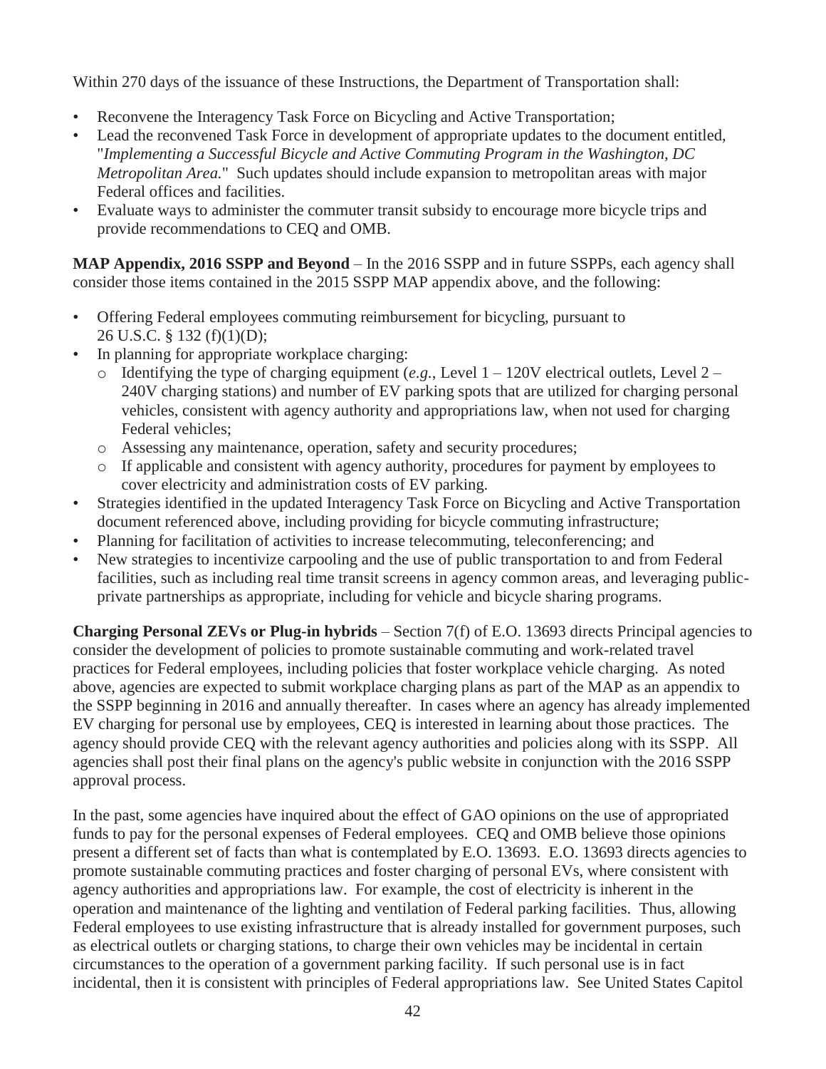Within 270 days of the issuance of these Instructions, the Department of Transportation shall:

- Reconvene the Interagency Task Force on Bicycling and Active Transportation;
- Lead the reconvened Task Force in development of appropriate updates to the document entitled, "*Implementing a Successful Bicycle and Active Commuting Program in the Washington, DC Metropolitan Area.*" Such updates should include expansion to metropolitan areas with major Federal offices and facilities.
- Evaluate ways to administer the commuter transit subsidy to encourage more bicycle trips and provide recommendations to CEQ and OMB.

**MAP Appendix, 2016 SSPP and Beyond** – In the 2016 SSPP and in future SSPPs, each agency shall consider those items contained in the 2015 SSPP MAP appendix above, and the following:

- Offering Federal employees commuting reimbursement for bicycling, pursuant to 26 U.S.C. § 132 (f)(1)(D);
- In planning for appropriate workplace charging:
  - Identifying the type of charging equipment (*e.g.*, Level 1 – 120V electrical outlets, Level 2 – 240V charging stations) and number of EV parking spots that are utilized for charging personal vehicles, consistent with agency authority and appropriations law, when not used for charging Federal vehicles;
  - Assessing any maintenance, operation, safety and security procedures;
  - If applicable and consistent with agency authority, procedures for payment by employees to cover electricity and administration costs of EV parking.
- Strategies identified in the updated Interagency Task Force on Bicycling and Active Transportation document referenced above, including providing for bicycle commuting infrastructure;
- Planning for facilitation of activities to increase telecommuting, teleconferencing; and
- New strategies to incentivize carpooling and the use of public transportation to and from Federal facilities, such as including real time transit screens in agency common areas, and leveraging public-private partnerships as appropriate, including for vehicle and bicycle sharing programs.

**Charging Personal ZEVs or Plug-in hybrids** – Section 7(f) of E.O. 13693 directs Principal agencies to consider the development of policies to promote sustainable commuting and work-related travel practices for Federal employees, including policies that foster workplace vehicle charging. As noted above, agencies are expected to submit workplace charging plans as part of the MAP as an appendix to the SSPP beginning in 2016 and annually thereafter. In cases where an agency has already implemented EV charging for personal use by employees, CEQ is interested in learning about those practices. The agency should provide CEQ with the relevant agency authorities and policies along with its SSPP. All agencies shall post their final plans on the agency's public website in conjunction with the 2016 SSPP approval process.

In the past, some agencies have inquired about the effect of GAO opinions on the use of appropriated funds to pay for the personal expenses of Federal employees. CEQ and OMB believe those opinions present a different set of facts than what is contemplated by E.O. 13693. E.O. 13693 directs agencies to promote sustainable commuting practices and foster charging of personal EVs, where consistent with agency authorities and appropriations law. For example, the cost of electricity is inherent in the operation and maintenance of the lighting and ventilation of Federal parking facilities. Thus, allowing Federal employees to use existing infrastructure that is already installed for government purposes, such as electrical outlets or charging stations, to charge their own vehicles may be incidental in certain circumstances to the operation of a government parking facility. If such personal use is in fact incidental, then it is consistent with principles of Federal appropriations law. See United States Capitol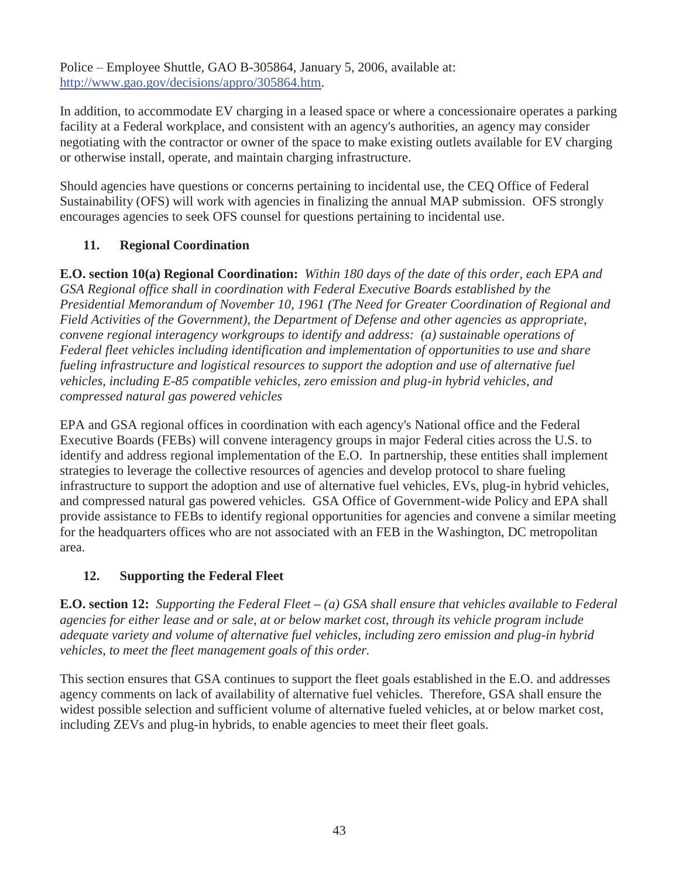Police – Employee Shuttle, GAO B-305864, January 5, 2006, available at: [http://www.gao.gov/decisions/appro/305864.htm](http://www.gao.gov/decisions/appro/305864.htm).

In addition, to accommodate EV charging in a leased space or where a concessionaire operates a parking facility at a Federal workplace, and consistent with an agency's authorities, an agency may consider negotiating with the contractor or owner of the space to make existing outlets available for EV charging or otherwise install, operate, and maintain charging infrastructure.

Should agencies have questions or concerns pertaining to incidental use, the CEQ Office of Federal Sustainability (OFS) will work with agencies in finalizing the annual MAP submission. OFS strongly encourages agencies to seek OFS counsel for questions pertaining to incidental use.

## 11. Regional Coordination

**E.O. section 10(a) Regional Coordination:** *Within 180 days of the date of this order, each EPA and GSA Regional office shall in coordination with Federal Executive Boards established by the Presidential Memorandum of November 10, 1961 (The Need for Greater Coordination of Regional and Field Activities of the Government), the Department of Defense and other agencies as appropriate, convene regional interagency workgroups to identify and address: (a) sustainable operations of Federal fleet vehicles including identification and implementation of opportunities to use and share fueling infrastructure and logistical resources to support the adoption and use of alternative fuel vehicles, including E-85 compatible vehicles, zero emission and plug-in hybrid vehicles, and compressed natural gas powered vehicles*

EPA and GSA regional offices in coordination with each agency's National office and the Federal Executive Boards (FEBs) will convene interagency groups in major Federal cities across the U.S. to identify and address regional implementation of the E.O. In partnership, these entities shall implement strategies to leverage the collective resources of agencies and develop protocol to share fueling infrastructure to support the adoption and use of alternative fuel vehicles, EVs, plug-in hybrid vehicles, and compressed natural gas powered vehicles. GSA Office of Government-wide Policy and EPA shall provide assistance to FEBs to identify regional opportunities for agencies and convene a similar meeting for the headquarters offices who are not associated with an FEB in the Washington, DC metropolitan area.

## 12. Supporting the Federal Fleet

**E.O. section 12:** *Supporting the Federal Fleet – (a) GSA shall ensure that vehicles available to Federal agencies for either lease and or sale, at or below market cost, through its vehicle program include adequate variety and volume of alternative fuel vehicles, including zero emission and plug-in hybrid vehicles, to meet the fleet management goals of this order.*

This section ensures that GSA continues to support the fleet goals established in the E.O. and addresses agency comments on lack of availability of alternative fuel vehicles. Therefore, GSA shall ensure the widest possible selection and sufficient volume of alternative fueled vehicles, at or below market cost, including ZEVs and plug-in hybrids, to enable agencies to meet their fleet goals.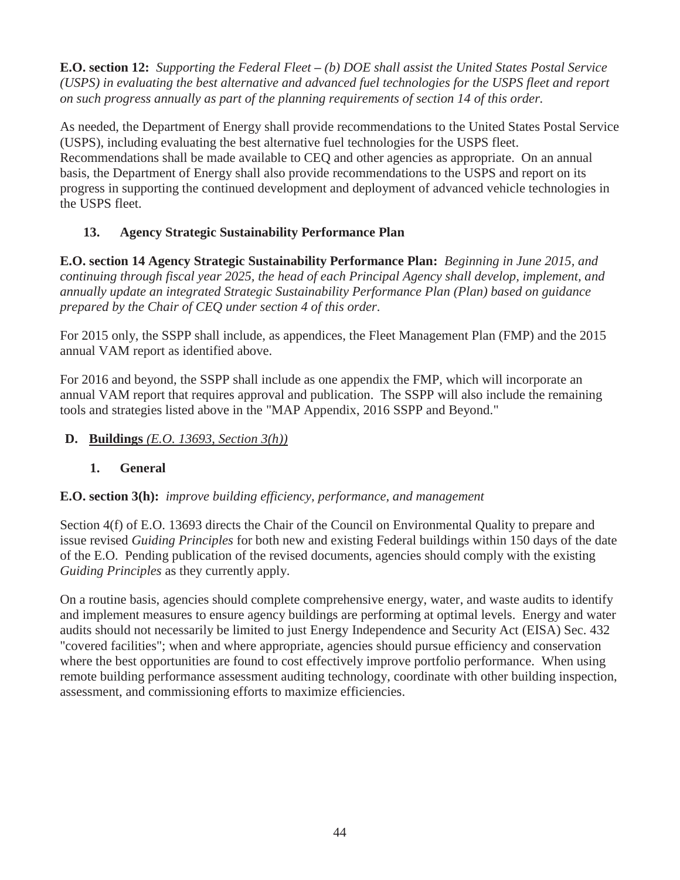**E.O. section 12:** *Supporting the Federal Fleet – (b) DOE shall assist the United States Postal Service (USPS) in evaluating the best alternative and advanced fuel technologies for the USPS fleet and report on such progress annually as part of the planning requirements of section 14 of this order.*

As needed, the Department of Energy shall provide recommendations to the United States Postal Service (USPS), including evaluating the best alternative fuel technologies for the USPS fleet. Recommendations shall be made available to CEQ and other agencies as appropriate. On an annual basis, the Department of Energy shall also provide recommendations to the USPS and report on its progress in supporting the continued development and deployment of advanced vehicle technologies in the USPS fleet.

### 13. Agency Strategic Sustainability Performance Plan

**E.O. section 14 Agency Strategic Sustainability Performance Plan:** *Beginning in June 2015, and continuing through fiscal year 2025, the head of each Principal Agency shall develop, implement, and annually update an integrated Strategic Sustainability Performance Plan (Plan) based on guidance prepared by the Chair of CEQ under section 4 of this order.*

For 2015 only, the SSPP shall include, as appendices, the Fleet Management Plan (FMP) and the 2015 annual VAM report as identified above.

For 2016 and beyond, the SSPP shall include as one appendix the FMP, which will incorporate an annual VAM report that requires approval and publication. The SSPP will also include the remaining tools and strategies listed above in the "MAP Appendix, 2016 SSPP and Beyond."

## D. Buildings *(E.O. 13693, Section 3(h))*

### 1. General

**E.O. section 3(h):** *improve building efficiency, performance, and management*

Section 4(f) of E.O. 13693 directs the Chair of the Council on Environmental Quality to prepare and issue revised *Guiding Principles* for both new and existing Federal buildings within 150 days of the date of the E.O. Pending publication of the revised documents, agencies should comply with the existing *Guiding Principles* as they currently apply.

On a routine basis, agencies should complete comprehensive energy, water, and waste audits to identify and implement measures to ensure agency buildings are performing at optimal levels. Energy and water audits should not necessarily be limited to just Energy Independence and Security Act (EISA) Sec. 432 "covered facilities"; when and where appropriate, agencies should pursue efficiency and conservation where the best opportunities are found to cost effectively improve portfolio performance. When using remote building performance assessment auditing technology, coordinate with other building inspection, assessment, and commissioning efforts to maximize efficiencies.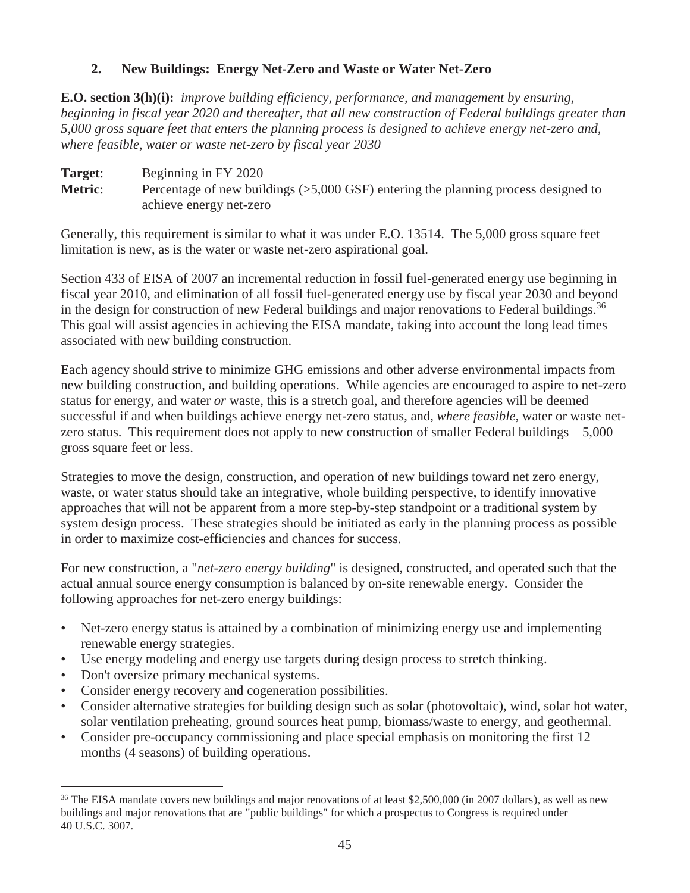## 2. New Buildings: Energy Net-Zero and Waste or Water Net-Zero

**E.O. section 3(h)(i):** *improve building efficiency, performance, and management by ensuring, beginning in fiscal year 2020 and thereafter, that all new construction of Federal buildings greater than 5,000 gross square feet that enters the planning process is designed to achieve energy net-zero and, where feasible, water or waste net-zero by fiscal year 2030*

**Target**: Beginning in FY 2020
**Metric**: Percentage of new buildings (>5,000 GSF) entering the planning process designed to achieve energy net-zero

Generally, this requirement is similar to what it was under E.O. 13514. The 5,000 gross square feet limitation is new, as is the water or waste net-zero aspirational goal.

Section 433 of EISA of 2007 an incremental reduction in fossil fuel-generated energy use beginning in fiscal year 2010, and elimination of all fossil fuel-generated energy use by fiscal year 2030 and beyond in the design for construction of new Federal buildings and major renovations to Federal buildings.[36] This goal will assist agencies in achieving the EISA mandate, taking into account the long lead times associated with new building construction.

Each agency should strive to minimize GHG emissions and other adverse environmental impacts from new building construction, and building operations. While agencies are encouraged to aspire to net-zero status for energy, and water *or* waste, this is a stretch goal, and therefore agencies will be deemed successful if and when buildings achieve energy net-zero status, and, *where feasible*, water or waste net-zero status. This requirement does not apply to new construction of smaller Federal buildings—5,000 gross square feet or less.

Strategies to move the design, construction, and operation of new buildings toward net zero energy, waste, or water status should take an integrative, whole building perspective, to identify innovative approaches that will not be apparent from a more step-by-step standpoint or a traditional system by system design process. These strategies should be initiated as early in the planning process as possible in order to maximize cost-efficiencies and chances for success.

For new construction, a "*net-zero energy building*" is designed, constructed, and operated such that the actual annual source energy consumption is balanced by on-site renewable energy. Consider the following approaches for net-zero energy buildings:

- Net-zero energy status is attained by a combination of minimizing energy use and implementing renewable energy strategies.
- Use energy modeling and energy use targets during design process to stretch thinking.
- Don't oversize primary mechanical systems.
- Consider energy recovery and cogeneration possibilities.
- Consider alternative strategies for building design such as solar (photovoltaic), wind, solar hot water, solar ventilation preheating, ground sources heat pump, biomass/waste to energy, and geothermal.
- Consider pre-occupancy commissioning and place special emphasis on monitoring the first 12 months (4 seasons) of building operations.

[36] The EISA mandate covers new buildings and major renovations of at least $2,500,000 (in 2007 dollars), as well as new buildings and major renovations that are "public buildings" for which a prospectus to Congress is required under 40 U.S.C. 3007.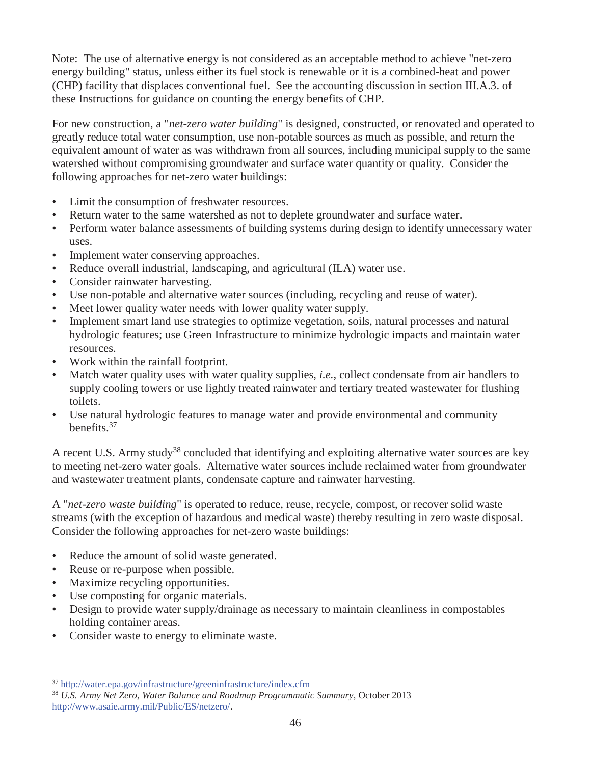Note: The use of alternative energy is not considered as an acceptable method to achieve "net-zero energy building" status, unless either its fuel stock is renewable or it is a combined-heat and power (CHP) facility that displaces conventional fuel. See the accounting discussion in section III.A.3. of these Instructions for guidance on counting the energy benefits of CHP.

For new construction, a "*net-zero water building*" is designed, constructed, or renovated and operated to greatly reduce total water consumption, use non-potable sources as much as possible, and return the equivalent amount of water as was withdrawn from all sources, including municipal supply to the same watershed without compromising groundwater and surface water quantity or quality. Consider the following approaches for net-zero water buildings:

- Limit the consumption of freshwater resources.
- Return water to the same watershed as not to deplete groundwater and surface water.
- Perform water balance assessments of building systems during design to identify unnecessary water uses.
- Implement water conserving approaches.
- Reduce overall industrial, landscaping, and agricultural (ILA) water use.
- Consider rainwater harvesting.
- Use non-potable and alternative water sources (including, recycling and reuse of water).
- Meet lower quality water needs with lower quality water supply.
- Implement smart land use strategies to optimize vegetation, soils, natural processes and natural hydrologic features; use Green Infrastructure to minimize hydrologic impacts and maintain water resources.
- Work within the rainfall footprint.
- Match water quality uses with water quality supplies, *i.e.*, collect condensate from air handlers to supply cooling towers or use lightly treated rainwater and tertiary treated wastewater for flushing toilets.
- Use natural hydrologic features to manage water and provide environmental and community benefits.[37]

A recent U.S. Army study[38] concluded that identifying and exploiting alternative water sources are key to meeting net-zero water goals. Alternative water sources include reclaimed water from groundwater and wastewater treatment plants, condensate capture and rainwater harvesting.

A "*net-zero waste building*" is operated to reduce, reuse, recycle, compost, or recover solid waste streams (with the exception of hazardous and medical waste) thereby resulting in zero waste disposal. Consider the following approaches for net-zero waste buildings:

- Reduce the amount of solid waste generated.
- Reuse or re-purpose when possible.
- Maximize recycling opportunities.
- Use composting for organic materials.
- Design to provide water supply/drainage as necessary to maintain cleanliness in compostables holding container areas.
- Consider waste to energy to eliminate waste.

---

[37] http://water.epa.gov/infrastructure/greeninfrastructure/index.cfm

[38] *U.S. Army Net Zero, Water Balance and Roadmap Programmatic Summary*, October 2013 http://www.asaie.army.mil/Public/ES/netzero/.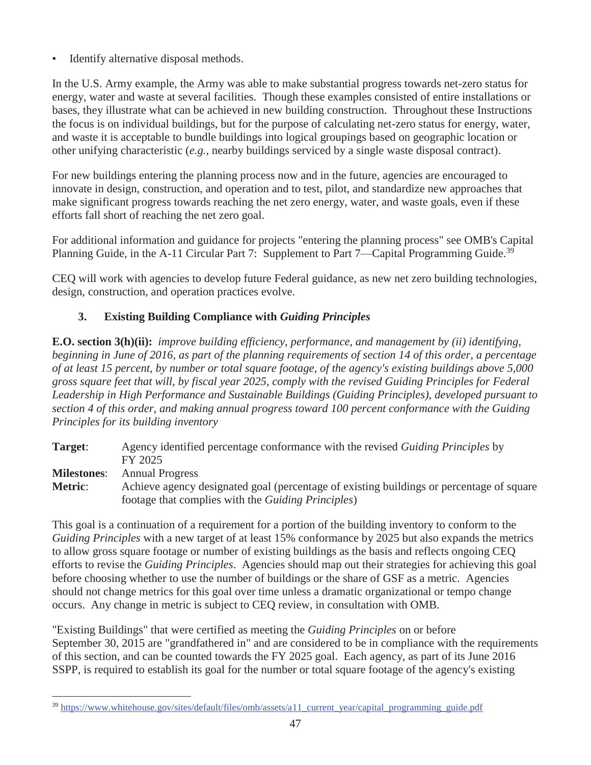- Identify alternative disposal methods.

In the U.S. Army example, the Army was able to make substantial progress towards net-zero status for energy, water and waste at several facilities. Though these examples consisted of entire installations or bases, they illustrate what can be achieved in new building construction. Throughout these Instructions the focus is on individual buildings, but for the purpose of calculating net-zero status for energy, water, and waste it is acceptable to bundle buildings into logical groupings based on geographic location or other unifying characteristic (*e.g.*, nearby buildings serviced by a single waste disposal contract).

For new buildings entering the planning process now and in the future, agencies are encouraged to innovate in design, construction, and operation and to test, pilot, and standardize new approaches that make significant progress towards reaching the net zero energy, water, and waste goals, even if these efforts fall short of reaching the net zero goal.

For additional information and guidance for projects "entering the planning process" see OMB's Capital Planning Guide, in the A-11 Circular Part 7: Supplement to Part 7—Capital Programming Guide.[39]

CEQ will work with agencies to develop future Federal guidance, as new net zero building technologies, design, construction, and operation practices evolve.

### 3. Existing Building Compliance with *Guiding Principles*

**E.O. section 3(h)(ii):** *improve building efficiency, performance, and management by (ii) identifying, beginning in June of 2016, as part of the planning requirements of section 14 of this order, a percentage of at least 15 percent, by number or total square footage, of the agency's existing buildings above 5,000 gross square feet that will, by fiscal year 2025, comply with the revised Guiding Principles for Federal Leadership in High Performance and Sustainable Buildings (Guiding Principles), developed pursuant to section 4 of this order, and making annual progress toward 100 percent conformance with the Guiding Principles for its building inventory*

**Target**: Agency identified percentage conformance with the revised *Guiding Principles* by FY 2025
**Milestones**: Annual Progress
**Metric**: Achieve agency designated goal (percentage of existing buildings or percentage of square footage that complies with the *Guiding Principles*)

This goal is a continuation of a requirement for a portion of the building inventory to conform to the *Guiding Principles* with a new target of at least 15% conformance by 2025 but also expands the metrics to allow gross square footage or number of existing buildings as the basis and reflects ongoing CEQ efforts to revise the *Guiding Principles*. Agencies should map out their strategies for achieving this goal before choosing whether to use the number of buildings or the share of GSF as a metric. Agencies should not change metrics for this goal over time unless a dramatic organizational or tempo change occurs. Any change in metric is subject to CEQ review, in consultation with OMB.

"Existing Buildings" that were certified as meeting the *Guiding Principles* on or before September 30, 2015 are "grandfathered in" and are considered to be in compliance with the requirements of this section, and can be counted towards the FY 2025 goal. Each agency, as part of its June 2016 SSPP, is required to establish its goal for the number or total square footage of the agency's existing

---

[39] https://www.whitehouse.gov/sites/default/files/omb/assets/a11_current_year/capital_programming_guide.pdf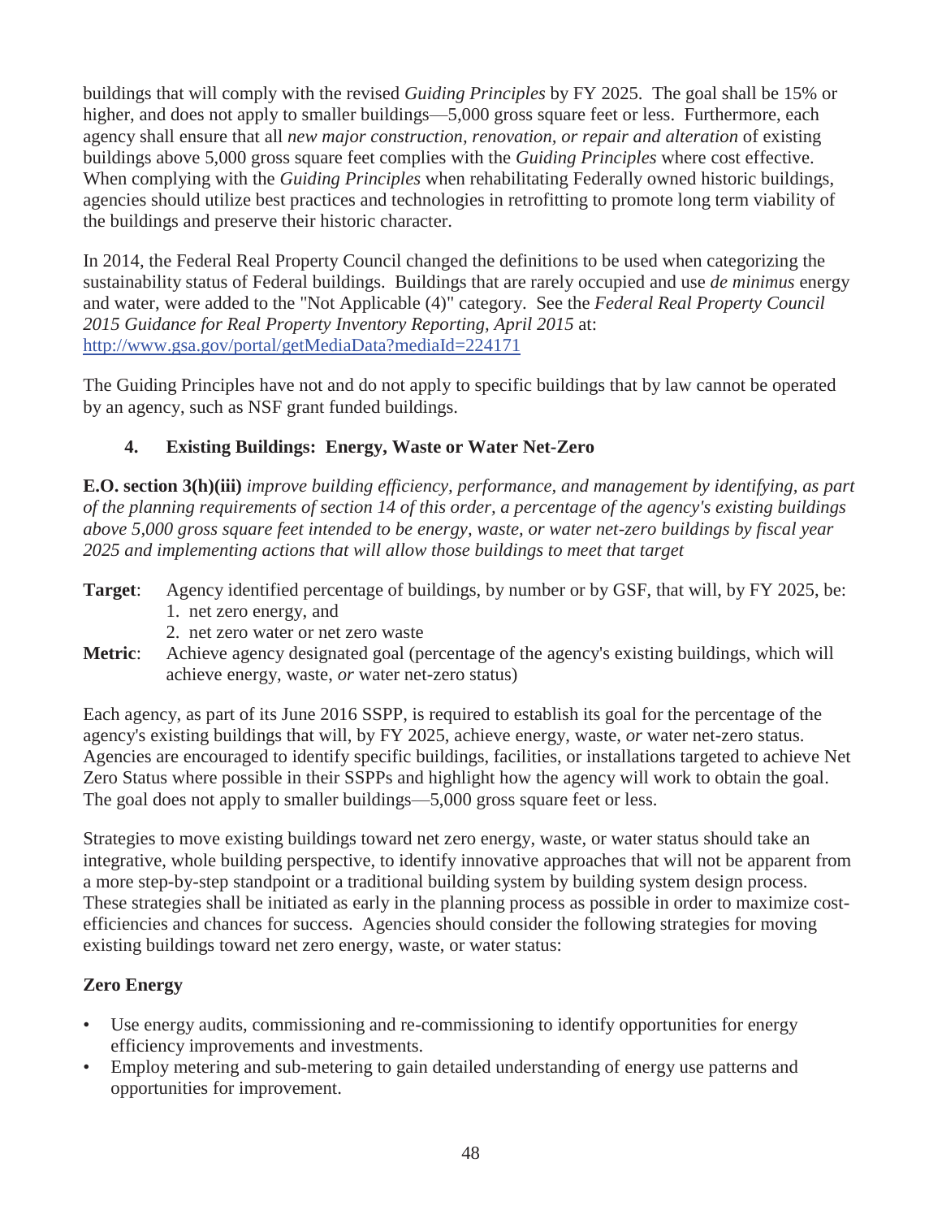buildings that will comply with the revised *Guiding Principles* by FY 2025. The goal shall be 15% or higher, and does not apply to smaller buildings—5,000 gross square feet or less. Furthermore, each agency shall ensure that all *new major construction, renovation, or repair and alteration* of existing buildings above 5,000 gross square feet complies with the *Guiding Principles* where cost effective. When complying with the *Guiding Principles* when rehabilitating Federally owned historic buildings, agencies should utilize best practices and technologies in retrofitting to promote long term viability of the buildings and preserve their historic character.

In 2014, the Federal Real Property Council changed the definitions to be used when categorizing the sustainability status of Federal buildings. Buildings that are rarely occupied and use *de minimus* energy and water, were added to the "Not Applicable (4)" category. See the *Federal Real Property Council 2015 Guidance for Real Property Inventory Reporting, April 2015* at: [http://www.gsa.gov/portal/getMediaData?mediaId=224171](http://www.gsa.gov/portal/getMediaData?mediaId=224171)

The Guiding Principles have not and do not apply to specific buildings that by law cannot be operated by an agency, such as NSF grant funded buildings.

### 4. Existing Buildings: Energy, Waste or Water Net-Zero

**E.O. section 3(h)(iii)** *improve building efficiency, performance, and management by identifying, as part of the planning requirements of section 14 of this order, a percentage of the agency's existing buildings above 5,000 gross square feet intended to be energy, waste, or water net-zero buildings by fiscal year 2025 and implementing actions that will allow those buildings to meet that target*

**Target**: Agency identified percentage of buildings, by number or by GSF, that will, by FY 2025, be:
1. net zero energy, and
2. net zero water or net zero waste

**Metric**: Achieve agency designated goal (percentage of the agency's existing buildings, which will achieve energy, waste, *or* water net-zero status)

Each agency, as part of its June 2016 SSPP, is required to establish its goal for the percentage of the agency's existing buildings that will, by FY 2025, achieve energy, waste, *or* water net-zero status. Agencies are encouraged to identify specific buildings, facilities, or installations targeted to achieve Net Zero Status where possible in their SSPPs and highlight how the agency will work to obtain the goal. The goal does not apply to smaller buildings—5,000 gross square feet or less.

Strategies to move existing buildings toward net zero energy, waste, or water status should take an integrative, whole building perspective, to identify innovative approaches that will not be apparent from a more step-by-step standpoint or a traditional building system by building system design process. These strategies shall be initiated as early in the planning process as possible in order to maximize cost-efficiencies and chances for success. Agencies should consider the following strategies for moving existing buildings toward net zero energy, waste, or water status:

**Zero Energy**

- Use energy audits, commissioning and re-commissioning to identify opportunities for energy efficiency improvements and investments.
- Employ metering and sub-metering to gain detailed understanding of energy use patterns and opportunities for improvement.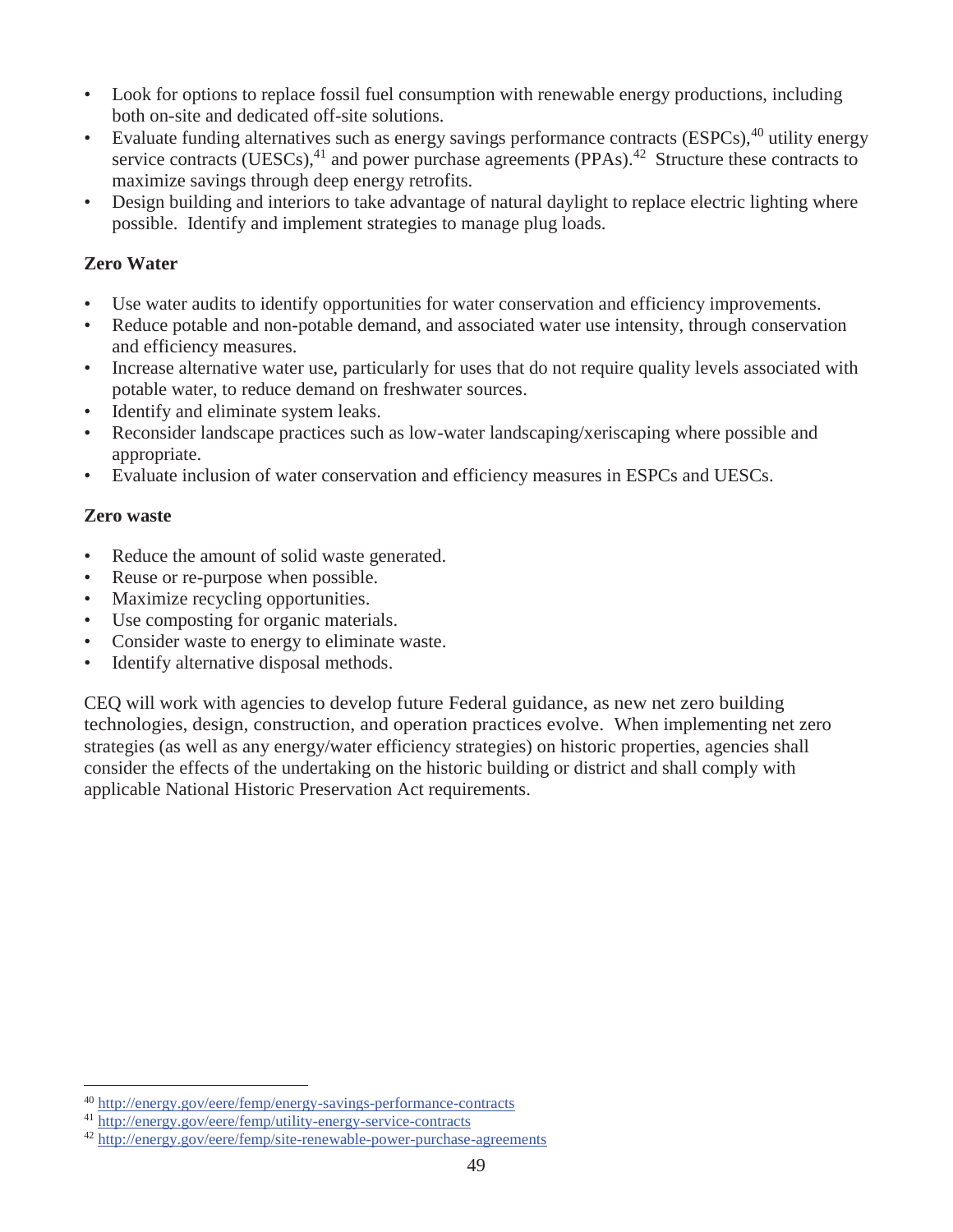- Look for options to replace fossil fuel consumption with renewable energy productions, including both on-site and dedicated off-site solutions.
- Evaluate funding alternatives such as energy savings performance contracts (ESPCs),[40] utility energy service contracts (UESCs),[41] and power purchase agreements (PPAs).[42] Structure these contracts to maximize savings through deep energy retrofits.
- Design building and interiors to take advantage of natural daylight to replace electric lighting where possible. Identify and implement strategies to manage plug loads.

**Zero Water**

- Use water audits to identify opportunities for water conservation and efficiency improvements.
- Reduce potable and non-potable demand, and associated water use intensity, through conservation and efficiency measures.
- Increase alternative water use, particularly for uses that do not require quality levels associated with potable water, to reduce demand on freshwater sources.
- Identify and eliminate system leaks.
- Reconsider landscape practices such as low-water landscaping/xeriscaping where possible and appropriate.
- Evaluate inclusion of water conservation and efficiency measures in ESPCs and UESCs.

**Zero waste**

- Reduce the amount of solid waste generated.
- Reuse or re-purpose when possible.
- Maximize recycling opportunities.
- Use composting for organic materials.
- Consider waste to energy to eliminate waste.
- Identify alternative disposal methods.

CEQ will work with agencies to develop future Federal guidance, as new net zero building technologies, design, construction, and operation practices evolve. When implementing net zero strategies (as well as any energy/water efficiency strategies) on historic properties, agencies shall consider the effects of the undertaking on the historic building or district and shall comply with applicable National Historic Preservation Act requirements.

---

[40] http://energy.gov/eere/femp/energy-savings-performance-contracts

[41] http://energy.gov/eere/femp/utility-energy-service-contracts

[42] http://energy.gov/eere/femp/site-renewable-power-purchase-agreements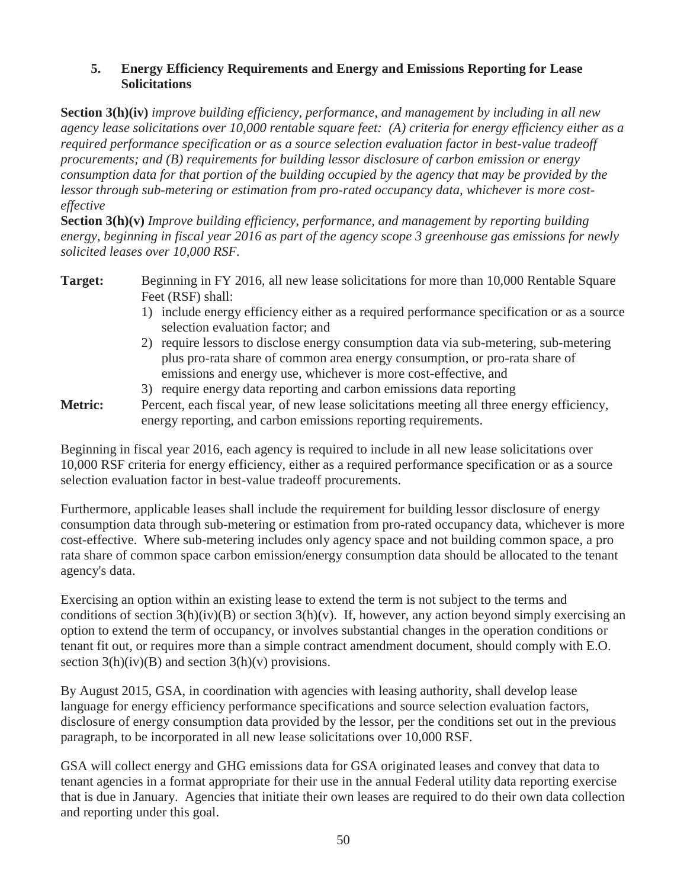## 5. Energy Efficiency Requirements and Energy and Emissions Reporting for Lease Solicitations

**Section 3(h)(iv)** *improve building efficiency, performance, and management by including in all new agency lease solicitations over 10,000 rentable square feet: (A) criteria for energy efficiency either as a required performance specification or as a source selection evaluation factor in best-value tradeoff procurements; and (B) requirements for building lessor disclosure of carbon emission or energy consumption data for that portion of the building occupied by the agency that may be provided by the lessor through sub-metering or estimation from pro-rated occupancy data, whichever is more cost-effective*
**Section 3(h)(v)** *Improve building efficiency, performance, and management by reporting building energy, beginning in fiscal year 2016 as part of the agency scope 3 greenhouse gas emissions for newly solicited leases over 10,000 RSF.*

**Target:** Beginning in FY 2016, all new lease solicitations for more than 10,000 Rentable Square Feet (RSF) shall:

1) include energy efficiency either as a required performance specification or as a source selection evaluation factor; and
2) require lessors to disclose energy consumption data via sub-metering, sub-metering plus pro-rata share of common area energy consumption, or pro-rata share of emissions and energy use, whichever is more cost-effective, and
3) require energy data reporting and carbon emissions data reporting

**Metric:** Percent, each fiscal year, of new lease solicitations meeting all three energy efficiency, energy reporting, and carbon emissions reporting requirements.

Beginning in fiscal year 2016, each agency is required to include in all new lease solicitations over 10,000 RSF criteria for energy efficiency, either as a required performance specification or as a source selection evaluation factor in best-value tradeoff procurements.

Furthermore, applicable leases shall include the requirement for building lessor disclosure of energy consumption data through sub-metering or estimation from pro-rated occupancy data, whichever is more cost-effective. Where sub-metering includes only agency space and not building common space, a pro rata share of common space carbon emission/energy consumption data should be allocated to the tenant agency's data.

Exercising an option within an existing lease to extend the term is not subject to the terms and conditions of section 3(h)(iv)(B) or section 3(h)(v). If, however, any action beyond simply exercising an option to extend the term of occupancy, or involves substantial changes in the operation conditions or tenant fit out, or requires more than a simple contract amendment document, should comply with E.O. section 3(h)(iv)(B) and section 3(h)(v) provisions.

By August 2015, GSA, in coordination with agencies with leasing authority, shall develop lease language for energy efficiency performance specifications and source selection evaluation factors, disclosure of energy consumption data provided by the lessor, per the conditions set out in the previous paragraph, to be incorporated in all new lease solicitations over 10,000 RSF.

GSA will collect energy and GHG emissions data for GSA originated leases and convey that data to tenant agencies in a format appropriate for their use in the annual Federal utility data reporting exercise that is due in January. Agencies that initiate their own leases are required to do their own data collection and reporting under this goal.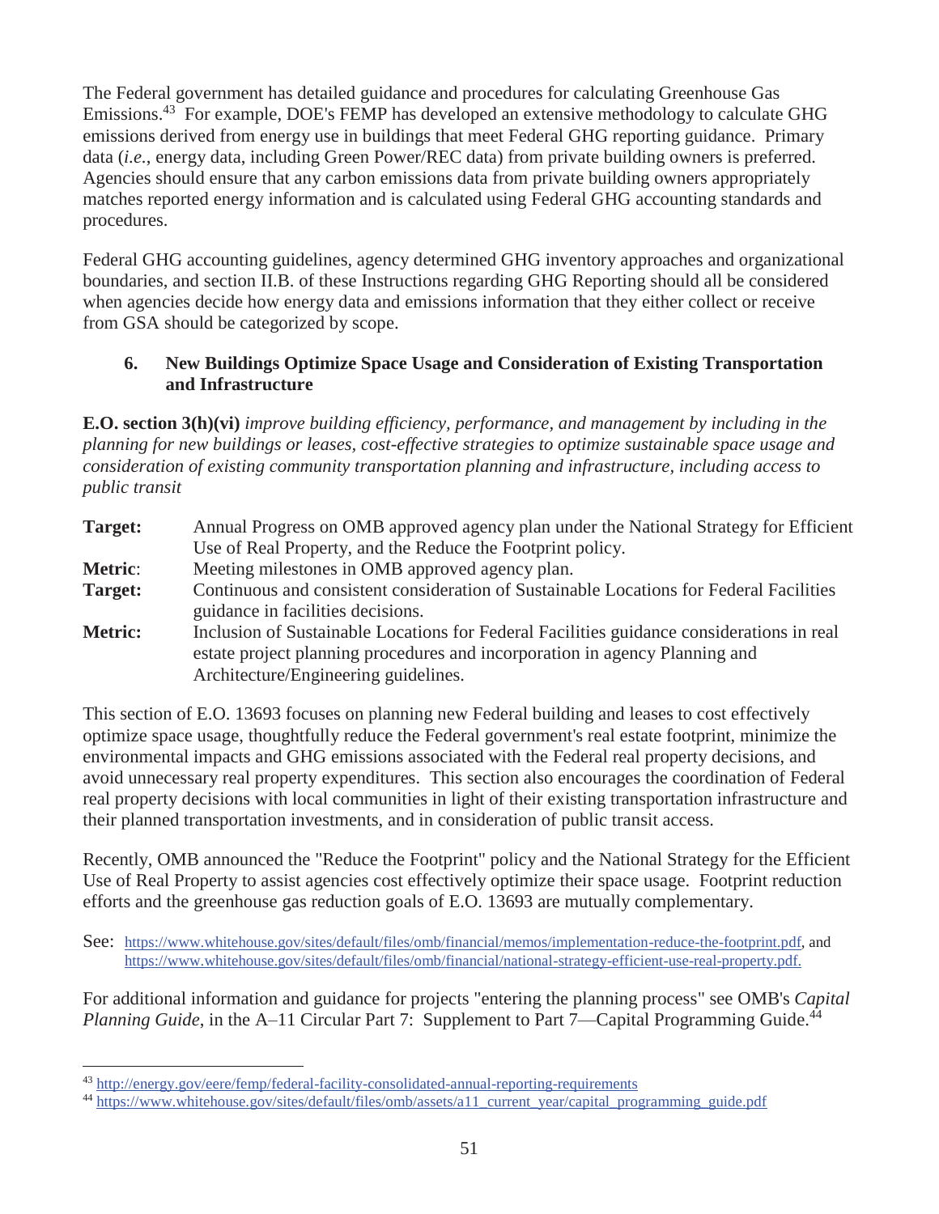The Federal government has detailed guidance and procedures for calculating Greenhouse Gas Emissions.[43] For example, DOE's FEMP has developed an extensive methodology to calculate GHG emissions derived from energy use in buildings that meet Federal GHG reporting guidance. Primary data (*i.e.*, energy data, including Green Power/REC data) from private building owners is preferred. Agencies should ensure that any carbon emissions data from private building owners appropriately matches reported energy information and is calculated using Federal GHG accounting standards and procedures.

Federal GHG accounting guidelines, agency determined GHG inventory approaches and organizational boundaries, and section II.B. of these Instructions regarding GHG Reporting should all be considered when agencies decide how energy data and emissions information that they either collect or receive from GSA should be categorized by scope.

### 6. New Buildings Optimize Space Usage and Consideration of Existing Transportation and Infrastructure

**E.O. section 3(h)(vi)** *improve building efficiency, performance, and management by including in the planning for new buildings or leases, cost-effective strategies to optimize sustainable space usage and consideration of existing community transportation planning and infrastructure, including access to public transit*

**Target:** Annual Progress on OMB approved agency plan under the National Strategy for Efficient Use of Real Property, and the Reduce the Footprint policy.

**Metric**: Meeting milestones in OMB approved agency plan.

**Target:** Continuous and consistent consideration of Sustainable Locations for Federal Facilities guidance in facilities decisions.

**Metric:** Inclusion of Sustainable Locations for Federal Facilities guidance considerations in real estate project planning procedures and incorporation in agency Planning and Architecture/Engineering guidelines.

This section of E.O. 13693 focuses on planning new Federal building and leases to cost effectively optimize space usage, thoughtfully reduce the Federal government's real estate footprint, minimize the environmental impacts and GHG emissions associated with the Federal real property decisions, and avoid unnecessary real property expenditures. This section also encourages the coordination of Federal real property decisions with local communities in light of their existing transportation infrastructure and their planned transportation investments, and in consideration of public transit access.

Recently, OMB announced the "Reduce the Footprint" policy and the National Strategy for the Efficient Use of Real Property to assist agencies cost effectively optimize their space usage. Footprint reduction efforts and the greenhouse gas reduction goals of E.O. 13693 are mutually complementary.

See: https://www.whitehouse.gov/sites/default/files/omb/financial/memos/implementation-reduce-the-footprint.pdf, and https://www.whitehouse.gov/sites/default/files/omb/financial/national-strategy-efficient-use-real-property.pdf.

For additional information and guidance for projects "entering the planning process" see OMB's *Capital Planning Guide*, in the A–11 Circular Part 7: Supplement to Part 7—Capital Programming Guide.[44]

---

[43] http://energy.gov/eere/femp/federal-facility-consolidated-annual-reporting-requirements

[44] https://www.whitehouse.gov/sites/default/files/omb/assets/a11_current_year/capital_programming_guide.pdf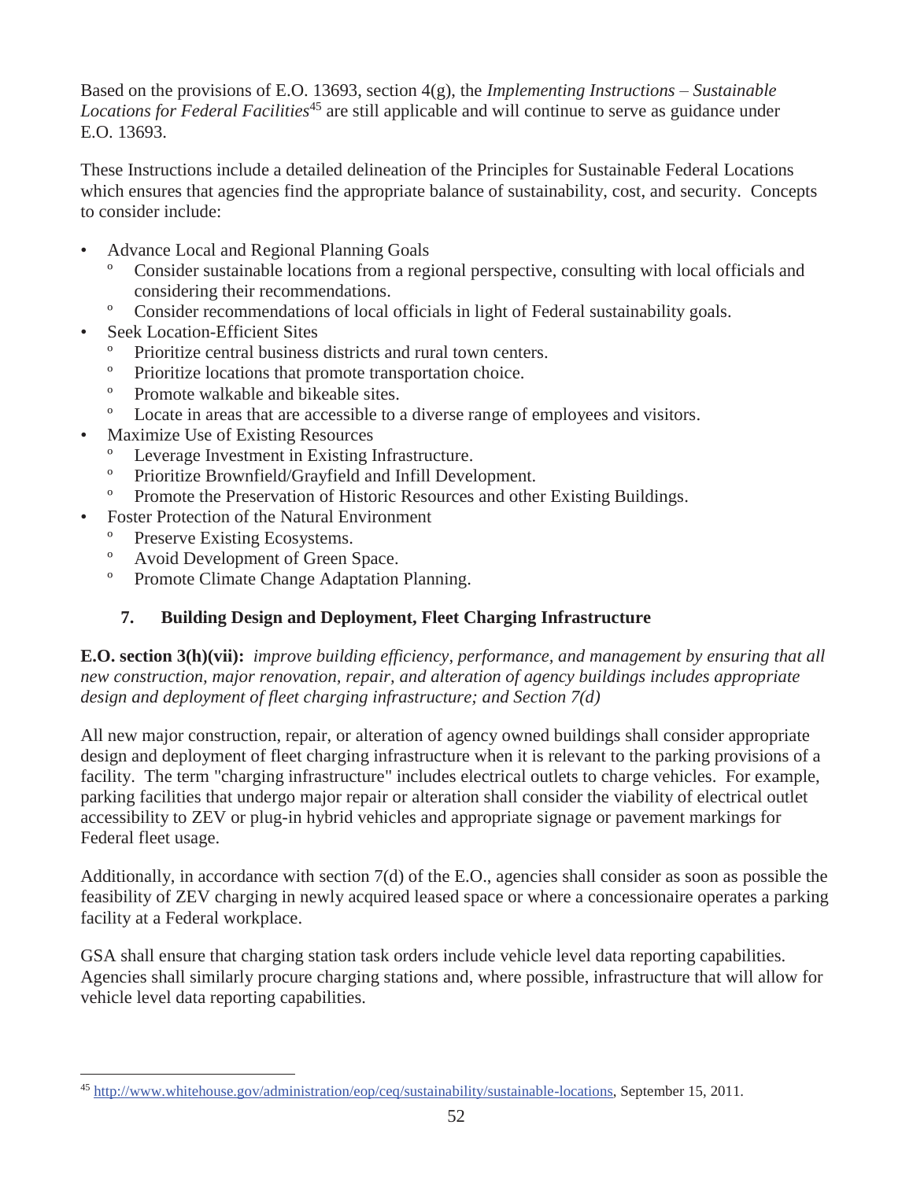Based on the provisions of E.O. 13693, section 4(g), the *Implementing Instructions – Sustainable Locations for Federal Facilities*[45] are still applicable and will continue to serve as guidance under E.O. 13693.

These Instructions include a detailed delineation of the Principles for Sustainable Federal Locations which ensures that agencies find the appropriate balance of sustainability, cost, and security. Concepts to consider include:

- Advance Local and Regional Planning Goals
  - Consider sustainable locations from a regional perspective, consulting with local officials and considering their recommendations.
  - Consider recommendations of local officials in light of Federal sustainability goals.
- Seek Location-Efficient Sites
  - Prioritize central business districts and rural town centers.
  - Prioritize locations that promote transportation choice.
  - Promote walkable and bikeable sites.
  - Locate in areas that are accessible to a diverse range of employees and visitors.
- Maximize Use of Existing Resources
  - Leverage Investment in Existing Infrastructure.
  - Prioritize Brownfield/Grayfield and Infill Development.
  - Promote the Preservation of Historic Resources and other Existing Buildings.
- Foster Protection of the Natural Environment
  - Preserve Existing Ecosystems.
  - Avoid Development of Green Space.
  - Promote Climate Change Adaptation Planning.

### 7. Building Design and Deployment, Fleet Charging Infrastructure

**E.O. section 3(h)(vii):** *improve building efficiency, performance, and management by ensuring that all new construction, major renovation, repair, and alteration of agency buildings includes appropriate design and deployment of fleet charging infrastructure; and Section 7(d)*

All new major construction, repair, or alteration of agency owned buildings shall consider appropriate design and deployment of fleet charging infrastructure when it is relevant to the parking provisions of a facility. The term "charging infrastructure" includes electrical outlets to charge vehicles. For example, parking facilities that undergo major repair or alteration shall consider the viability of electrical outlet accessibility to ZEV or plug-in hybrid vehicles and appropriate signage or pavement markings for Federal fleet usage.

Additionally, in accordance with section 7(d) of the E.O., agencies shall consider as soon as possible the feasibility of ZEV charging in newly acquired leased space or where a concessionaire operates a parking facility at a Federal workplace.

GSA shall ensure that charging station task orders include vehicle level data reporting capabilities. Agencies shall similarly procure charging stations and, where possible, infrastructure that will allow for vehicle level data reporting capabilities.

---

[45] http://www.whitehouse.gov/administration/eop/ceq/sustainability/sustainable-locations, September 15, 2011.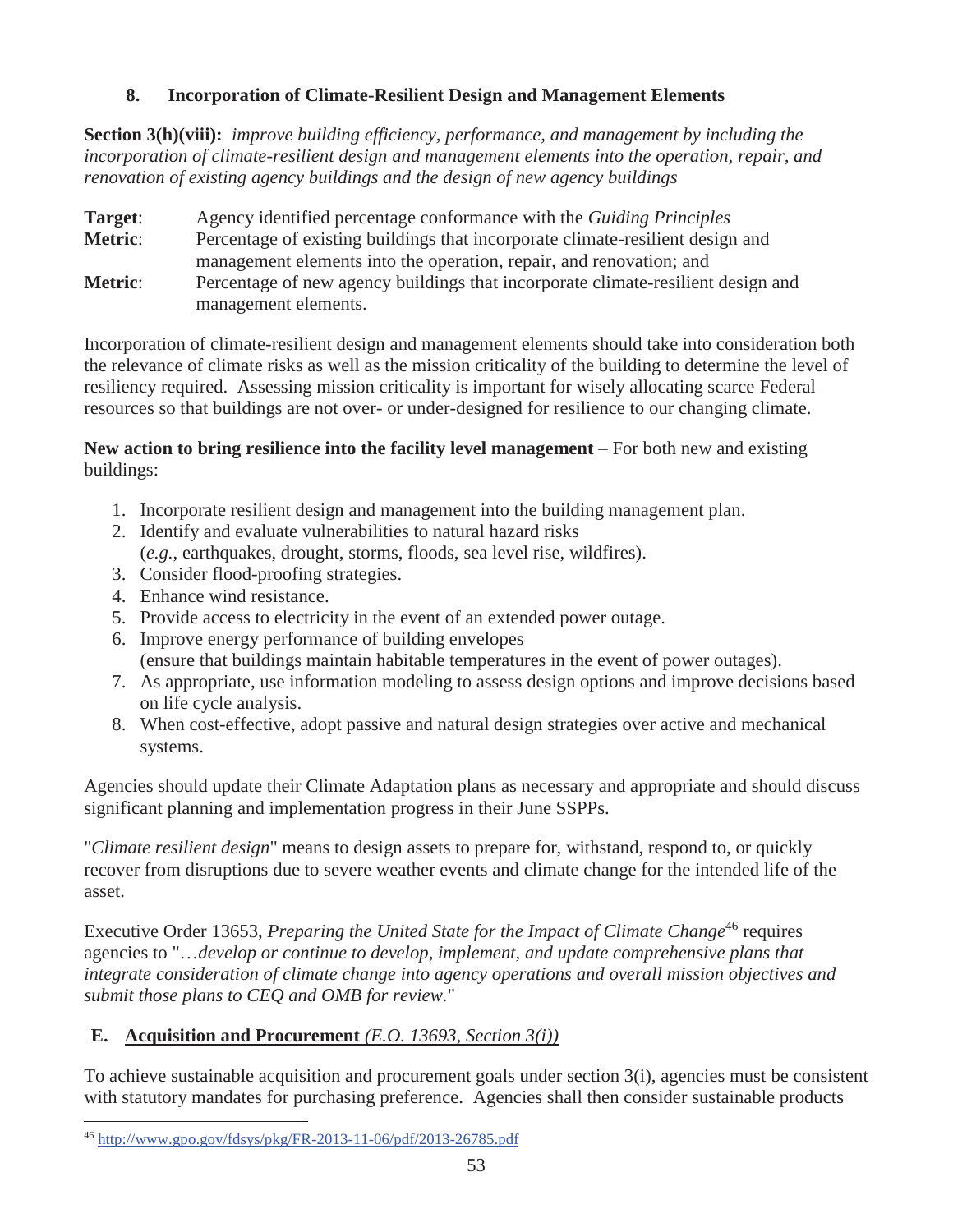### 8. Incorporation of Climate-Resilient Design and Management Elements

**Section 3(h)(viii):** *improve building efficiency, performance, and management by including the incorporation of climate-resilient design and management elements into the operation, repair, and renovation of existing agency buildings and the design of new agency buildings*

**Target**: Agency identified percentage conformance with the *Guiding Principles*
**Metric**: Percentage of existing buildings that incorporate climate-resilient design and management elements into the operation, repair, and renovation; and
**Metric**: Percentage of new agency buildings that incorporate climate-resilient design and management elements.

Incorporation of climate-resilient design and management elements should take into consideration both the relevance of climate risks as well as the mission criticality of the building to determine the level of resiliency required. Assessing mission criticality is important for wisely allocating scarce Federal resources so that buildings are not over- or under-designed for resilience to our changing climate.

**New action to bring resilience into the facility level management** – For both new and existing buildings:

1. Incorporate resilient design and management into the building management plan.
2. Identify and evaluate vulnerabilities to natural hazard risks (*e.g.*, earthquakes, drought, storms, floods, sea level rise, wildfires).
3. Consider flood-proofing strategies.
4. Enhance wind resistance.
5. Provide access to electricity in the event of an extended power outage.
6. Improve energy performance of building envelopes (ensure that buildings maintain habitable temperatures in the event of power outages).
7. As appropriate, use information modeling to assess design options and improve decisions based on life cycle analysis.
8. When cost-effective, adopt passive and natural design strategies over active and mechanical systems.

Agencies should update their Climate Adaptation plans as necessary and appropriate and should discuss significant planning and implementation progress in their June SSPPs.

"*Climate resilient design*" means to design assets to prepare for, withstand, respond to, or quickly recover from disruptions due to severe weather events and climate change for the intended life of the asset.

Executive Order 13653, *Preparing the United State for the Impact of Climate Change*[46] requires agencies to "…*develop or continue to develop, implement, and update comprehensive plans that integrate consideration of climate change into agency operations and overall mission objectives and submit those plans to CEQ and OMB for review*."

## E. Acquisition and Procurement *(E.O. 13693, Section 3(i))*

To achieve sustainable acquisition and procurement goals under section 3(i), agencies must be consistent with statutory mandates for purchasing preference. Agencies shall then consider sustainable products

[46] http://www.gpo.gov/fdsys/pkg/FR-2013-11-06/pdf/2013-26785.pdf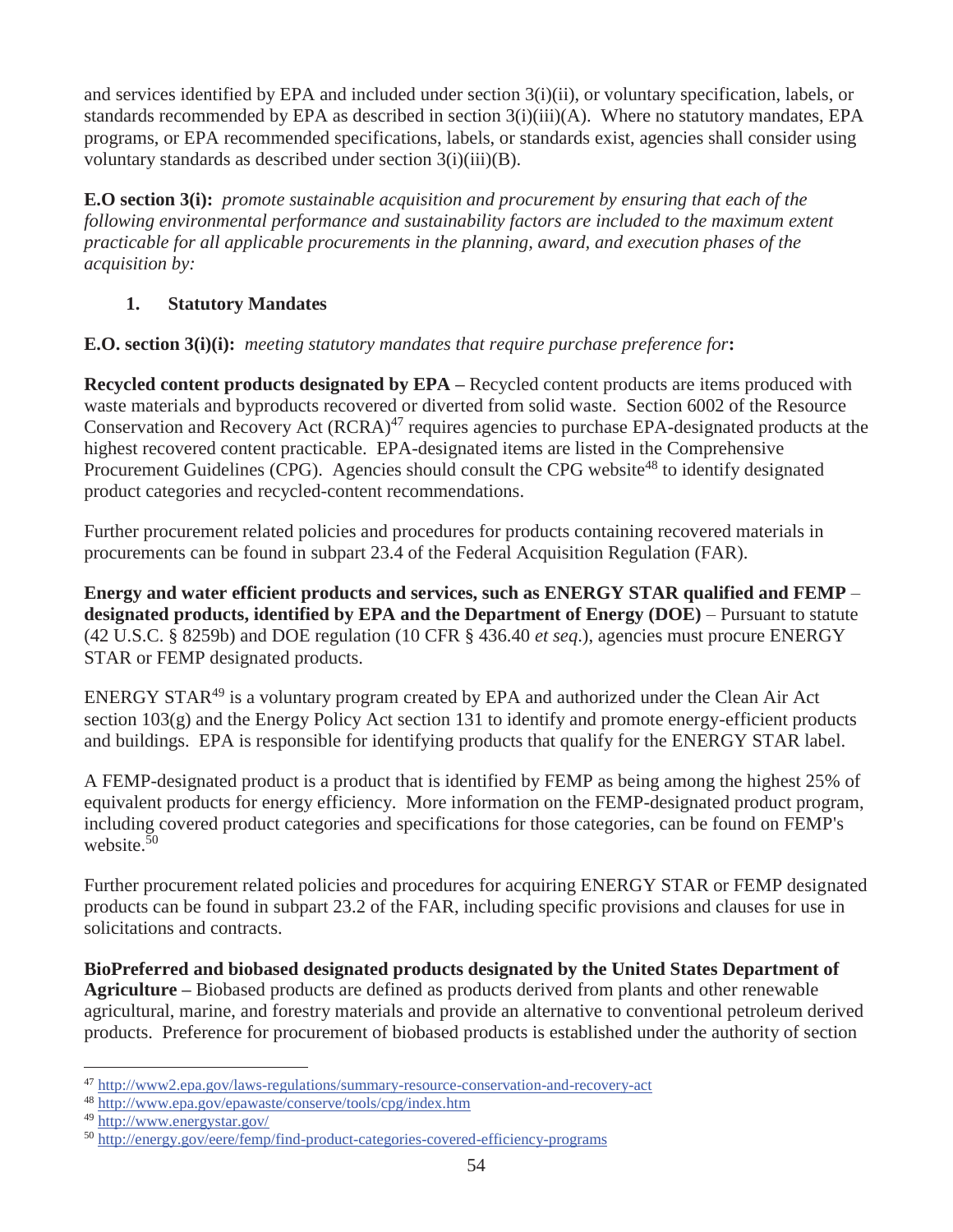and services identified by EPA and included under section 3(i)(ii), or voluntary specification, labels, or standards recommended by EPA as described in section 3(i)(iii)(A). Where no statutory mandates, EPA programs, or EPA recommended specifications, labels, or standards exist, agencies shall consider using voluntary standards as described under section 3(i)(iii)(B).

**E.O section 3(i):** *promote sustainable acquisition and procurement by ensuring that each of the following environmental performance and sustainability factors are included to the maximum extent practicable for all applicable procurements in the planning, award, and execution phases of the acquisition by:*

### 1. Statutory Mandates

**E.O. section 3(i)(i):** *meeting statutory mandates that require purchase preference for***:**

**Recycled content products designated by EPA –** Recycled content products are items produced with waste materials and byproducts recovered or diverted from solid waste. Section 6002 of the Resource Conservation and Recovery Act (RCRA)[47] requires agencies to purchase EPA-designated products at the highest recovered content practicable. EPA-designated items are listed in the Comprehensive Procurement Guidelines (CPG). Agencies should consult the CPG website[48] to identify designated product categories and recycled-content recommendations.

Further procurement related policies and procedures for products containing recovered materials in procurements can be found in subpart 23.4 of the Federal Acquisition Regulation (FAR).

**Energy and water efficient products and services, such as ENERGY STAR qualified and FEMP – designated products, identified by EPA and the Department of Energy (DOE)** – Pursuant to statute (42 U.S.C. § 8259b) and DOE regulation (10 CFR § 436.40 *et seq*.), agencies must procure ENERGY STAR or FEMP designated products.

ENERGY STAR[49] is a voluntary program created by EPA and authorized under the Clean Air Act section 103(g) and the Energy Policy Act section 131 to identify and promote energy-efficient products and buildings. EPA is responsible for identifying products that qualify for the ENERGY STAR label.

A FEMP-designated product is a product that is identified by FEMP as being among the highest 25% of equivalent products for energy efficiency. More information on the FEMP-designated product program, including covered product categories and specifications for those categories, can be found on FEMP's website.[50]

Further procurement related policies and procedures for acquiring ENERGY STAR or FEMP designated products can be found in subpart 23.2 of the FAR, including specific provisions and clauses for use in solicitations and contracts.

**BioPreferred and biobased designated products designated by the United States Department of Agriculture –** Biobased products are defined as products derived from plants and other renewable agricultural, marine, and forestry materials and provide an alternative to conventional petroleum derived products. Preference for procurement of biobased products is established under the authority of section

---

[47] http://www2.epa.gov/laws-regulations/summary-resource-conservation-and-recovery-act

[48] http://www.epa.gov/epawaste/conserve/tools/cpg/index.htm

[49] http://www.energystar.gov/

[50] http://energy.gov/eere/femp/find-product-categories-covered-efficiency-programs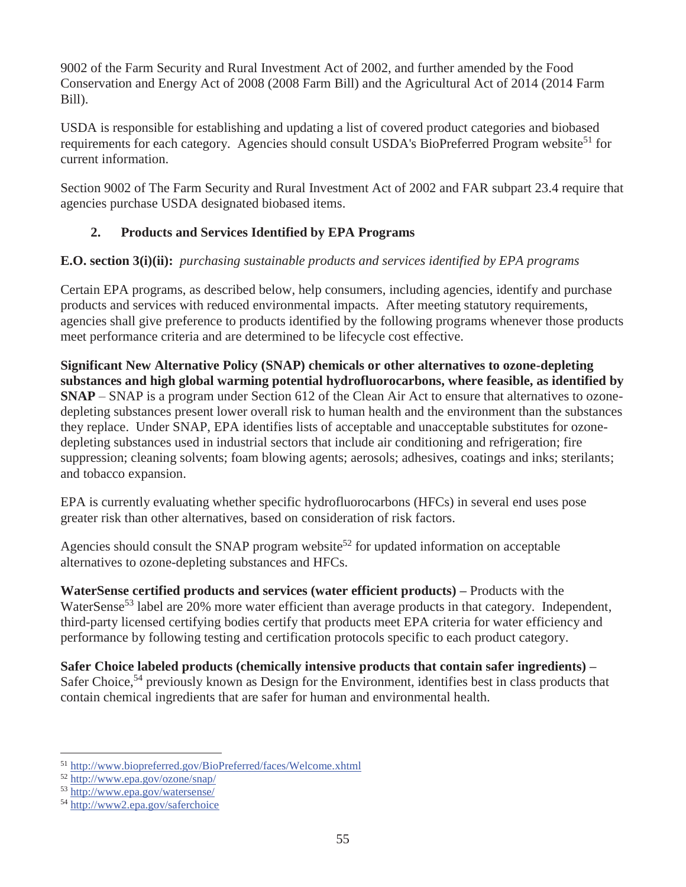9002 of the Farm Security and Rural Investment Act of 2002, and further amended by the Food Conservation and Energy Act of 2008 (2008 Farm Bill) and the Agricultural Act of 2014 (2014 Farm Bill).

USDA is responsible for establishing and updating a list of covered product categories and biobased requirements for each category. Agencies should consult USDA's BioPreferred Program website[51] for current information.

Section 9002 of The Farm Security and Rural Investment Act of 2002 and FAR subpart 23.4 require that agencies purchase USDA designated biobased items.

### 2. Products and Services Identified by EPA Programs

**E.O. section 3(i)(ii):** *purchasing sustainable products and services identified by EPA programs*

Certain EPA programs, as described below, help consumers, including agencies, identify and purchase products and services with reduced environmental impacts. After meeting statutory requirements, agencies shall give preference to products identified by the following programs whenever those products meet performance criteria and are determined to be lifecycle cost effective.

**Significant New Alternative Policy (SNAP) chemicals or other alternatives to ozone-depleting substances and high global warming potential hydrofluorocarbons, where feasible, as identified by SNAP** – SNAP is a program under Section 612 of the Clean Air Act to ensure that alternatives to ozone-depleting substances present lower overall risk to human health and the environment than the substances they replace. Under SNAP, EPA identifies lists of acceptable and unacceptable substitutes for ozone-depleting substances used in industrial sectors that include air conditioning and refrigeration; fire suppression; cleaning solvents; foam blowing agents; aerosols; adhesives, coatings and inks; sterilants; and tobacco expansion.

EPA is currently evaluating whether specific hydrofluorocarbons (HFCs) in several end uses pose greater risk than other alternatives, based on consideration of risk factors.

Agencies should consult the SNAP program website[52] for updated information on acceptable alternatives to ozone-depleting substances and HFCs.

**WaterSense certified products and services (water efficient products) –** Products with the WaterSense[53] label are 20% more water efficient than average products in that category. Independent, third-party licensed certifying bodies certify that products meet EPA criteria for water efficiency and performance by following testing and certification protocols specific to each product category.

**Safer Choice labeled products (chemically intensive products that contain safer ingredients) –** Safer Choice,[54] previously known as Design for the Environment, identifies best in class products that contain chemical ingredients that are safer for human and environmental health.

---

[51] http://www.biopreferred.gov/BioPreferred/faces/Welcome.xhtml
[52] http://www.epa.gov/ozone/snap/
[53] http://www.epa.gov/watersense/
[54] http://www2.epa.gov/saferchoice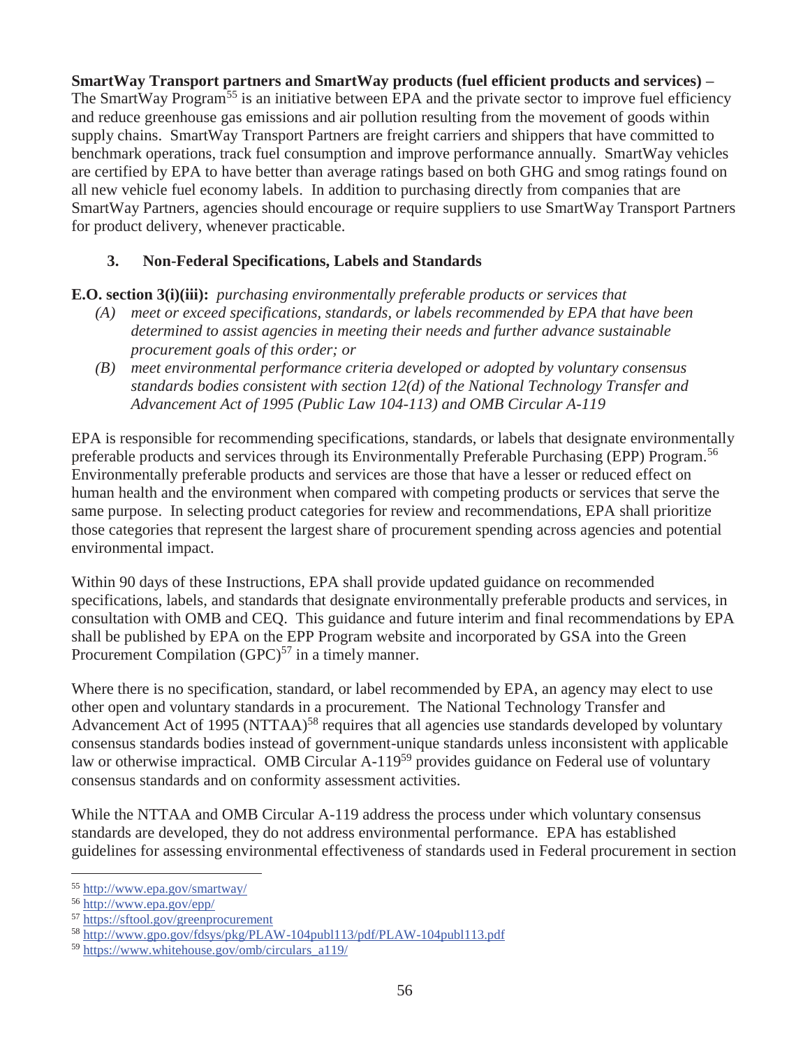**SmartWay Transport partners and SmartWay products (fuel efficient products and services) –** The SmartWay Program[55] is an initiative between EPA and the private sector to improve fuel efficiency and reduce greenhouse gas emissions and air pollution resulting from the movement of goods within supply chains. SmartWay Transport Partners are freight carriers and shippers that have committed to benchmark operations, track fuel consumption and improve performance annually. SmartWay vehicles are certified by EPA to have better than average ratings based on both GHG and smog ratings found on all new vehicle fuel economy labels. In addition to purchasing directly from companies that are SmartWay Partners, agencies should encourage or require suppliers to use SmartWay Transport Partners for product delivery, whenever practicable.

### 3. Non-Federal Specifications, Labels and Standards

**E.O. section 3(i)(iii):** *purchasing environmentally preferable products or services that*

*(A) meet or exceed specifications, standards, or labels recommended by EPA that have been determined to assist agencies in meeting their needs and further advance sustainable procurement goals of this order; or*

*(B) meet environmental performance criteria developed or adopted by voluntary consensus standards bodies consistent with section 12(d) of the National Technology Transfer and Advancement Act of 1995 (Public Law 104-113) and OMB Circular A-119*

EPA is responsible for recommending specifications, standards, or labels that designate environmentally preferable products and services through its Environmentally Preferable Purchasing (EPP) Program.[56] Environmentally preferable products and services are those that have a lesser or reduced effect on human health and the environment when compared with competing products or services that serve the same purpose. In selecting product categories for review and recommendations, EPA shall prioritize those categories that represent the largest share of procurement spending across agencies and potential environmental impact.

Within 90 days of these Instructions, EPA shall provide updated guidance on recommended specifications, labels, and standards that designate environmentally preferable products and services, in consultation with OMB and CEQ. This guidance and future interim and final recommendations by EPA shall be published by EPA on the EPP Program website and incorporated by GSA into the Green Procurement Compilation (GPC)[57] in a timely manner.

Where there is no specification, standard, or label recommended by EPA, an agency may elect to use other open and voluntary standards in a procurement. The National Technology Transfer and Advancement Act of 1995 (NTTAA)[58] requires that all agencies use standards developed by voluntary consensus standards bodies instead of government-unique standards unless inconsistent with applicable law or otherwise impractical. OMB Circular A-119[59] provides guidance on Federal use of voluntary consensus standards and on conformity assessment activities.

While the NTTAA and OMB Circular A-119 address the process under which voluntary consensus standards are developed, they do not address environmental performance. EPA has established guidelines for assessing environmental effectiveness of standards used in Federal procurement in section

---

[55] http://www.epa.gov/smartway/

[56] http://www.epa.gov/epp/

[57] https://sftool.gov/greenprocurement

[58] http://www.gpo.gov/fdsys/pkg/PLAW-104publ113/pdf/PLAW-104publ113.pdf

[59] https://www.whitehouse.gov/omb/circulars_a119/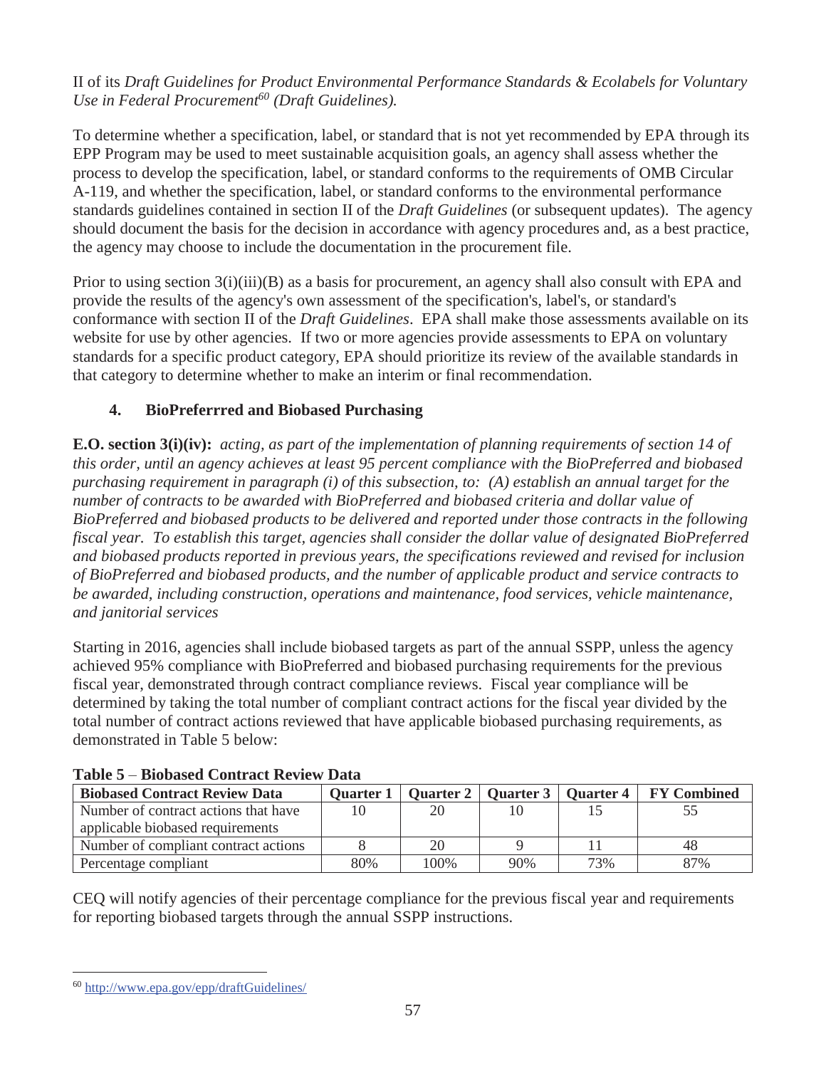II of its *Draft Guidelines for Product Environmental Performance Standards & Ecolabels for Voluntary Use in Federal Procurement*[60] *(Draft Guidelines).*

To determine whether a specification, label, or standard that is not yet recommended by EPA through its EPP Program may be used to meet sustainable acquisition goals, an agency shall assess whether the process to develop the specification, label, or standard conforms to the requirements of OMB Circular A-119, and whether the specification, label, or standard conforms to the environmental performance standards guidelines contained in section II of the *Draft Guidelines* (or subsequent updates). The agency should document the basis for the decision in accordance with agency procedures and, as a best practice, the agency may choose to include the documentation in the procurement file.

Prior to using section 3(i)(iii)(B) as a basis for procurement, an agency shall also consult with EPA and provide the results of the agency's own assessment of the specification's, label's, or standard's conformance with section II of the *Draft Guidelines*. EPA shall make those assessments available on its website for use by other agencies. If two or more agencies provide assessments to EPA on voluntary standards for a specific product category, EPA should prioritize its review of the available standards in that category to determine whether to make an interim or final recommendation.

### 4. BioPreferrred and Biobased Purchasing

**E.O. section 3(i)(iv):** *acting, as part of the implementation of planning requirements of section 14 of this order, until an agency achieves at least 95 percent compliance with the BioPreferred and biobased purchasing requirement in paragraph (i) of this subsection, to: (A) establish an annual target for the number of contracts to be awarded with BioPreferred and biobased criteria and dollar value of BioPreferred and biobased products to be delivered and reported under those contracts in the following fiscal year. To establish this target, agencies shall consider the dollar value of designated BioPreferred and biobased products reported in previous years, the specifications reviewed and revised for inclusion of BioPreferred and biobased products, and the number of applicable product and service contracts to be awarded, including construction, operations and maintenance, food services, vehicle maintenance, and janitorial services*

Starting in 2016, agencies shall include biobased targets as part of the annual SSPP, unless the agency achieved 95% compliance with BioPreferred and biobased purchasing requirements for the previous fiscal year, demonstrated through contract compliance reviews. Fiscal year compliance will be determined by taking the total number of compliant contract actions for the fiscal year divided by the total number of contract actions reviewed that have applicable biobased purchasing requirements, as demonstrated in Table 5 below:

**Table 5 – Biobased Contract Review Data**

| Biobased Contract Review Data | Quarter 1 | Quarter 2 | Quarter 3 | Quarter 4 | FY Combined |
|---|---|---|---|---|---|
| Number of contract actions that have applicable biobased requirements | 10 | 20 | 10 | 15 | 55 |
| Number of compliant contract actions | 8 | 20 | 9 | 11 | 48 |
| Percentage compliant | 80% | 100% | 90% | 73% | 87% |

CEQ will notify agencies of their percentage compliance for the previous fiscal year and requirements for reporting biobased targets through the annual SSPP instructions.

[60] http://www.epa.gov/epp/draftGuidelines/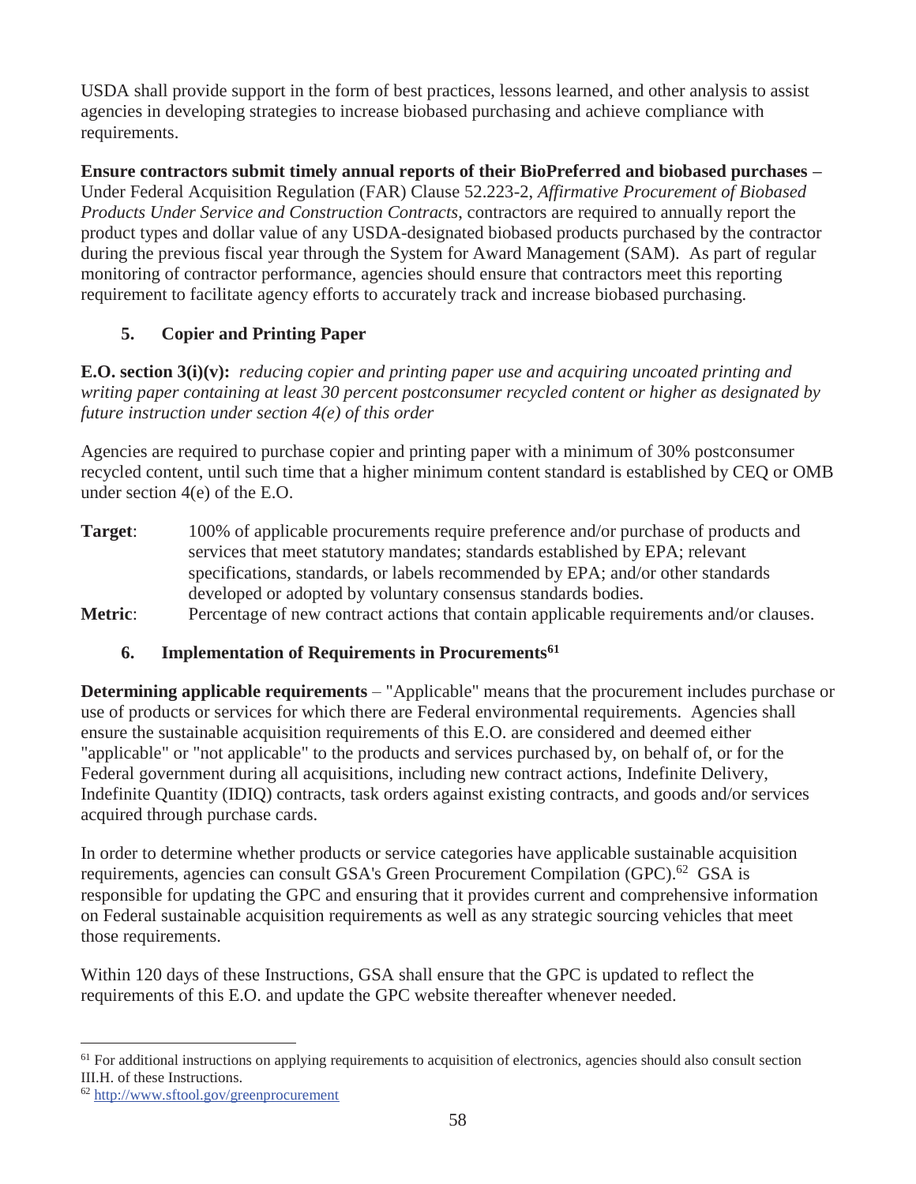USDA shall provide support in the form of best practices, lessons learned, and other analysis to assist agencies in developing strategies to increase biobased purchasing and achieve compliance with requirements.

**Ensure contractors submit timely annual reports of their BioPreferred and biobased purchases** – Under Federal Acquisition Regulation (FAR) Clause 52.223-2, *Affirmative Procurement of Biobased Products Under Service and Construction Contracts*, contractors are required to annually report the product types and dollar value of any USDA-designated biobased products purchased by the contractor during the previous fiscal year through the System for Award Management (SAM). As part of regular monitoring of contractor performance, agencies should ensure that contractors meet this reporting requirement to facilitate agency efforts to accurately track and increase biobased purchasing.

### 5. Copier and Printing Paper

**E.O. section 3(i)(v):** *reducing copier and printing paper use and acquiring uncoated printing and writing paper containing at least 30 percent postconsumer recycled content or higher as designated by future instruction under section 4(e) of this order*

Agencies are required to purchase copier and printing paper with a minimum of 30% postconsumer recycled content, until such time that a higher minimum content standard is established by CEQ or OMB under section 4(e) of the E.O.

**Target**: 100% of applicable procurements require preference and/or purchase of products and services that meet statutory mandates; standards established by EPA; relevant specifications, standards, or labels recommended by EPA; and/or other standards developed or adopted by voluntary consensus standards bodies.

**Metric**: Percentage of new contract actions that contain applicable requirements and/or clauses.

### 6. Implementation of Requirements in Procurements[61]

**Determining applicable requirements** – "Applicable" means that the procurement includes purchase or use of products or services for which there are Federal environmental requirements. Agencies shall ensure the sustainable acquisition requirements of this E.O. are considered and deemed either "applicable" or "not applicable" to the products and services purchased by, on behalf of, or for the Federal government during all acquisitions, including new contract actions, Indefinite Delivery, Indefinite Quantity (IDIQ) contracts, task orders against existing contracts, and goods and/or services acquired through purchase cards.

In order to determine whether products or service categories have applicable sustainable acquisition requirements, agencies can consult GSA's Green Procurement Compilation (GPC).[62] GSA is responsible for updating the GPC and ensuring that it provides current and comprehensive information on Federal sustainable acquisition requirements as well as any strategic sourcing vehicles that meet those requirements.

Within 120 days of these Instructions, GSA shall ensure that the GPC is updated to reflect the requirements of this E.O. and update the GPC website thereafter whenever needed.

---

[61] For additional instructions on applying requirements to acquisition of electronics, agencies should also consult section III.H. of these Instructions.

[62] http://www.sftool.gov/greenprocurement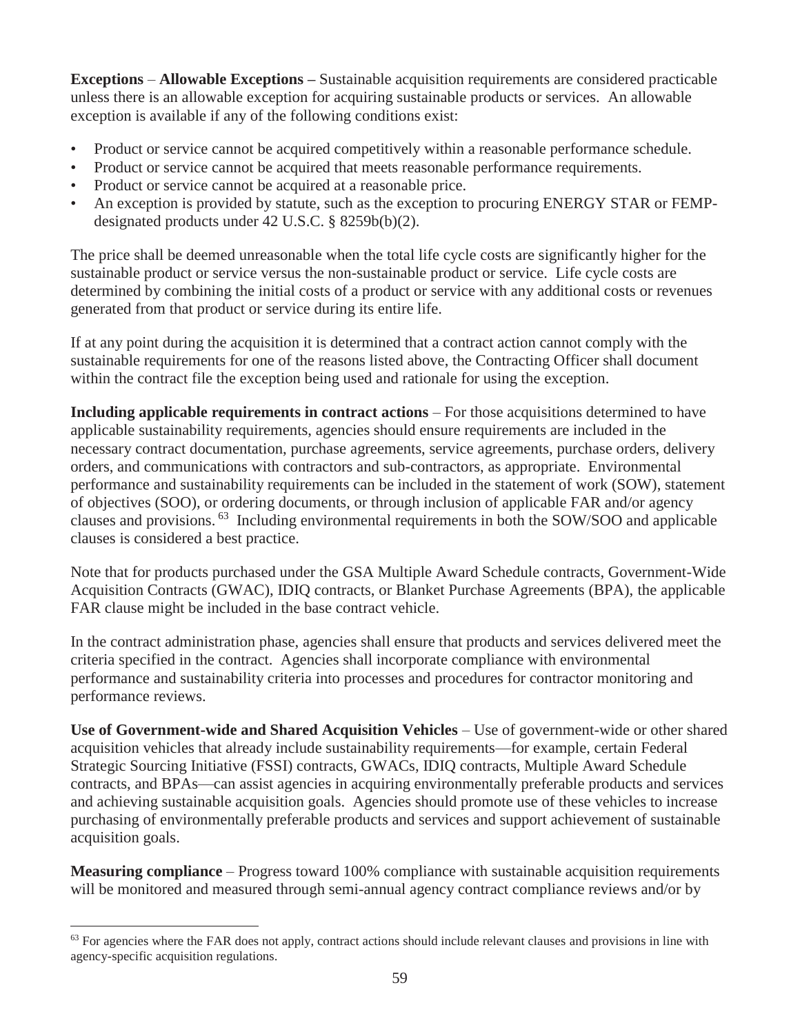**Exceptions** – **Allowable Exceptions –** Sustainable acquisition requirements are considered practicable unless there is an allowable exception for acquiring sustainable products or services. An allowable exception is available if any of the following conditions exist:

- Product or service cannot be acquired competitively within a reasonable performance schedule.
- Product or service cannot be acquired that meets reasonable performance requirements.
- Product or service cannot be acquired at a reasonable price.
- An exception is provided by statute, such as the exception to procuring ENERGY STAR or FEMP-designated products under 42 U.S.C. § 8259b(b)(2).

The price shall be deemed unreasonable when the total life cycle costs are significantly higher for the sustainable product or service versus the non-sustainable product or service. Life cycle costs are determined by combining the initial costs of a product or service with any additional costs or revenues generated from that product or service during its entire life.

If at any point during the acquisition it is determined that a contract action cannot comply with the sustainable requirements for one of the reasons listed above, the Contracting Officer shall document within the contract file the exception being used and rationale for using the exception.

**Including applicable requirements in contract actions** – For those acquisitions determined to have applicable sustainability requirements, agencies should ensure requirements are included in the necessary contract documentation, purchase agreements, service agreements, purchase orders, delivery orders, and communications with contractors and sub-contractors, as appropriate. Environmental performance and sustainability requirements can be included in the statement of work (SOW), statement of objectives (SOO), or ordering documents, or through inclusion of applicable FAR and/or agency clauses and provisions.[63] Including environmental requirements in both the SOW/SOO and applicable clauses is considered a best practice.

Note that for products purchased under the GSA Multiple Award Schedule contracts, Government-Wide Acquisition Contracts (GWAC), IDIQ contracts, or Blanket Purchase Agreements (BPA), the applicable FAR clause might be included in the base contract vehicle.

In the contract administration phase, agencies shall ensure that products and services delivered meet the criteria specified in the contract. Agencies shall incorporate compliance with environmental performance and sustainability criteria into processes and procedures for contractor monitoring and performance reviews.

**Use of Government-wide and Shared Acquisition Vehicles** – Use of government-wide or other shared acquisition vehicles that already include sustainability requirements—for example, certain Federal Strategic Sourcing Initiative (FSSI) contracts, GWACs, IDIQ contracts, Multiple Award Schedule contracts, and BPAs—can assist agencies in acquiring environmentally preferable products and services and achieving sustainable acquisition goals. Agencies should promote use of these vehicles to increase purchasing of environmentally preferable products and services and support achievement of sustainable acquisition goals.

**Measuring compliance** – Progress toward 100% compliance with sustainable acquisition requirements will be monitored and measured through semi-annual agency contract compliance reviews and/or by

[63] For agencies where the FAR does not apply, contract actions should include relevant clauses and provisions in line with agency-specific acquisition regulations.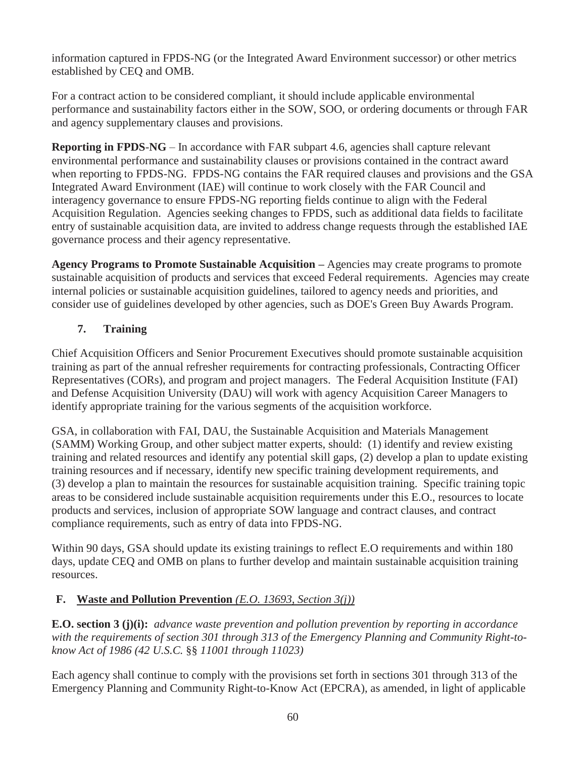information captured in FPDS-NG (or the Integrated Award Environment successor) or other metrics established by CEQ and OMB.

For a contract action to be considered compliant, it should include applicable environmental performance and sustainability factors either in the SOW, SOO, or ordering documents or through FAR and agency supplementary clauses and provisions.

**Reporting in FPDS-NG** – In accordance with FAR subpart 4.6, agencies shall capture relevant environmental performance and sustainability clauses or provisions contained in the contract award when reporting to FPDS-NG. FPDS-NG contains the FAR required clauses and provisions and the GSA Integrated Award Environment (IAE) will continue to work closely with the FAR Council and interagency governance to ensure FPDS-NG reporting fields continue to align with the Federal Acquisition Regulation. Agencies seeking changes to FPDS, such as additional data fields to facilitate entry of sustainable acquisition data, are invited to address change requests through the established IAE governance process and their agency representative.

**Agency Programs to Promote Sustainable Acquisition –** Agencies may create programs to promote sustainable acquisition of products and services that exceed Federal requirements. Agencies may create internal policies or sustainable acquisition guidelines, tailored to agency needs and priorities, and consider use of guidelines developed by other agencies, such as DOE's Green Buy Awards Program.

### 7. Training

Chief Acquisition Officers and Senior Procurement Executives should promote sustainable acquisition training as part of the annual refresher requirements for contracting professionals, Contracting Officer Representatives (CORs), and program and project managers. The Federal Acquisition Institute (FAI) and Defense Acquisition University (DAU) will work with agency Acquisition Career Managers to identify appropriate training for the various segments of the acquisition workforce.

GSA, in collaboration with FAI, DAU, the Sustainable Acquisition and Materials Management (SAMM) Working Group, and other subject matter experts, should: (1) identify and review existing training and related resources and identify any potential skill gaps, (2) develop a plan to update existing training resources and if necessary, identify new specific training development requirements, and (3) develop a plan to maintain the resources for sustainable acquisition training. Specific training topic areas to be considered include sustainable acquisition requirements under this E.O., resources to locate products and services, inclusion of appropriate SOW language and contract clauses, and contract compliance requirements, such as entry of data into FPDS-NG.

Within 90 days, GSA should update its existing trainings to reflect E.O requirements and within 180 days, update CEQ and OMB on plans to further develop and maintain sustainable acquisition training resources.

## F. Waste and Pollution Prevention *(E.O. 13693, Section 3(j))*

**E.O. section 3 (j)(i):** *advance waste prevention and pollution prevention by reporting in accordance with the requirements of section 301 through 313 of the Emergency Planning and Community Right-to-know Act of 1986 (42 U.S.C.* §§ *11001 through 11023)*

Each agency shall continue to comply with the provisions set forth in sections 301 through 313 of the Emergency Planning and Community Right-to-Know Act (EPCRA), as amended, in light of applicable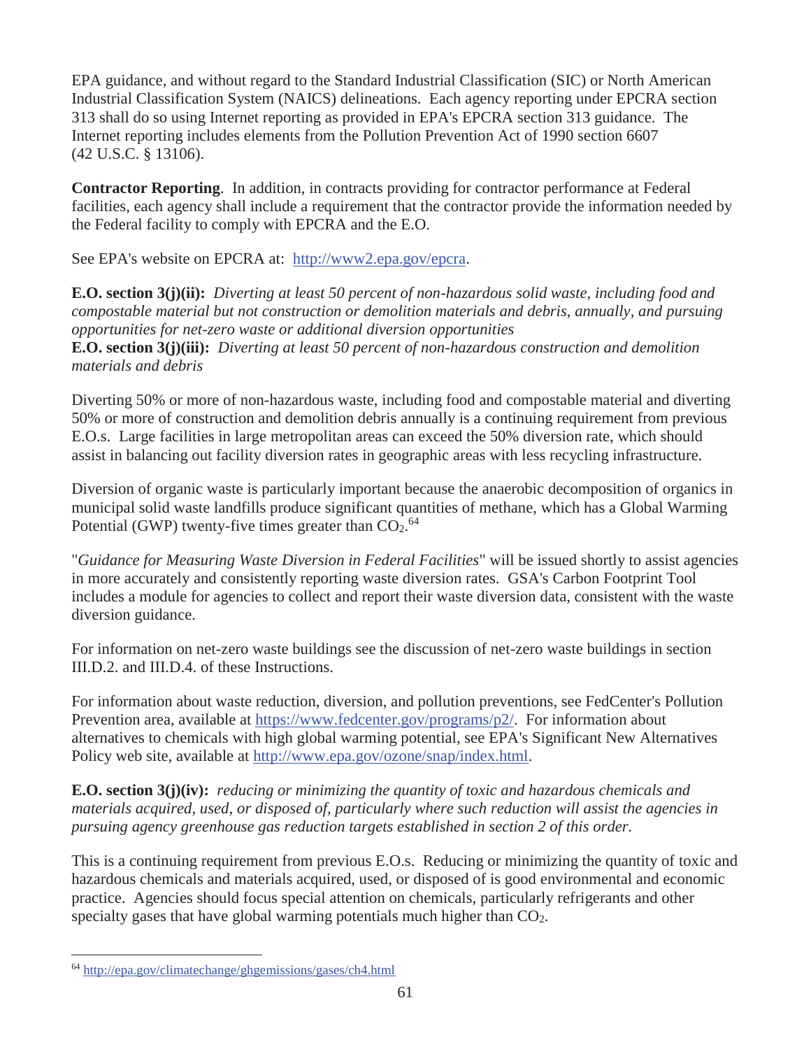EPA guidance, and without regard to the Standard Industrial Classification (SIC) or North American Industrial Classification System (NAICS) delineations. Each agency reporting under EPCRA section 313 shall do so using Internet reporting as provided in EPA's EPCRA section 313 guidance. The Internet reporting includes elements from the Pollution Prevention Act of 1990 section 6607 (42 U.S.C. § 13106).

**Contractor Reporting**. In addition, in contracts providing for contractor performance at Federal facilities, each agency shall include a requirement that the contractor provide the information needed by the Federal facility to comply with EPCRA and the E.O.

See EPA's website on EPCRA at: http://www2.epa.gov/epcra.

**E.O. section 3(j)(ii):** *Diverting at least 50 percent of non-hazardous solid waste, including food and compostable material but not construction or demolition materials and debris, annually, and pursuing opportunities for net-zero waste or additional diversion opportunities*
**E.O. section 3(j)(iii):** *Diverting at least 50 percent of non-hazardous construction and demolition materials and debris*

Diverting 50% or more of non-hazardous waste, including food and compostable material and diverting 50% or more of construction and demolition debris annually is a continuing requirement from previous E.O.s. Large facilities in large metropolitan areas can exceed the 50% diversion rate, which should assist in balancing out facility diversion rates in geographic areas with less recycling infrastructure.

Diversion of organic waste is particularly important because the anaerobic decomposition of organics in municipal solid waste landfills produce significant quantities of methane, which has a Global Warming Potential (GWP) twenty-five times greater than $CO_2$.[64]

"*Guidance for Measuring Waste Diversion in Federal Facilities*" will be issued shortly to assist agencies in more accurately and consistently reporting waste diversion rates. GSA's Carbon Footprint Tool includes a module for agencies to collect and report their waste diversion data, consistent with the waste diversion guidance.

For information on net-zero waste buildings see the discussion of net-zero waste buildings in section III.D.2. and III.D.4. of these Instructions.

For information about waste reduction, diversion, and pollution preventions, see FedCenter's Pollution Prevention area, available at https://www.fedcenter.gov/programs/p2/. For information about alternatives to chemicals with high global warming potential, see EPA's Significant New Alternatives Policy web site, available at http://www.epa.gov/ozone/snap/index.html.

**E.O. section 3(j)(iv):** *reducing or minimizing the quantity of toxic and hazardous chemicals and materials acquired, used, or disposed of, particularly where such reduction will assist the agencies in pursuing agency greenhouse gas reduction targets established in section 2 of this order.*

This is a continuing requirement from previous E.O.s. Reducing or minimizing the quantity of toxic and hazardous chemicals and materials acquired, used, or disposed of is good environmental and economic practice. Agencies should focus special attention on chemicals, particularly refrigerants and other specialty gases that have global warming potentials much higher than $CO_2$.

[64] http://epa.gov/climatechange/ghgemissions/gases/ch4.html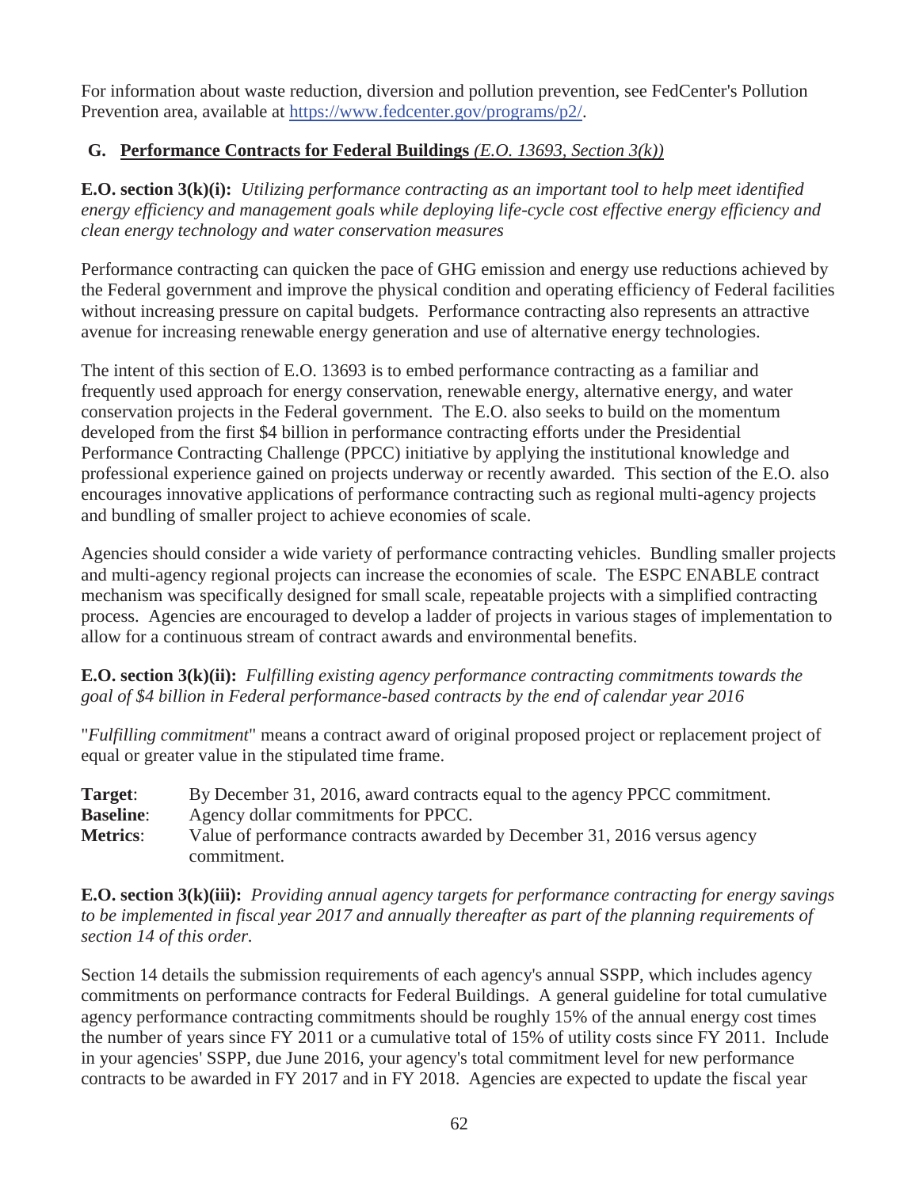For information about waste reduction, diversion and pollution prevention, see FedCenter's Pollution Prevention area, available at https://www.fedcenter.gov/programs/p2/.

## G. Performance Contracts for Federal Buildings *(E.O. 13693, Section 3(k))*

**E.O. section 3(k)(i):** *Utilizing performance contracting as an important tool to help meet identified energy efficiency and management goals while deploying life-cycle cost effective energy efficiency and clean energy technology and water conservation measures*

Performance contracting can quicken the pace of GHG emission and energy use reductions achieved by the Federal government and improve the physical condition and operating efficiency of Federal facilities without increasing pressure on capital budgets. Performance contracting also represents an attractive avenue for increasing renewable energy generation and use of alternative energy technologies.

The intent of this section of E.O. 13693 is to embed performance contracting as a familiar and frequently used approach for energy conservation, renewable energy, alternative energy, and water conservation projects in the Federal government. The E.O. also seeks to build on the momentum developed from the first $4 billion in performance contracting efforts under the Presidential Performance Contracting Challenge (PPCC) initiative by applying the institutional knowledge and professional experience gained on projects underway or recently awarded. This section of the E.O. also encourages innovative applications of performance contracting such as regional multi-agency projects and bundling of smaller project to achieve economies of scale.

Agencies should consider a wide variety of performance contracting vehicles. Bundling smaller projects and multi-agency regional projects can increase the economies of scale. The ESPC ENABLE contract mechanism was specifically designed for small scale, repeatable projects with a simplified contracting process. Agencies are encouraged to develop a ladder of projects in various stages of implementation to allow for a continuous stream of contract awards and environmental benefits.

**E.O. section 3(k)(ii):** *Fulfilling existing agency performance contracting commitments towards the goal of $4 billion in Federal performance-based contracts by the end of calendar year 2016*

"*Fulfilling commitment*" means a contract award of original proposed project or replacement project of equal or greater value in the stipulated time frame.

**Target**: By December 31, 2016, award contracts equal to the agency PPCC commitment.
**Baseline**: Agency dollar commitments for PPCC.
**Metrics**: Value of performance contracts awarded by December 31, 2016 versus agency commitment.

**E.O. section 3(k)(iii):** *Providing annual agency targets for performance contracting for energy savings to be implemented in fiscal year 2017 and annually thereafter as part of the planning requirements of section 14 of this order.*

Section 14 details the submission requirements of each agency's annual SSPP, which includes agency commitments on performance contracts for Federal Buildings. A general guideline for total cumulative agency performance contracting commitments should be roughly 15% of the annual energy cost times the number of years since FY 2011 or a cumulative total of 15% of utility costs since FY 2011. Include in your agencies' SSPP, due June 2016, your agency's total commitment level for new performance contracts to be awarded in FY 2017 and in FY 2018. Agencies are expected to update the fiscal year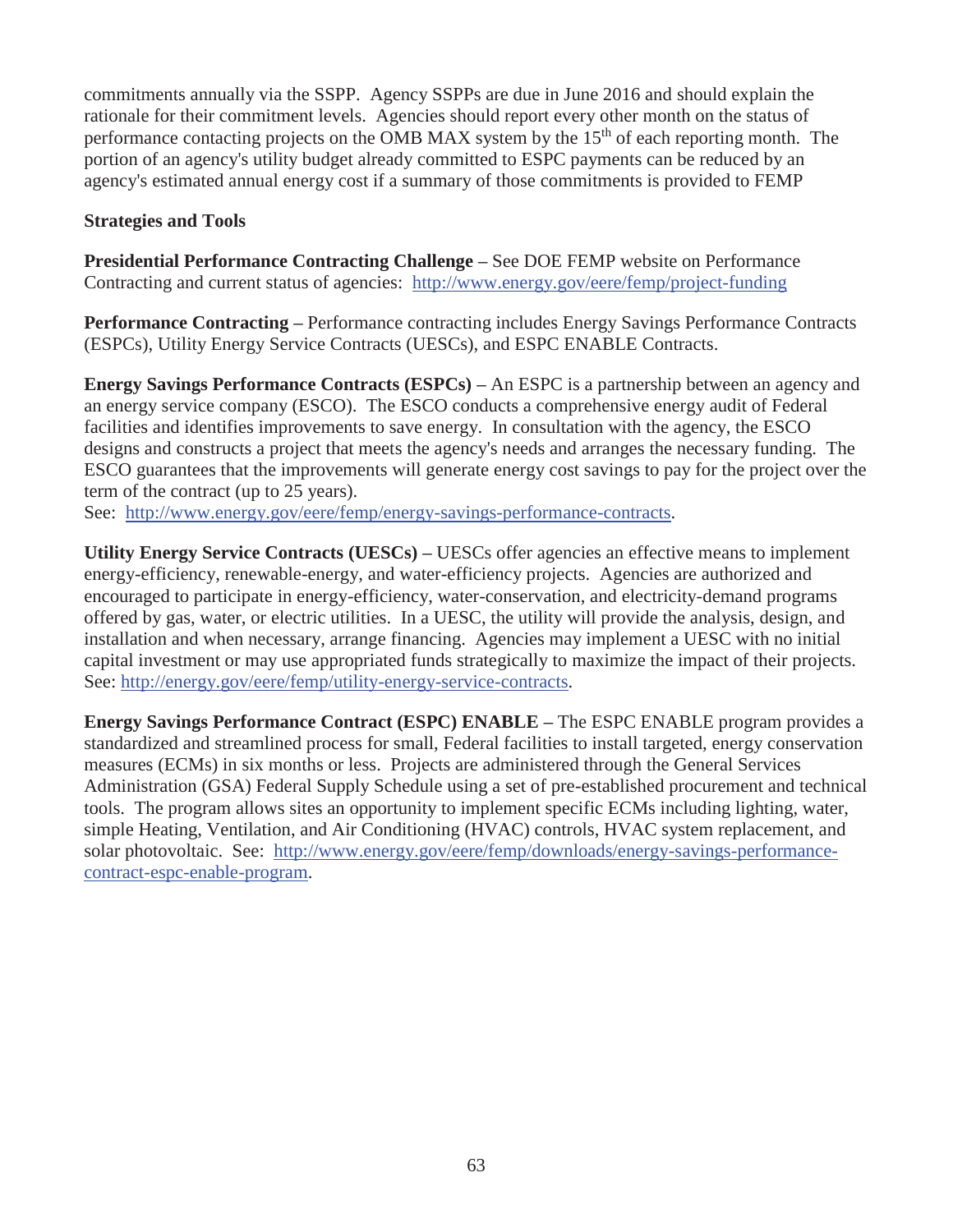commitments annually via the SSPP. Agency SSPPs are due in June 2016 and should explain the rationale for their commitment levels. Agencies should report every other month on the status of performance contacting projects on the OMB MAX system by the 15th of each reporting month. The portion of an agency's utility budget already committed to ESPC payments can be reduced by an agency's estimated annual energy cost if a summary of those commitments is provided to FEMP

**Strategies and Tools**

**Presidential Performance Contracting Challenge –** See DOE FEMP website on Performance Contracting and current status of agencies: http://www.energy.gov/eere/femp/project-funding

**Performance Contracting –** Performance contracting includes Energy Savings Performance Contracts (ESPCs), Utility Energy Service Contracts (UESCs), and ESPC ENABLE Contracts.

**Energy Savings Performance Contracts (ESPCs) –** An ESPC is a partnership between an agency and an energy service company (ESCO). The ESCO conducts a comprehensive energy audit of Federal facilities and identifies improvements to save energy. In consultation with the agency, the ESCO designs and constructs a project that meets the agency's needs and arranges the necessary funding. The ESCO guarantees that the improvements will generate energy cost savings to pay for the project over the term of the contract (up to 25 years).
See: http://www.energy.gov/eere/femp/energy-savings-performance-contracts.

**Utility Energy Service Contracts (UESCs) –** UESCs offer agencies an effective means to implement energy-efficiency, renewable-energy, and water-efficiency projects. Agencies are authorized and encouraged to participate in energy-efficiency, water-conservation, and electricity-demand programs offered by gas, water, or electric utilities. In a UESC, the utility will provide the analysis, design, and installation and when necessary, arrange financing. Agencies may implement a UESC with no initial capital investment or may use appropriated funds strategically to maximize the impact of their projects. See: http://energy.gov/eere/femp/utility-energy-service-contracts.

**Energy Savings Performance Contract (ESPC) ENABLE –** The ESPC ENABLE program provides a standardized and streamlined process for small, Federal facilities to install targeted, energy conservation measures (ECMs) in six months or less. Projects are administered through the General Services Administration (GSA) Federal Supply Schedule using a set of pre-established procurement and technical tools. The program allows sites an opportunity to implement specific ECMs including lighting, water, simple Heating, Ventilation, and Air Conditioning (HVAC) controls, HVAC system replacement, and solar photovoltaic. See: http://www.energy.gov/eere/femp/downloads/energy-savings-performance-contract-espc-enable-program.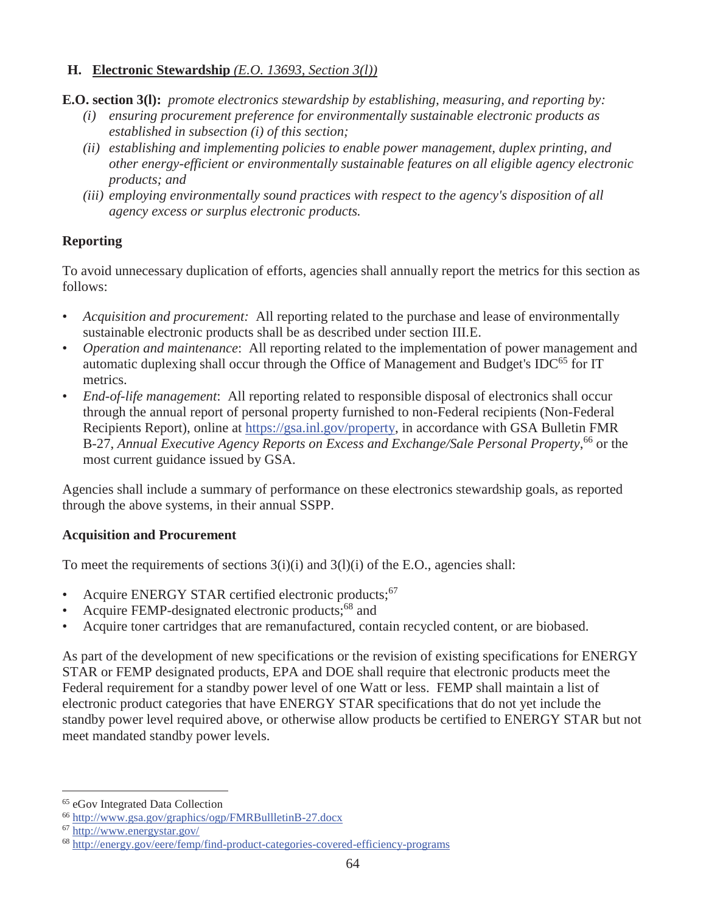## H. **Electronic Stewardship** *(E.O. 13693, Section 3(l))*

**E.O. section 3(l):** *promote electronics stewardship by establishing, measuring, and reporting by:*

- *(i) ensuring procurement preference for environmentally sustainable electronic products as established in subsection (i) of this section;*
- *(ii) establishing and implementing policies to enable power management, duplex printing, and other energy-efficient or environmentally sustainable features on all eligible agency electronic products; and*
- *(iii) employing environmentally sound practices with respect to the agency's disposition of all agency excess or surplus electronic products.*

### Reporting

To avoid unnecessary duplication of efforts, agencies shall annually report the metrics for this section as follows:

- *Acquisition and procurement:* All reporting related to the purchase and lease of environmentally sustainable electronic products shall be as described under section III.E.
- *Operation and maintenance*: All reporting related to the implementation of power management and automatic duplexing shall occur through the Office of Management and Budget's IDC[65] for IT metrics.
- *End-of-life management*: All reporting related to responsible disposal of electronics shall occur through the annual report of personal property furnished to non-Federal recipients (Non-Federal Recipients Report), online at https://gsa.inl.gov/property, in accordance with GSA Bulletin FMR B-27, *Annual Executive Agency Reports on Excess and Exchange/Sale Personal Property*,[66] or the most current guidance issued by GSA.

Agencies shall include a summary of performance on these electronics stewardship goals, as reported through the above systems, in their annual SSPP.

### Acquisition and Procurement

To meet the requirements of sections 3(i)(i) and 3(l)(i) of the E.O., agencies shall:

- Acquire ENERGY STAR certified electronic products;[67]
- Acquire FEMP-designated electronic products;[68] and
- Acquire toner cartridges that are remanufactured, contain recycled content, or are biobased.

As part of the development of new specifications or the revision of existing specifications for ENERGY STAR or FEMP designated products, EPA and DOE shall require that electronic products meet the Federal requirement for a standby power level of one Watt or less. FEMP shall maintain a list of electronic product categories that have ENERGY STAR specifications that do not yet include the standby power level required above, or otherwise allow products be certified to ENERGY STAR but not meet mandated standby power levels.

---

[65] eGov Integrated Data Collection

[66] http://www.gsa.gov/graphics/ogp/FMRBullletinB-27.docx

[67] http://www.energystar.gov/

[68] http://energy.gov/eere/femp/find-product-categories-covered-efficiency-programs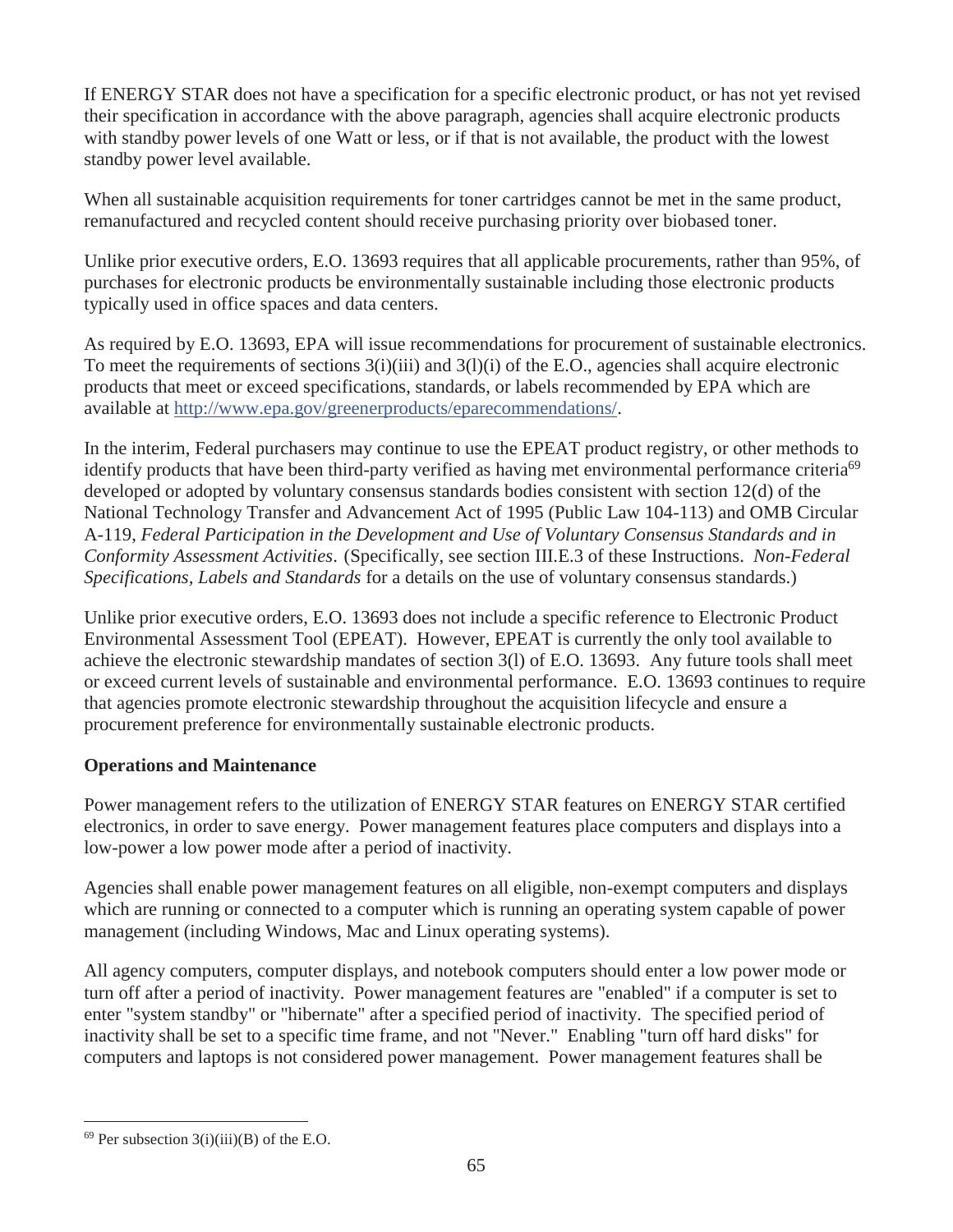If ENERGY STAR does not have a specification for a specific electronic product, or has not yet revised their specification in accordance with the above paragraph, agencies shall acquire electronic products with standby power levels of one Watt or less, or if that is not available, the product with the lowest standby power level available.

When all sustainable acquisition requirements for toner cartridges cannot be met in the same product, remanufactured and recycled content should receive purchasing priority over biobased toner.

Unlike prior executive orders, E.O. 13693 requires that all applicable procurements, rather than 95%, of purchases for electronic products be environmentally sustainable including those electronic products typically used in office spaces and data centers.

As required by E.O. 13693, EPA will issue recommendations for procurement of sustainable electronics. To meet the requirements of sections 3(i)(iii) and 3(l)(i) of the E.O., agencies shall acquire electronic products that meet or exceed specifications, standards, or labels recommended by EPA which are available at [http://www.epa.gov/greenerproducts/eparecommendations/](http://www.epa.gov/greenerproducts/eparecommendations/).

In the interim, Federal purchasers may continue to use the EPEAT product registry, or other methods to identify products that have been third-party verified as having met environmental performance criteria[69] developed or adopted by voluntary consensus standards bodies consistent with section 12(d) of the National Technology Transfer and Advancement Act of 1995 (Public Law 104-113) and OMB Circular A-119, *Federal Participation in the Development and Use of Voluntary Consensus Standards and in Conformity Assessment Activities*. (Specifically, see section III.E.3 of these Instructions. *Non-Federal Specifications, Labels and Standards* for a details on the use of voluntary consensus standards.)

Unlike prior executive orders, E.O. 13693 does not include a specific reference to Electronic Product Environmental Assessment Tool (EPEAT). However, EPEAT is currently the only tool available to achieve the electronic stewardship mandates of section 3(l) of E.O. 13693. Any future tools shall meet or exceed current levels of sustainable and environmental performance. E.O. 13693 continues to require that agencies promote electronic stewardship throughout the acquisition lifecycle and ensure a procurement preference for environmentally sustainable electronic products.

**Operations and Maintenance**

Power management refers to the utilization of ENERGY STAR features on ENERGY STAR certified electronics, in order to save energy. Power management features place computers and displays into a low-power a low power mode after a period of inactivity.

Agencies shall enable power management features on all eligible, non-exempt computers and displays which are running or connected to a computer which is running an operating system capable of power management (including Windows, Mac and Linux operating systems).

All agency computers, computer displays, and notebook computers should enter a low power mode or turn off after a period of inactivity. Power management features are "enabled" if a computer is set to enter "system standby" or "hibernate" after a specified period of inactivity. The specified period of inactivity shall be set to a specific time frame, and not "Never." Enabling "turn off hard disks" for computers and laptops is not considered power management. Power management features shall be

---

[69] Per subsection 3(i)(iii)(B) of the E.O.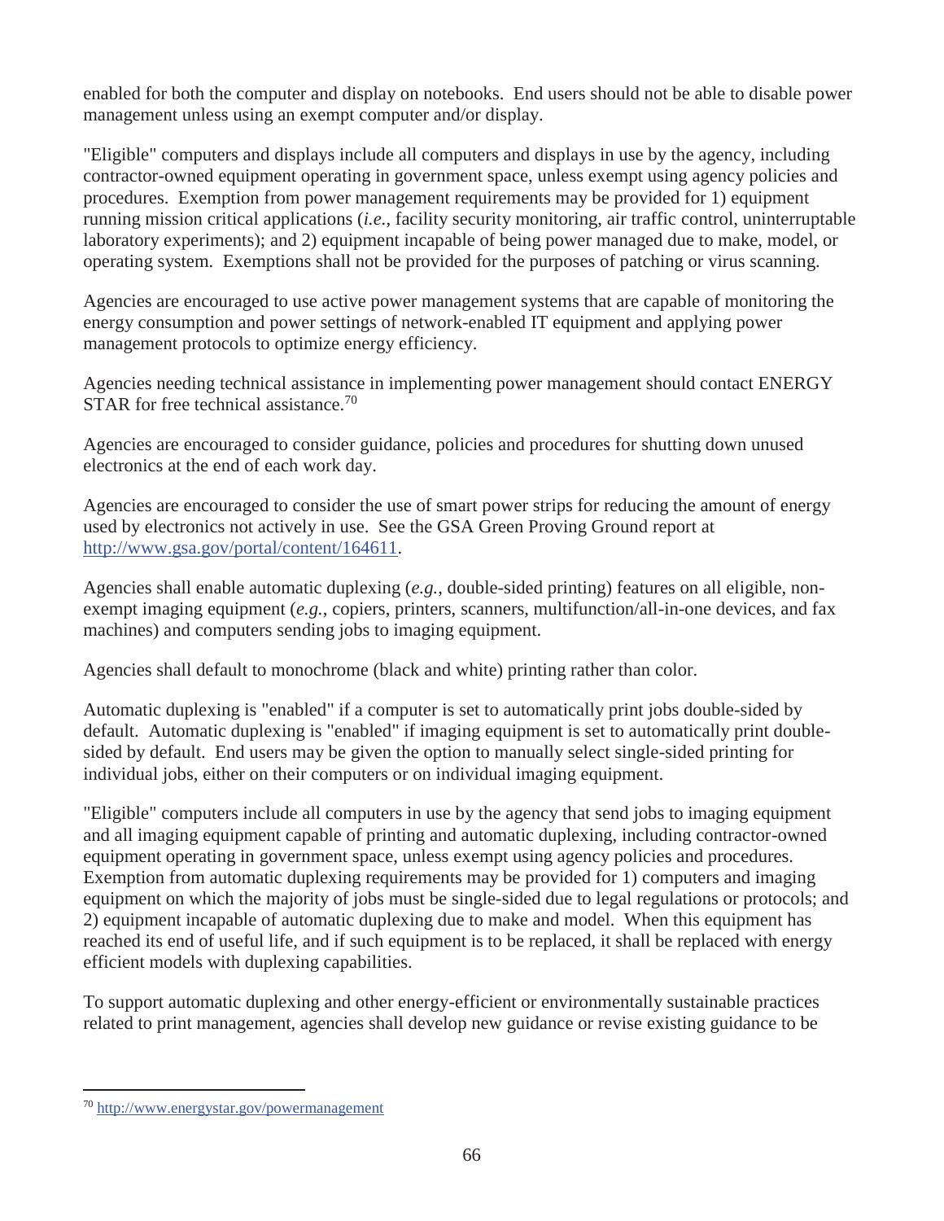enabled for both the computer and display on notebooks. End users should not be able to disable power management unless using an exempt computer and/or display.

"Eligible" computers and displays include all computers and displays in use by the agency, including contractor-owned equipment operating in government space, unless exempt using agency policies and procedures. Exemption from power management requirements may be provided for 1) equipment running mission critical applications (*i.e.*, facility security monitoring, air traffic control, uninterruptable laboratory experiments); and 2) equipment incapable of being power managed due to make, model, or operating system. Exemptions shall not be provided for the purposes of patching or virus scanning.

Agencies are encouraged to use active power management systems that are capable of monitoring the energy consumption and power settings of network-enabled IT equipment and applying power management protocols to optimize energy efficiency.

Agencies needing technical assistance in implementing power management should contact ENERGY STAR for free technical assistance.[70]

Agencies are encouraged to consider guidance, policies and procedures for shutting down unused electronics at the end of each work day.

Agencies are encouraged to consider the use of smart power strips for reducing the amount of energy used by electronics not actively in use. See the GSA Green Proving Ground report at http://www.gsa.gov/portal/content/164611.

Agencies shall enable automatic duplexing (*e.g.*, double-sided printing) features on all eligible, non-exempt imaging equipment (*e.g.*, copiers, printers, scanners, multifunction/all-in-one devices, and fax machines) and computers sending jobs to imaging equipment.

Agencies shall default to monochrome (black and white) printing rather than color.

Automatic duplexing is "enabled" if a computer is set to automatically print jobs double-sided by default. Automatic duplexing is "enabled" if imaging equipment is set to automatically print double-sided by default. End users may be given the option to manually select single-sided printing for individual jobs, either on their computers or on individual imaging equipment.

"Eligible" computers include all computers in use by the agency that send jobs to imaging equipment and all imaging equipment capable of printing and automatic duplexing, including contractor-owned equipment operating in government space, unless exempt using agency policies and procedures. Exemption from automatic duplexing requirements may be provided for 1) computers and imaging equipment on which the majority of jobs must be single-sided due to legal regulations or protocols; and 2) equipment incapable of automatic duplexing due to make and model. When this equipment has reached its end of useful life, and if such equipment is to be replaced, it shall be replaced with energy efficient models with duplexing capabilities.

To support automatic duplexing and other energy-efficient or environmentally sustainable practices related to print management, agencies shall develop new guidance or revise existing guidance to be

[70] http://www.energystar.gov/powermanagement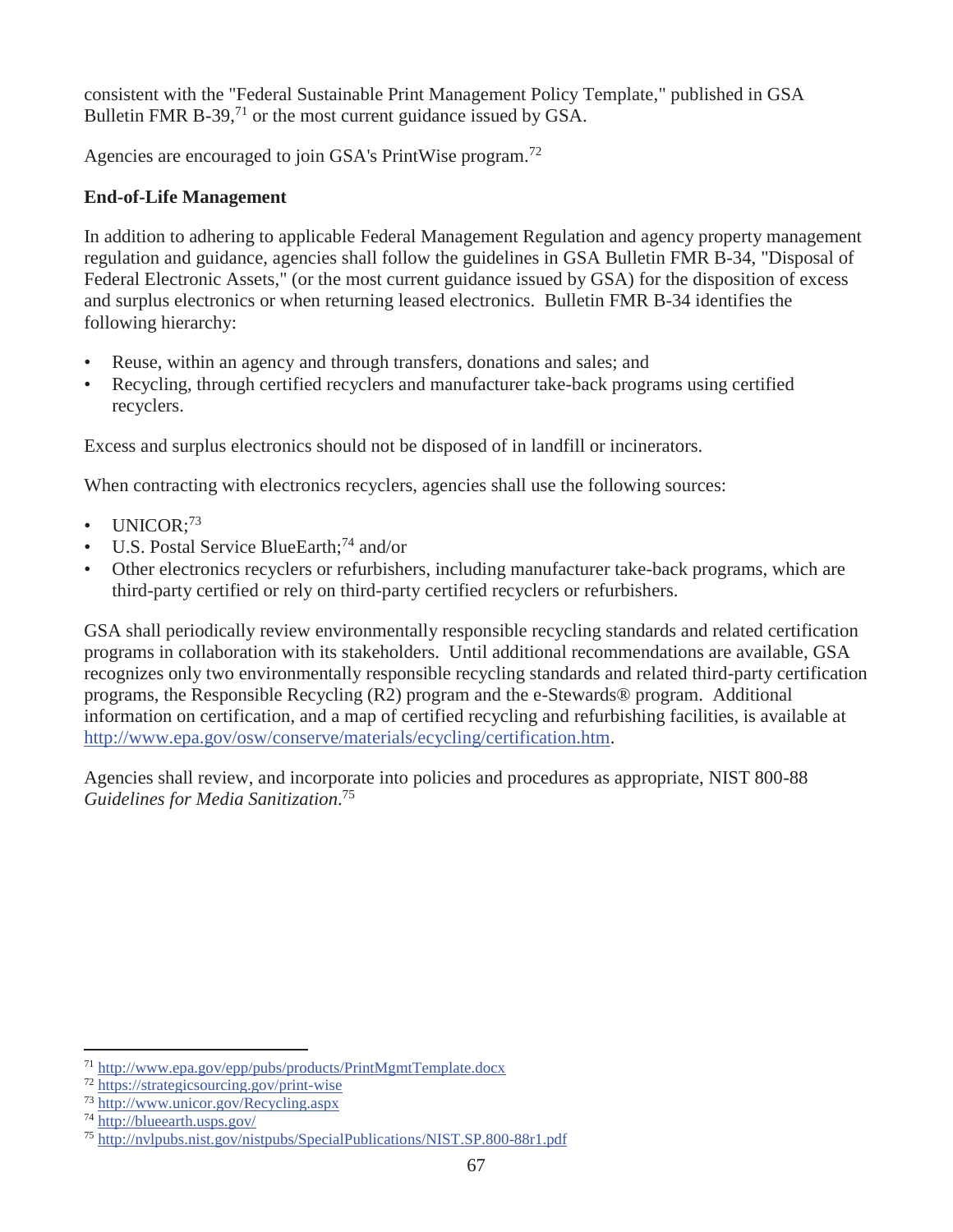consistent with the "Federal Sustainable Print Management Policy Template," published in GSA Bulletin FMR B-39,[71] or the most current guidance issued by GSA.

Agencies are encouraged to join GSA's PrintWise program.[72]

**End-of-Life Management**

In addition to adhering to applicable Federal Management Regulation and agency property management regulation and guidance, agencies shall follow the guidelines in GSA Bulletin FMR B-34, "Disposal of Federal Electronic Assets," (or the most current guidance issued by GSA) for the disposition of excess and surplus electronics or when returning leased electronics. Bulletin FMR B-34 identifies the following hierarchy:

- Reuse, within an agency and through transfers, donations and sales; and
- Recycling, through certified recyclers and manufacturer take-back programs using certified recyclers.

Excess and surplus electronics should not be disposed of in landfill or incinerators.

When contracting with electronics recyclers, agencies shall use the following sources:

- UNICOR;[73]
- U.S. Postal Service BlueEarth;[74] and/or
- Other electronics recyclers or refurbishers, including manufacturer take-back programs, which are third-party certified or rely on third-party certified recyclers or refurbishers.

GSA shall periodically review environmentally responsible recycling standards and related certification programs in collaboration with its stakeholders. Until additional recommendations are available, GSA recognizes only two environmentally responsible recycling standards and related third-party certification programs, the Responsible Recycling (R2) program and the e-Stewards® program. Additional information on certification, and a map of certified recycling and refurbishing facilities, is available at http://www.epa.gov/osw/conserve/materials/ecycling/certification.htm.

Agencies shall review, and incorporate into policies and procedures as appropriate, NIST 800-88 *Guidelines for Media Sanitization*.[75]

---

[71] http://www.epa.gov/epp/pubs/products/PrintMgmtTemplate.docx
[72] https://strategicsourcing.gov/print-wise
[73] http://www.unicor.gov/Recycling.aspx
[74] http://blueearth.usps.gov/
[75] http://nvlpubs.nist.gov/nistpubs/SpecialPublications/NIST.SP.800-88r1.pdf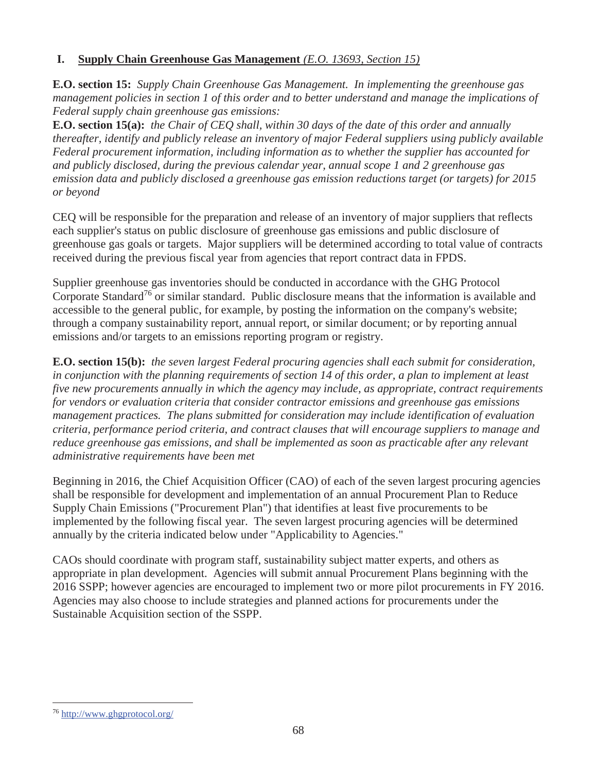## I. Supply Chain Greenhouse Gas Management *(E.O. 13693, Section 15)*

**E.O. section 15:** *Supply Chain Greenhouse Gas Management. In implementing the greenhouse gas management policies in section 1 of this order and to better understand and manage the implications of Federal supply chain greenhouse gas emissions:*

**E.O. section 15(a):** *the Chair of CEQ shall, within 30 days of the date of this order and annually thereafter, identify and publicly release an inventory of major Federal suppliers using publicly available Federal procurement information, including information as to whether the supplier has accounted for and publicly disclosed, during the previous calendar year, annual scope 1 and 2 greenhouse gas emission data and publicly disclosed a greenhouse gas emission reductions target (or targets) for 2015 or beyond*

CEQ will be responsible for the preparation and release of an inventory of major suppliers that reflects each supplier's status on public disclosure of greenhouse gas emissions and public disclosure of greenhouse gas goals or targets. Major suppliers will be determined according to total value of contracts received during the previous fiscal year from agencies that report contract data in FPDS.

Supplier greenhouse gas inventories should be conducted in accordance with the GHG Protocol Corporate Standard[76] or similar standard. Public disclosure means that the information is available and accessible to the general public, for example, by posting the information on the company's website; through a company sustainability report, annual report, or similar document; or by reporting annual emissions and/or targets to an emissions reporting program or registry.

**E.O. section 15(b):** *the seven largest Federal procuring agencies shall each submit for consideration, in conjunction with the planning requirements of section 14 of this order, a plan to implement at least five new procurements annually in which the agency may include, as appropriate, contract requirements for vendors or evaluation criteria that consider contractor emissions and greenhouse gas emissions management practices. The plans submitted for consideration may include identification of evaluation criteria, performance period criteria, and contract clauses that will encourage suppliers to manage and reduce greenhouse gas emissions, and shall be implemented as soon as practicable after any relevant administrative requirements have been met*

Beginning in 2016, the Chief Acquisition Officer (CAO) of each of the seven largest procuring agencies shall be responsible for development and implementation of an annual Procurement Plan to Reduce Supply Chain Emissions ("Procurement Plan") that identifies at least five procurements to be implemented by the following fiscal year. The seven largest procuring agencies will be determined annually by the criteria indicated below under "Applicability to Agencies."

CAOs should coordinate with program staff, sustainability subject matter experts, and others as appropriate in plan development. Agencies will submit annual Procurement Plans beginning with the 2016 SSPP; however agencies are encouraged to implement two or more pilot procurements in FY 2016. Agencies may also choose to include strategies and planned actions for procurements under the Sustainable Acquisition section of the SSPP.

---

[76] http://www.ghgprotocol.org/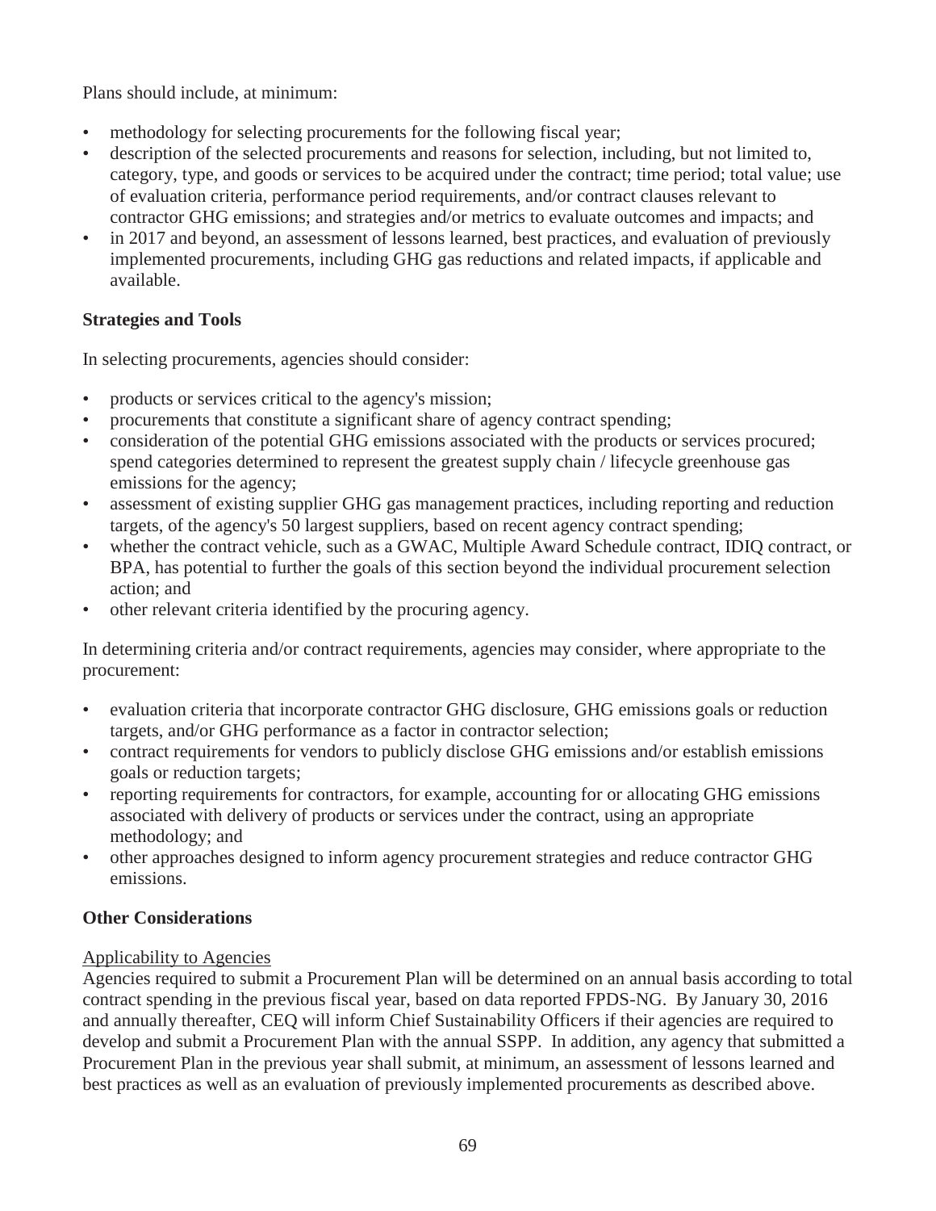Plans should include, at minimum:

- methodology for selecting procurements for the following fiscal year;
- description of the selected procurements and reasons for selection, including, but not limited to, category, type, and goods or services to be acquired under the contract; time period; total value; use of evaluation criteria, performance period requirements, and/or contract clauses relevant to contractor GHG emissions; and strategies and/or metrics to evaluate outcomes and impacts; and
- in 2017 and beyond, an assessment of lessons learned, best practices, and evaluation of previously implemented procurements, including GHG gas reductions and related impacts, if applicable and available.

**Strategies and Tools**

In selecting procurements, agencies should consider:

- products or services critical to the agency's mission;
- procurements that constitute a significant share of agency contract spending;
- consideration of the potential GHG emissions associated with the products or services procured; spend categories determined to represent the greatest supply chain / lifecycle greenhouse gas emissions for the agency;
- assessment of existing supplier GHG gas management practices, including reporting and reduction targets, of the agency's 50 largest suppliers, based on recent agency contract spending;
- whether the contract vehicle, such as a GWAC, Multiple Award Schedule contract, IDIQ contract, or BPA, has potential to further the goals of this section beyond the individual procurement selection action; and
- other relevant criteria identified by the procuring agency.

In determining criteria and/or contract requirements, agencies may consider, where appropriate to the procurement:

- evaluation criteria that incorporate contractor GHG disclosure, GHG emissions goals or reduction targets, and/or GHG performance as a factor in contractor selection;
- contract requirements for vendors to publicly disclose GHG emissions and/or establish emissions goals or reduction targets;
- reporting requirements for contractors, for example, accounting for or allocating GHG emissions associated with delivery of products or services under the contract, using an appropriate methodology; and
- other approaches designed to inform agency procurement strategies and reduce contractor GHG emissions.

**Other Considerations**

Applicability to Agencies

Agencies required to submit a Procurement Plan will be determined on an annual basis according to total contract spending in the previous fiscal year, based on data reported FPDS-NG. By January 30, 2016 and annually thereafter, CEQ will inform Chief Sustainability Officers if their agencies are required to develop and submit a Procurement Plan with the annual SSPP. In addition, any agency that submitted a Procurement Plan in the previous year shall submit, at minimum, an assessment of lessons learned and best practices as well as an evaluation of previously implemented procurements as described above.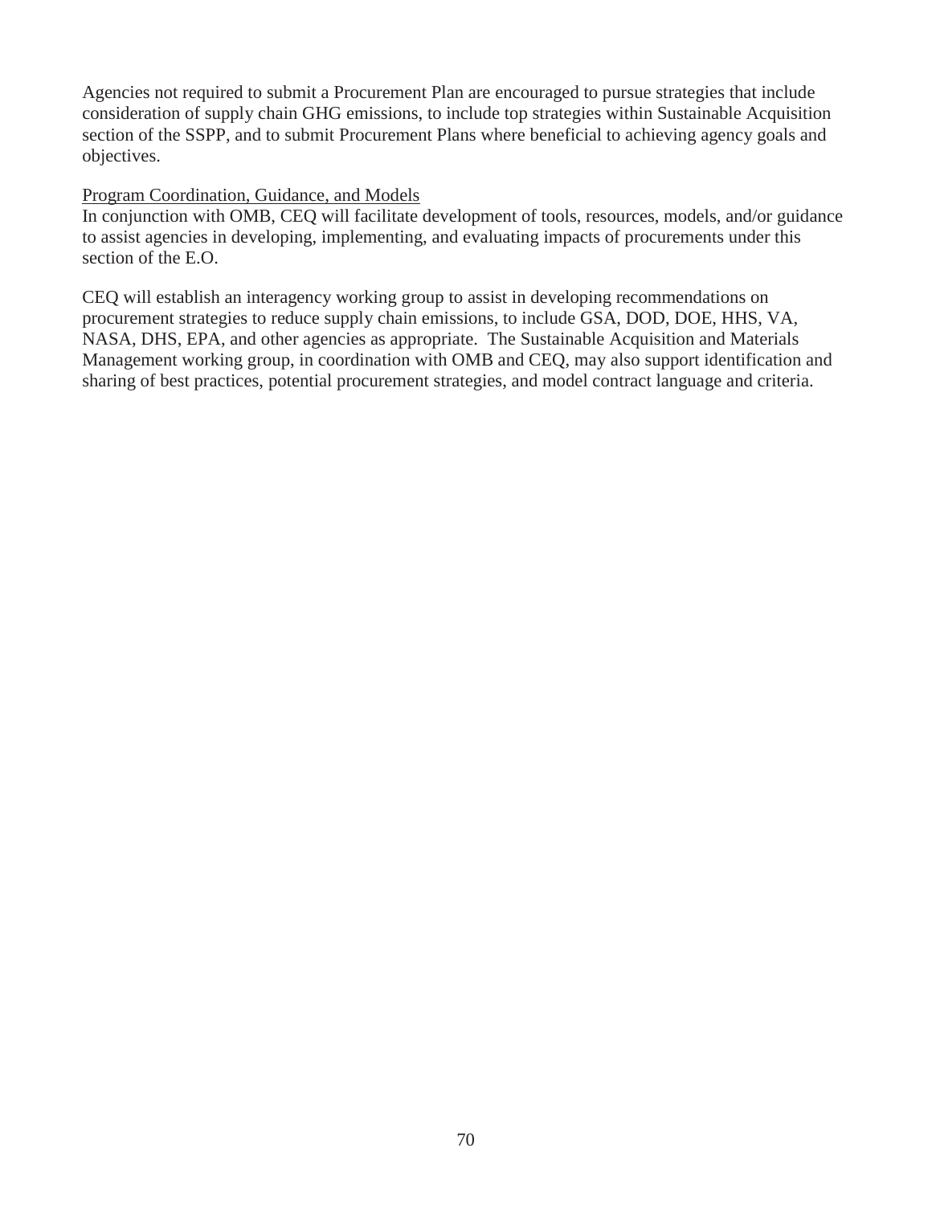Agencies not required to submit a Procurement Plan are encouraged to pursue strategies that include consideration of supply chain GHG emissions, to include top strategies within Sustainable Acquisition section of the SSPP, and to submit Procurement Plans where beneficial to achieving agency goals and objectives.

Program Coordination, Guidance, and Models

In conjunction with OMB, CEQ will facilitate development of tools, resources, models, and/or guidance to assist agencies in developing, implementing, and evaluating impacts of procurements under this section of the E.O.

CEQ will establish an interagency working group to assist in developing recommendations on procurement strategies to reduce supply chain emissions, to include GSA, DOD, DOE, HHS, VA, NASA, DHS, EPA, and other agencies as appropriate. The Sustainable Acquisition and Materials Management working group, in coordination with OMB and CEQ, may also support identification and sharing of best practices, potential procurement strategies, and model contract language and criteria.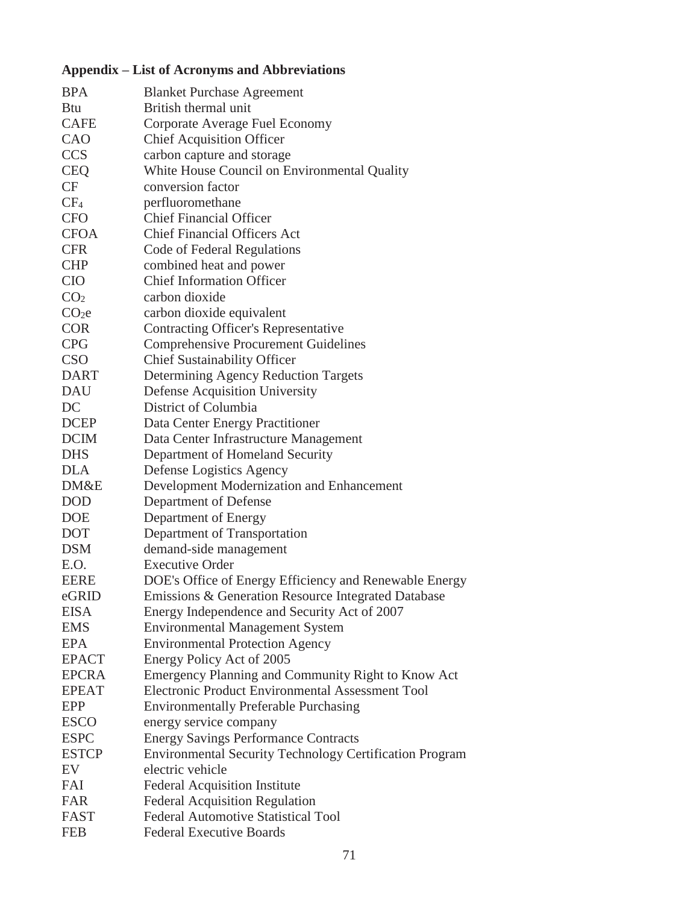### Appendix – List of Acronyms and Abbreviations

| | |
|---|---|
| BPA | Blanket Purchase Agreement |
| Btu | British thermal unit |
| CAFE | Corporate Average Fuel Economy |
| CAO | Chief Acquisition Officer |
| CCS | carbon capture and storage |
| CEQ | White House Council on Environmental Quality |
| CF | conversion factor |
| $CF_4$ | perfluoromethane |
| CFO | Chief Financial Officer |
| CFOA | Chief Financial Officers Act |
| CFR | Code of Federal Regulations |
| CHP | combined heat and power |
| CIO | Chief Information Officer |
| $CO_2$ | carbon dioxide |
| $CO_2e$ | carbon dioxide equivalent |
| COR | Contracting Officer's Representative |
| CPG | Comprehensive Procurement Guidelines |
| CSO | Chief Sustainability Officer |
| DART | Determining Agency Reduction Targets |
| DAU | Defense Acquisition University |
| DC | District of Columbia |
| DCEP | Data Center Energy Practitioner |
| DCIM | Data Center Infrastructure Management |
| DHS | Department of Homeland Security |
| DLA | Defense Logistics Agency |
| DM&E | Development Modernization and Enhancement |
| DOD | Department of Defense |
| DOE | Department of Energy |
| DOT | Department of Transportation |
| DSM | demand-side management |
| E.O. | Executive Order |
| EERE | DOE's Office of Energy Efficiency and Renewable Energy |
| eGRID | Emissions & Generation Resource Integrated Database |
| EISA | Energy Independence and Security Act of 2007 |
| EMS | Environmental Management System |
| EPA | Environmental Protection Agency |
| EPACT | Energy Policy Act of 2005 |
| EPCRA | Emergency Planning and Community Right to Know Act |
| EPEAT | Electronic Product Environmental Assessment Tool |
| EPP | Environmentally Preferable Purchasing |
| ESCO | energy service company |
| ESPC | Energy Savings Performance Contracts |
| ESTCP | Environmental Security Technology Certification Program |
| EV | electric vehicle |
| FAI | Federal Acquisition Institute |
| FAR | Federal Acquisition Regulation |
| FAST | Federal Automotive Statistical Tool |
| FEB | Federal Executive Boards |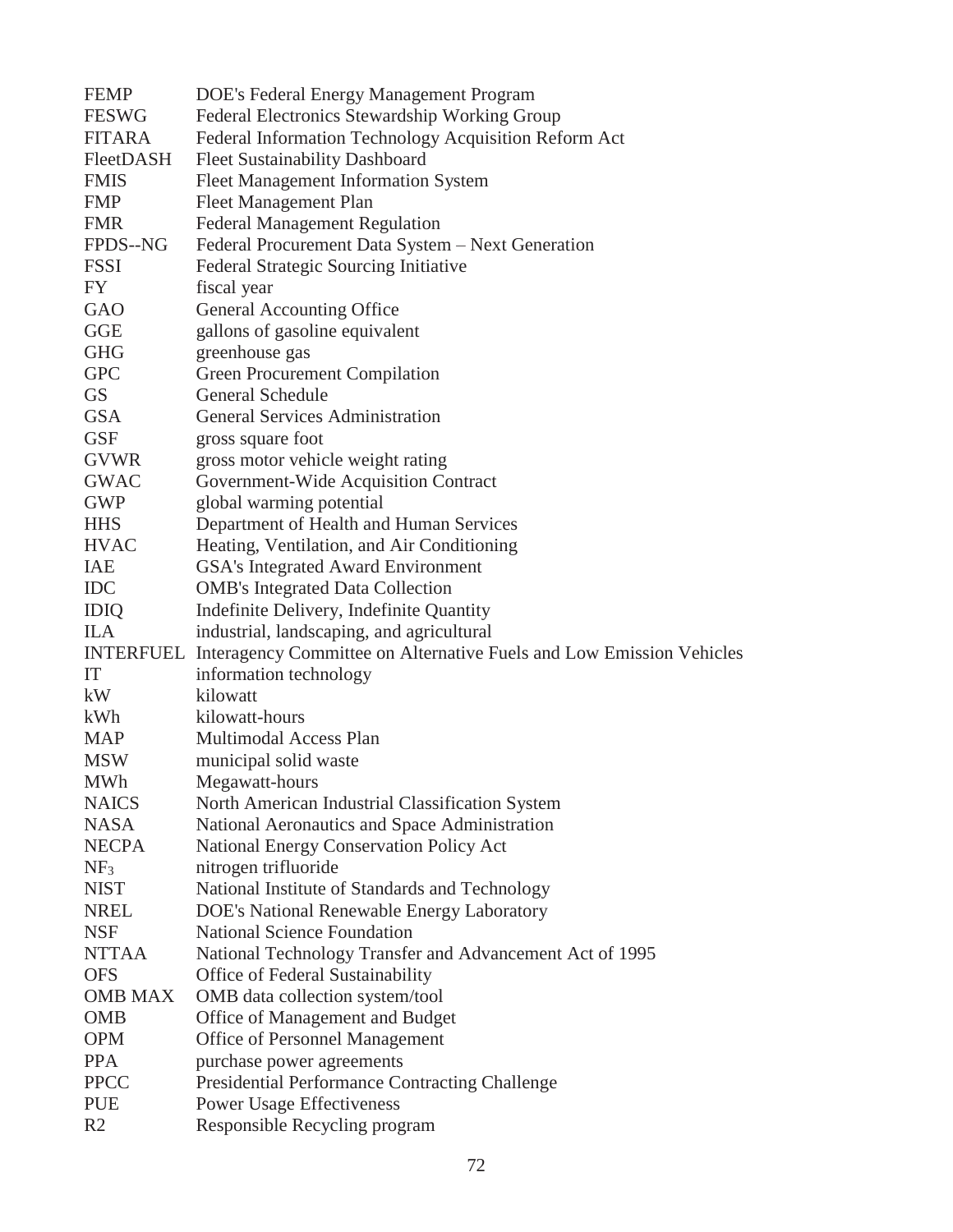| | |
|---|---|
| FEMP | DOE's Federal Energy Management Program |
| FESWG | Federal Electronics Stewardship Working Group |
| FITARA | Federal Information Technology Acquisition Reform Act |
| FleetDASH | Fleet Sustainability Dashboard |
| FMIS | Fleet Management Information System |
| FMP | Fleet Management Plan |
| FMR | Federal Management Regulation |
| FPDS--NG | Federal Procurement Data System – Next Generation |
| FSSI | Federal Strategic Sourcing Initiative |
| FY | fiscal year |
| GAO | General Accounting Office |
| GGE | gallons of gasoline equivalent |
| GHG | greenhouse gas |
| GPC | Green Procurement Compilation |
| GS | General Schedule |
| GSA | General Services Administration |
| GSF | gross square foot |
| GVWR | gross motor vehicle weight rating |
| GWAC | Government-Wide Acquisition Contract |
| GWP | global warming potential |
| HHS | Department of Health and Human Services |
| HVAC | Heating, Ventilation, and Air Conditioning |
| IAE | GSA's Integrated Award Environment |
| IDC | OMB's Integrated Data Collection |
| IDIQ | Indefinite Delivery, Indefinite Quantity |
| ILA | industrial, landscaping, and agricultural |
| INTERFUEL | Interagency Committee on Alternative Fuels and Low Emission Vehicles |
| IT | information technology |
| kW | kilowatt |
| kWh | kilowatt-hours |
| MAP | Multimodal Access Plan |
| MSW | municipal solid waste |
| MWh | Megawatt-hours |
| NAICS | North American Industrial Classification System |
| NASA | National Aeronautics and Space Administration |
| NECPA | National Energy Conservation Policy Act |
| $NF_3$ | nitrogen trifluoride |
| NIST | National Institute of Standards and Technology |
| NREL | DOE's National Renewable Energy Laboratory |
| NSF | National Science Foundation |
| NTTAA | National Technology Transfer and Advancement Act of 1995 |
| OFS | Office of Federal Sustainability |
| OMB MAX | OMB data collection system/tool |
| OMB | Office of Management and Budget |
| OPM | Office of Personnel Management |
| PPA | purchase power agreements |
| PPCC | Presidential Performance Contracting Challenge |
| PUE | Power Usage Effectiveness |
| R2 | Responsible Recycling program |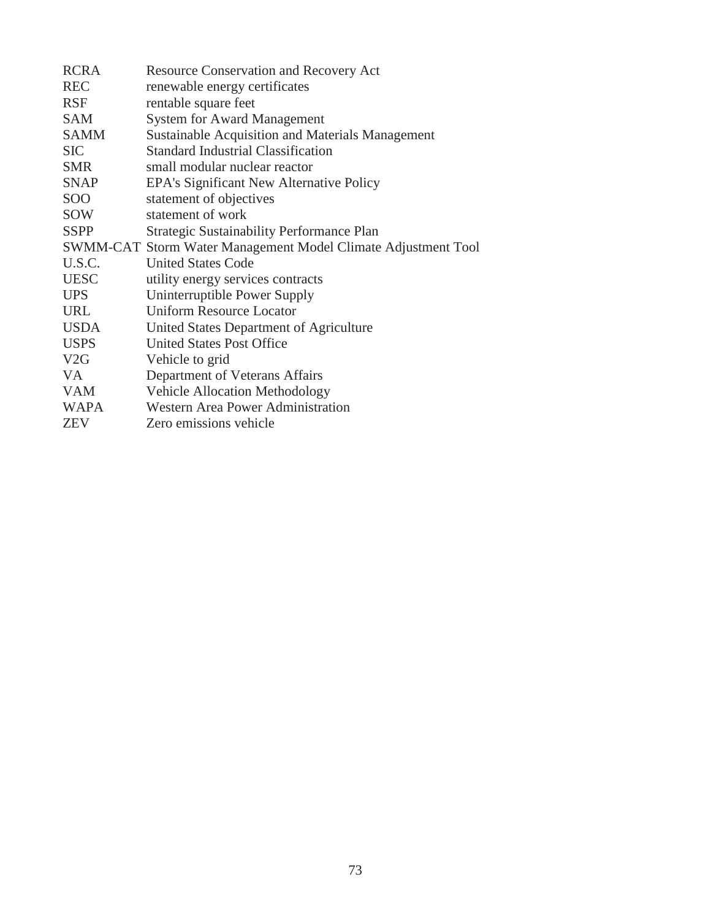| | |
|---|---|
| RCRA | Resource Conservation and Recovery Act |
| REC | renewable energy certificates |
| RSF | rentable square feet |
| SAM | System for Award Management |
| SAMM | Sustainable Acquisition and Materials Management |
| SIC | Standard Industrial Classification |
| SMR | small modular nuclear reactor |
| SNAP | EPA's Significant New Alternative Policy |
| SOO | statement of objectives |
| SOW | statement of work |
| SSPP | Strategic Sustainability Performance Plan |
| SWMM-CAT | Storm Water Management Model Climate Adjustment Tool |
| U.S.C. | United States Code |
| UESC | utility energy services contracts |
| UPS | Uninterruptible Power Supply |
| URL | Uniform Resource Locator |
| USDA | United States Department of Agriculture |
| USPS | United States Post Office |
| V2G | Vehicle to grid |
| VA | Department of Veterans Affairs |
| VAM | Vehicle Allocation Methodology |
| WAPA | Western Area Power Administration |
| ZEV | Zero emissions vehicle |